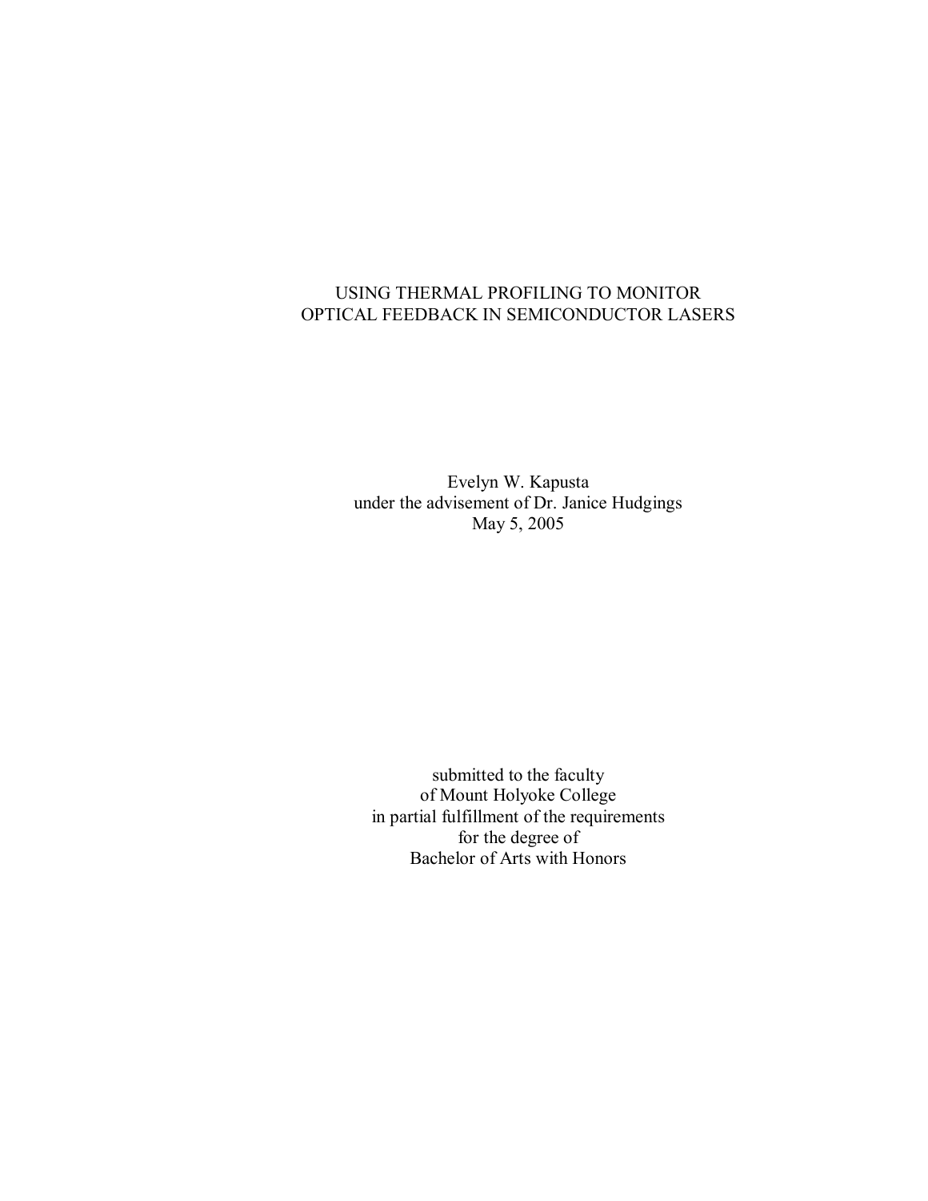# USING THERMAL PROFILING TO MONITOR OPTICAL FEEDBACK IN SEMICONDUCTOR LASERS

Evelyn W. Kapusta
under the advisement of Dr. Janice Hudgings
May 5, 2005

submitted to the faculty
of Mount Holyoke College
in partial fulfillment of the requirements
for the degree of
Bachelor of Arts with Honors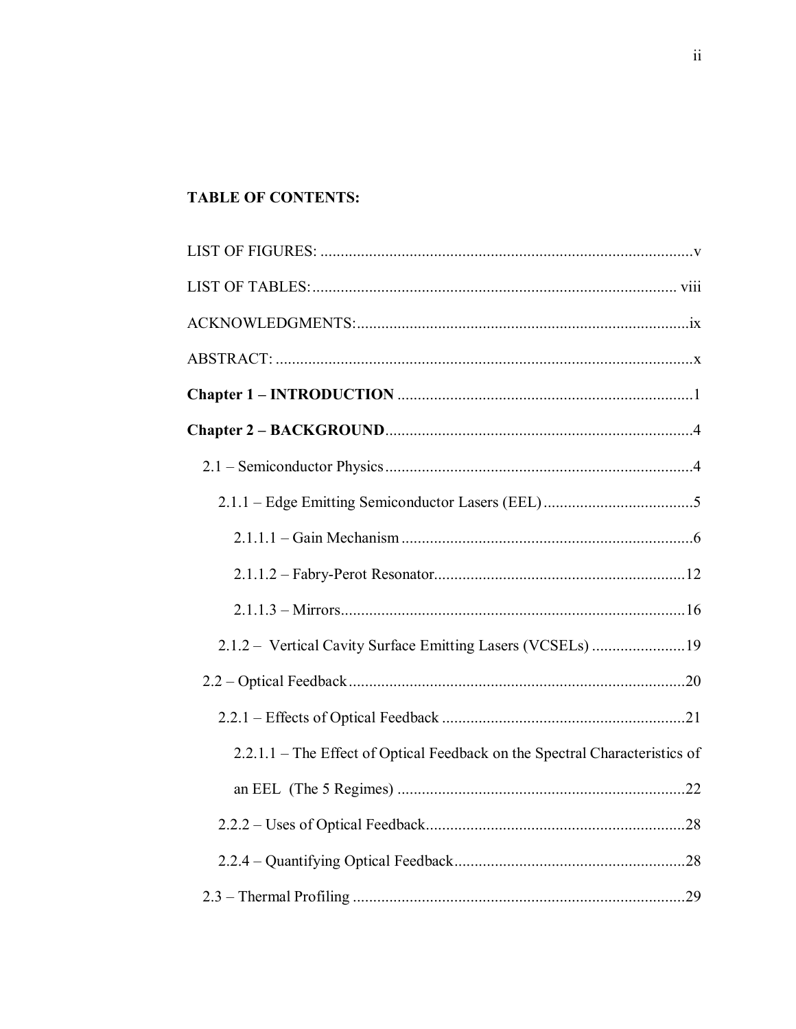**TABLE OF CONTENTS:**

LIST OF FIGURES: ............................................................................................v

LIST OF TABLES: .......................................................................................... viii

ACKNOWLEDGMENTS: ..................................................................................ix

ABSTRACT: .......................................................................................................x

**Chapter 1 – INTRODUCTION** .........................................................................1

**Chapter 2 – BACKGROUND** ...........................................................................4

- 2.1 – Semiconductor Physics ............................................................................4
  - 2.1.1 – Edge Emitting Semiconductor Lasers (EEL) .....................................5
    - 2.1.1.1 – Gain Mechanism .......................................................................6
    - 2.1.1.2 – Fabry-Perot Resonator.............................................................12
    - 2.1.1.3 – Mirrors.....................................................................................16
  - 2.1.2 – Vertical Cavity Surface Emitting Lasers (VCSELs) .......................19
- 2.2 – Optical Feedback ....................................................................................20
  - 2.2.1 – Effects of Optical Feedback ............................................................21
    - 2.2.1.1 – The Effect of Optical Feedback on the Spectral Characteristics of an EEL (The 5 Regimes) ......................................................................22
  - 2.2.2 – Uses of Optical Feedback................................................................28
  - 2.2.4 – Quantifying Optical Feedback.........................................................28
- 2.3 – Thermal Profiling ....................................................................................29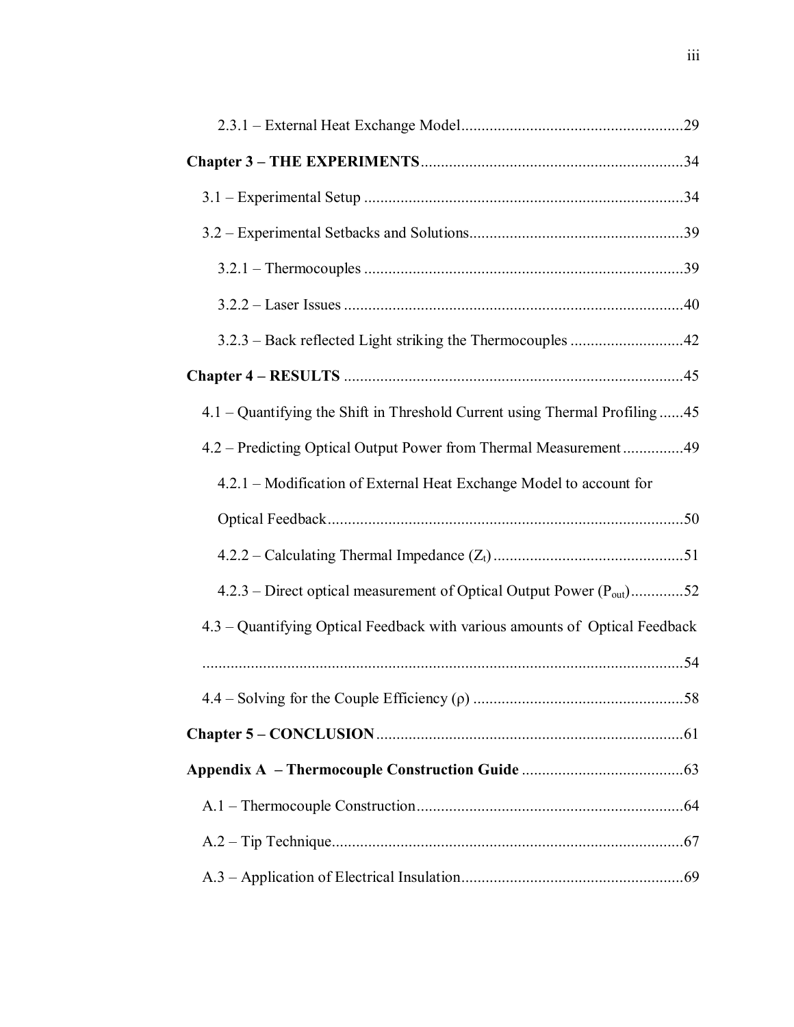2.3.1 – External Heat Exchange Model ........................................................29

**Chapter 3 – THE EXPERIMENTS** ................................................................34

3.1 – Experimental Setup ...............................................................................34

3.2 – Experimental Setbacks and Solutions.....................................................39

3.2.1 – Thermocouples ...............................................................................39

3.2.2 – Laser Issues ....................................................................................40

3.2.3 – Back reflected Light striking the Thermocouples ............................42

**Chapter 4 – RESULTS** ...................................................................................45

4.1 – Quantifying the Shift in Threshold Current using Thermal Profiling ......45

4.2 – Predicting Optical Output Power from Thermal Measurement ...............49

4.2.1 – Modification of External Heat Exchange Model to account for Optical Feedback ........................................................................................50

4.2.2 – Calculating Thermal Impedance ($Z_t$) ...............................................51

4.2.3 – Direct optical measurement of Optical Output Power ($P_{out}$) .............52

4.3 – Quantifying Optical Feedback with various amounts of Optical Feedback ........................................................................................................54

4.4 – Solving for the Couple Efficiency ($\rho$) ....................................................58

**Chapter 5 – CONCLUSION** ............................................................................61

**Appendix A – Thermocouple Construction Guide** ........................................63

A.1 – Thermocouple Construction..................................................................64

A.2 – Tip Technique.......................................................................................67

A.3 – Application of Electrical Insulation.......................................................69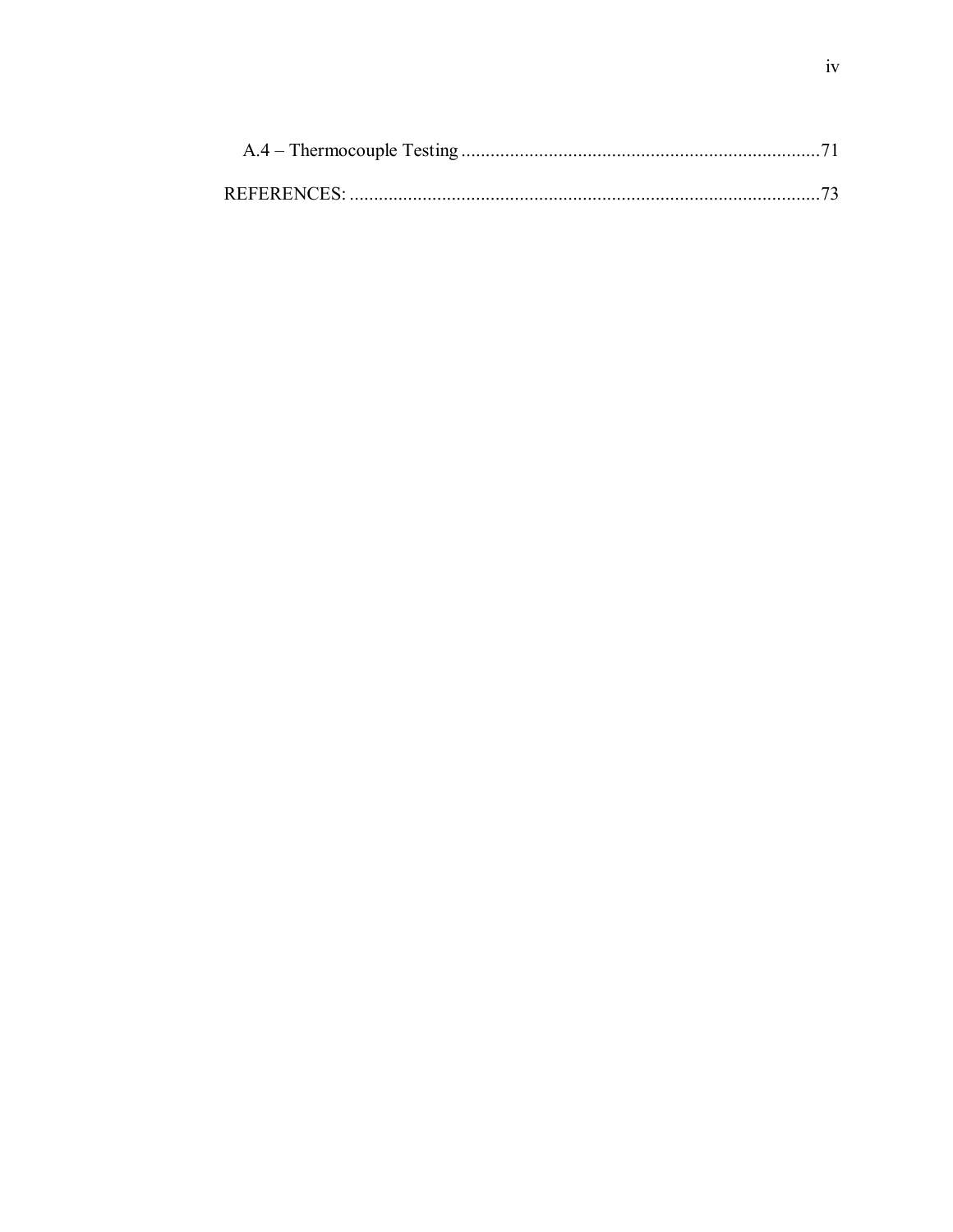A.4 – Thermocouple Testing ........................................................................71

REFERENCES: ...............................................................................................73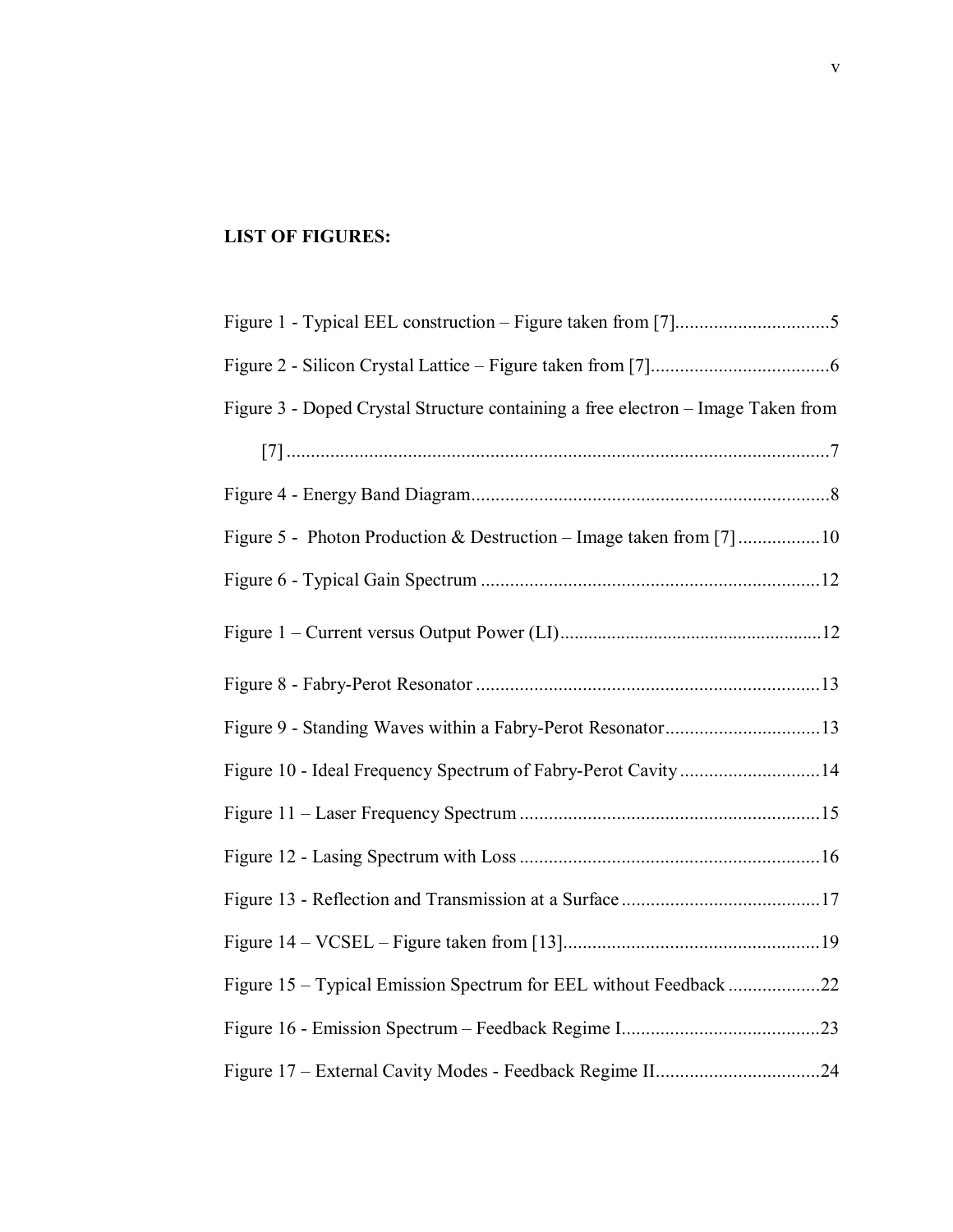**LIST OF FIGURES:**

Figure 1 - Typical EEL construction – Figure taken from [7]................................5

Figure 2 - Silicon Crystal Lattice – Figure taken from [7]....................................6

Figure 3 - Doped Crystal Structure containing a free electron – Image Taken from [7] ...............................................................................................................7

Figure 4 - Energy Band Diagram.........................................................................8

Figure 5 - Photon Production & Destruction – Image taken from [7] ................10

Figure 6 - Typical Gain Spectrum .....................................................................12

Figure 1 – Current versus Output Power (LI)......................................................12

Figure 8 - Fabry-Perot Resonator ......................................................................13

Figure 9 - Standing Waves within a Fabry-Perot Resonator................................13

Figure 10 - Ideal Frequency Spectrum of Fabry-Perot Cavity .............................14

Figure 11 – Laser Frequency Spectrum .............................................................15

Figure 12 - Lasing Spectrum with Loss .............................................................16

Figure 13 - Reflection and Transmission at a Surface .........................................17

Figure 14 – VCSEL – Figure taken from [13]....................................................19

Figure 15 – Typical Emission Spectrum for EEL without Feedback ..................22

Figure 16 - Emission Spectrum – Feedback Regime I.........................................23

Figure 17 – External Cavity Modes - Feedback Regime II..................................24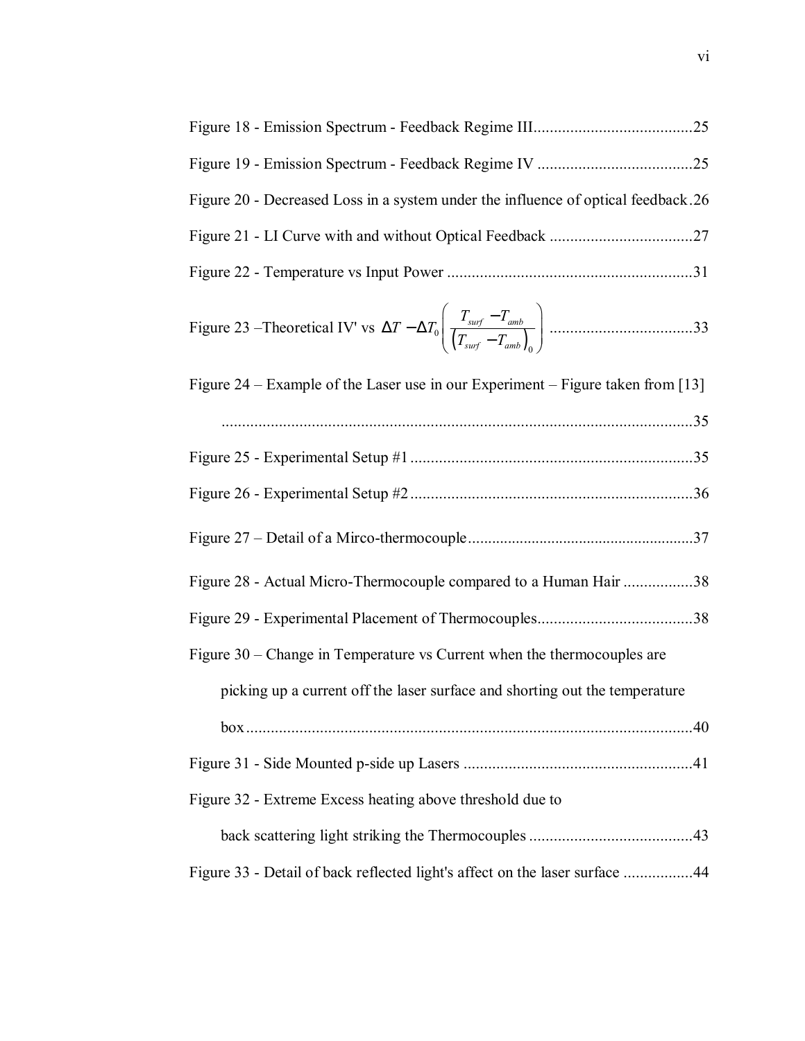Figure 18 - Emission Spectrum - Feedback Regime III.......................................25

Figure 19 - Emission Spectrum - Feedback Regime IV ......................................25

Figure 20 - Decreased Loss in a system under the influence of optical feedback .26

Figure 21 - LI Curve with and without Optical Feedback ...................................27

Figure 22 - Temperature vs Input Power ............................................................31

Figure 23 –Theoretical IV' vs $\Delta T - \Delta T_0 \left( \frac{T_{surf} - T_{amb}}{\left(T_{surf} - T_{amb}\right)_0} \right)$ ..................................33

Figure 24 – Example of the Laser use in our Experiment – Figure taken from [13] ...................................................................................................................35

Figure 25 - Experimental Setup #1 .....................................................................35

Figure 26 - Experimental Setup #2 .....................................................................36

Figure 27 – Detail of a Mirco-thermocouple........................................................37

Figure 28 - Actual Micro-Thermocouple compared to a Human Hair .................38

Figure 29 - Experimental Placement of Thermocouples......................................38

Figure 30 – Change in Temperature vs Current when the thermocouples are picking up a current off the laser surface and shorting out the temperature box.............................................................................................................40

Figure 31 - Side Mounted p-side up Lasers ........................................................41

Figure 32 - Extreme Excess heating above threshold due to back scattering light striking the Thermocouples ........................................43

Figure 33 - Detail of back reflected light's affect on the laser surface .................44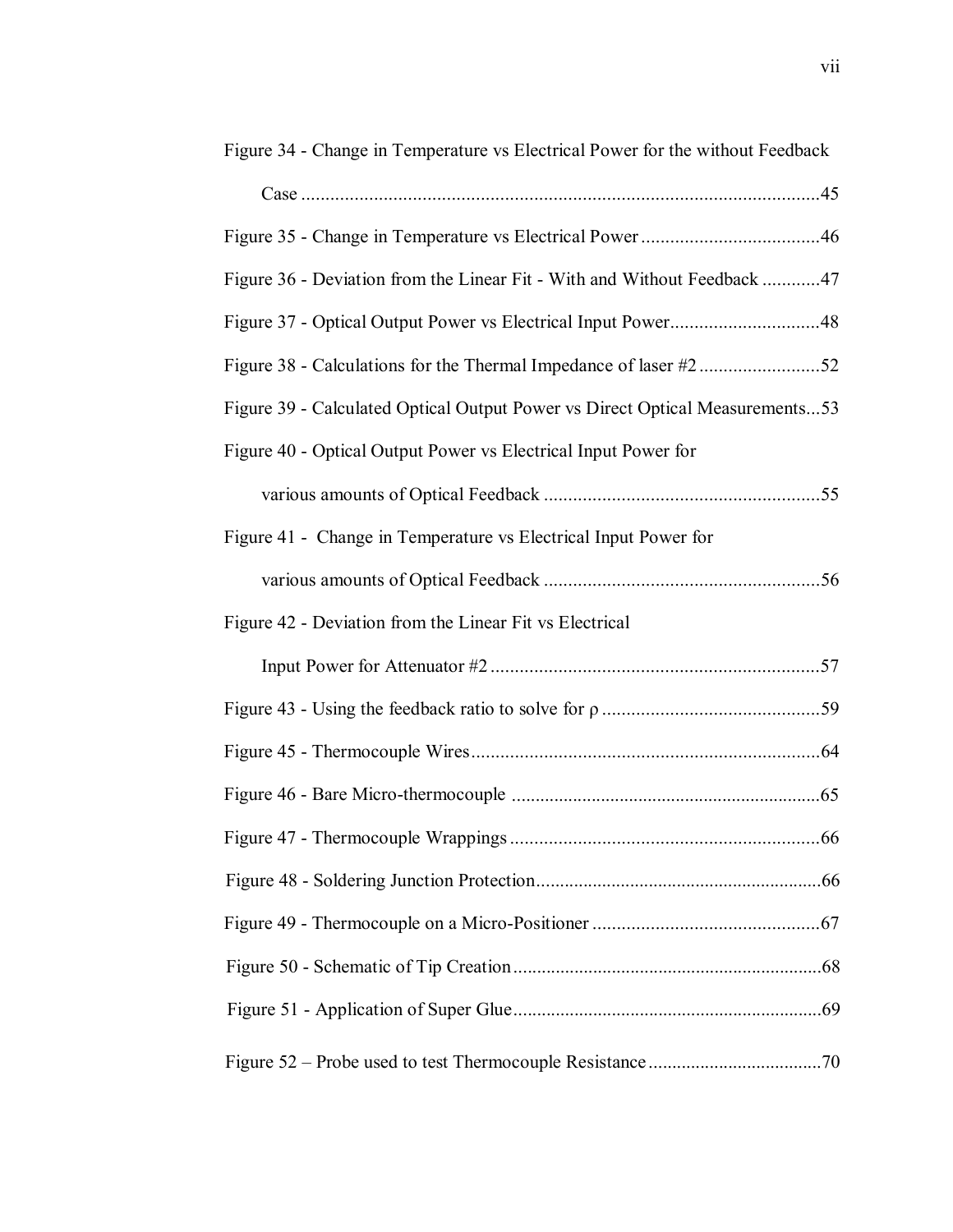Figure 34 - Change in Temperature vs Electrical Power for the without Feedback Case ....................................................................................................45

Figure 35 - Change in Temperature vs Electrical Power ....................................46

Figure 36 - Deviation from the Linear Fit - With and Without Feedback ............47

Figure 37 - Optical Output Power vs Electrical Input Power..............................48

Figure 38 - Calculations for the Thermal Impedance of laser #2 .........................52

Figure 39 - Calculated Optical Output Power vs Direct Optical Measurements...53

Figure 40 - Optical Output Power vs Electrical Input Power for various amounts of Optical Feedback .........................................................55

Figure 41 - Change in Temperature vs Electrical Input Power for various amounts of Optical Feedback .........................................................56

Figure 42 - Deviation from the Linear Fit vs Electrical Input Power for Attenuator #2 ....................................................................57

Figure 43 - Using the feedback ratio to solve for ρ .............................................59

Figure 45 - Thermocouple Wires........................................................................64

Figure 46 - Bare Micro-thermocouple .................................................................65

Figure 47 - Thermocouple Wrappings ................................................................66

Figure 48 - Soldering Junction Protection............................................................66

Figure 49 - Thermocouple on a Micro-Positioner ...............................................67

Figure 50 - Schematic of Tip Creation.................................................................68

Figure 51 - Application of Super Glue.................................................................69

Figure 52 – Probe used to test Thermocouple Resistance ....................................70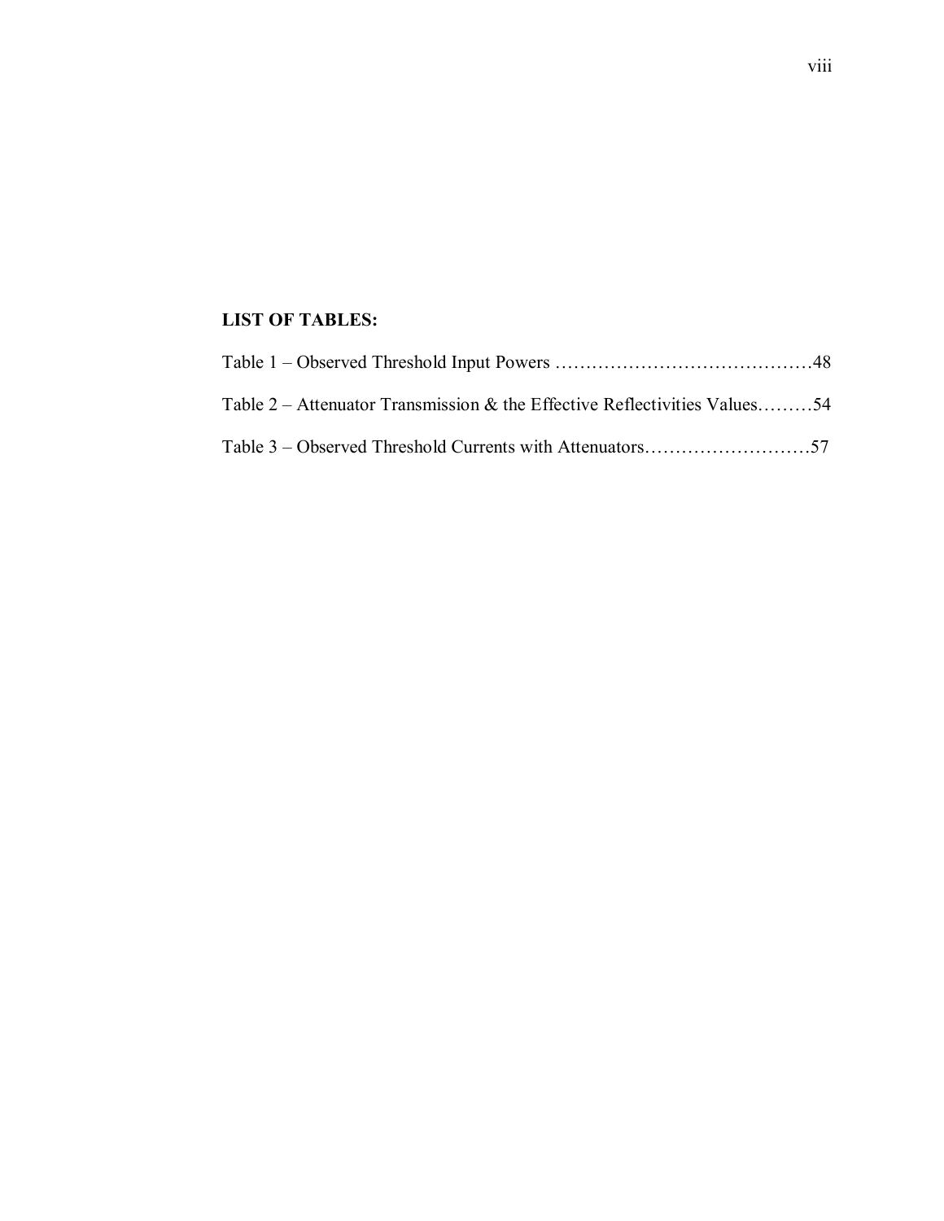## LIST OF TABLES:

Table 1 – Observed Threshold Input Powers ……………………………………48

Table 2 – Attenuator Transmission & the Effective Reflectivities Values………54

Table 3 – Observed Threshold Currents with Attenuators………………………57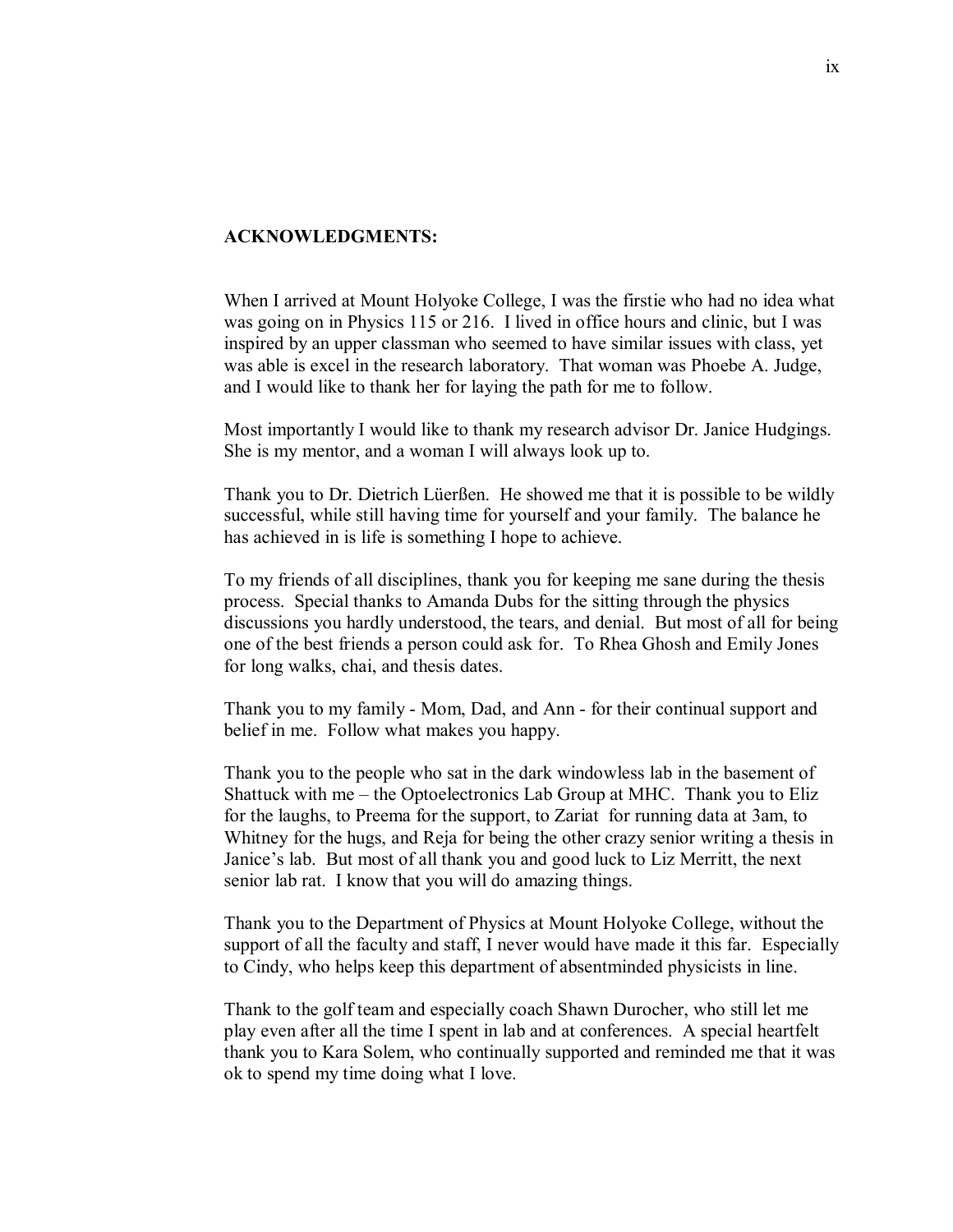## ACKNOWLEDGMENTS:

When I arrived at Mount Holyoke College, I was the firstie who had no idea what was going on in Physics 115 or 216. I lived in office hours and clinic, but I was inspired by an upper classman who seemed to have similar issues with class, yet was able is excel in the research laboratory. That woman was Phoebe A. Judge, and I would like to thank her for laying the path for me to follow.

Most importantly I would like to thank my research advisor Dr. Janice Hudgings. She is my mentor, and a woman I will always look up to.

Thank you to Dr. Dietrich Lüerßen. He showed me that it is possible to be wildly successful, while still having time for yourself and your family. The balance he has achieved in is life is something I hope to achieve.

To my friends of all disciplines, thank you for keeping me sane during the thesis process. Special thanks to Amanda Dubs for the sitting through the physics discussions you hardly understood, the tears, and denial. But most of all for being one of the best friends a person could ask for. To Rhea Ghosh and Emily Jones for long walks, chai, and thesis dates.

Thank you to my family - Mom, Dad, and Ann - for their continual support and belief in me. Follow what makes you happy.

Thank you to the people who sat in the dark windowless lab in the basement of Shattuck with me – the Optoelectronics Lab Group at MHC. Thank you to Eliz for the laughs, to Preema for the support, to Zariat for running data at 3am, to Whitney for the hugs, and Reja for being the other crazy senior writing a thesis in Janice's lab. But most of all thank you and good luck to Liz Merritt, the next senior lab rat. I know that you will do amazing things.

Thank you to the Department of Physics at Mount Holyoke College, without the support of all the faculty and staff, I never would have made it this far. Especially to Cindy, who helps keep this department of absentminded physicists in line.

Thank to the golf team and especially coach Shawn Durocher, who still let me play even after all the time I spent in lab and at conferences. A special heartfelt thank you to Kara Solem, who continually supported and reminded me that it was ok to spend my time doing what I love.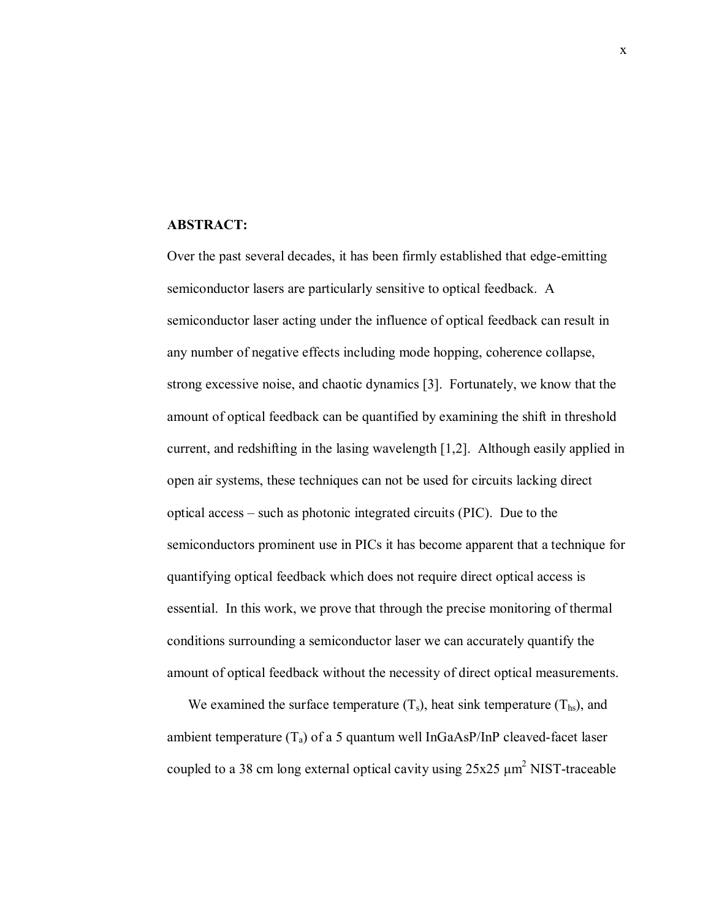**ABSTRACT:**

Over the past several decades, it has been firmly established that edge-emitting semiconductor lasers are particularly sensitive to optical feedback. A semiconductor laser acting under the influence of optical feedback can result in any number of negative effects including mode hopping, coherence collapse, strong excessive noise, and chaotic dynamics [3]. Fortunately, we know that the amount of optical feedback can be quantified by examining the shift in threshold current, and redshifting in the lasing wavelength [1,2]. Although easily applied in open air systems, these techniques can not be used for circuits lacking direct optical access – such as photonic integrated circuits (PIC). Due to the semiconductors prominent use in PICs it has become apparent that a technique for quantifying optical feedback which does not require direct optical access is essential. In this work, we prove that through the precise monitoring of thermal conditions surrounding a semiconductor laser we can accurately quantify the amount of optical feedback without the necessity of direct optical measurements.

We examined the surface temperature ($T_s$), heat sink temperature ($T_{hs}$), and ambient temperature ($T_a$) of a 5 quantum well InGaAsP/InP cleaved-facet laser coupled to a 38 cm long external optical cavity using 25x25 $\mu m^2$ NIST-traceable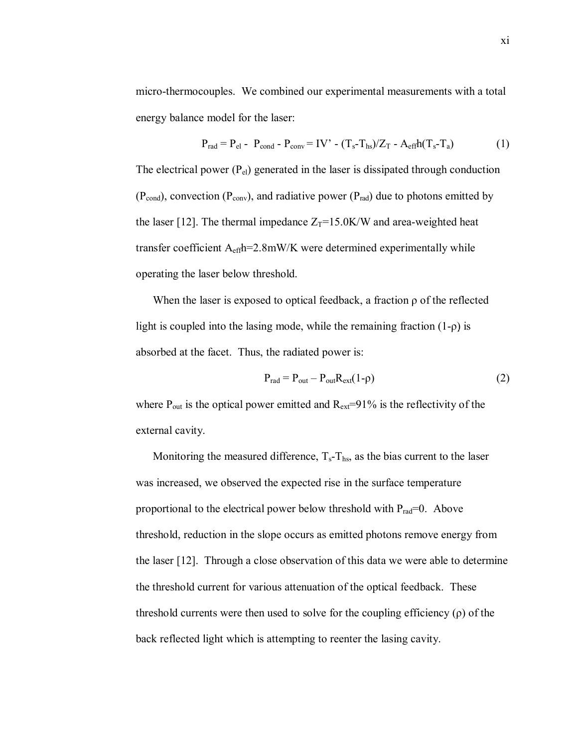micro-thermocouples. We combined our experimental measurements with a total energy balance model for the laser:

$$P_{rad} = P_{el} - P_{cond} - P_{conv} = IV' - (T_s - T_{hs})/Z_T - A_{eff}h(T_s - T_a) \tag{1}$$

The electrical power ($P_{el}$) generated in the laser is dissipated through conduction ($P_{cond}$), convection ($P_{conv}$), and radiative power ($P_{rad}$) due to photons emitted by the laser [12]. The thermal impedance $Z_T$=15.0K/W and area-weighted heat transfer coefficient $A_{eff}h$=2.8mW/K were determined experimentally while operating the laser below threshold.

When the laser is exposed to optical feedback, a fraction ρ of the reflected light is coupled into the lasing mode, while the remaining fraction (1-ρ) is absorbed at the facet. Thus, the radiated power is:

$$P_{rad} = P_{out} - P_{out}R_{ext}(1-\rho) \tag{2}$$

where $P_{out}$ is the optical power emitted and $R_{ext}$=91% is the reflectivity of the external cavity.

Monitoring the measured difference, $T_s$-$T_{hs}$, as the bias current to the laser was increased, we observed the expected rise in the surface temperature proportional to the electrical power below threshold with $P_{rad}$=0. Above threshold, reduction in the slope occurs as emitted photons remove energy from the laser [12]. Through a close observation of this data we were able to determine the threshold current for various attenuation of the optical feedback. These threshold currents were then used to solve for the coupling efficiency (ρ) of the back reflected light which is attempting to reenter the lasing cavity.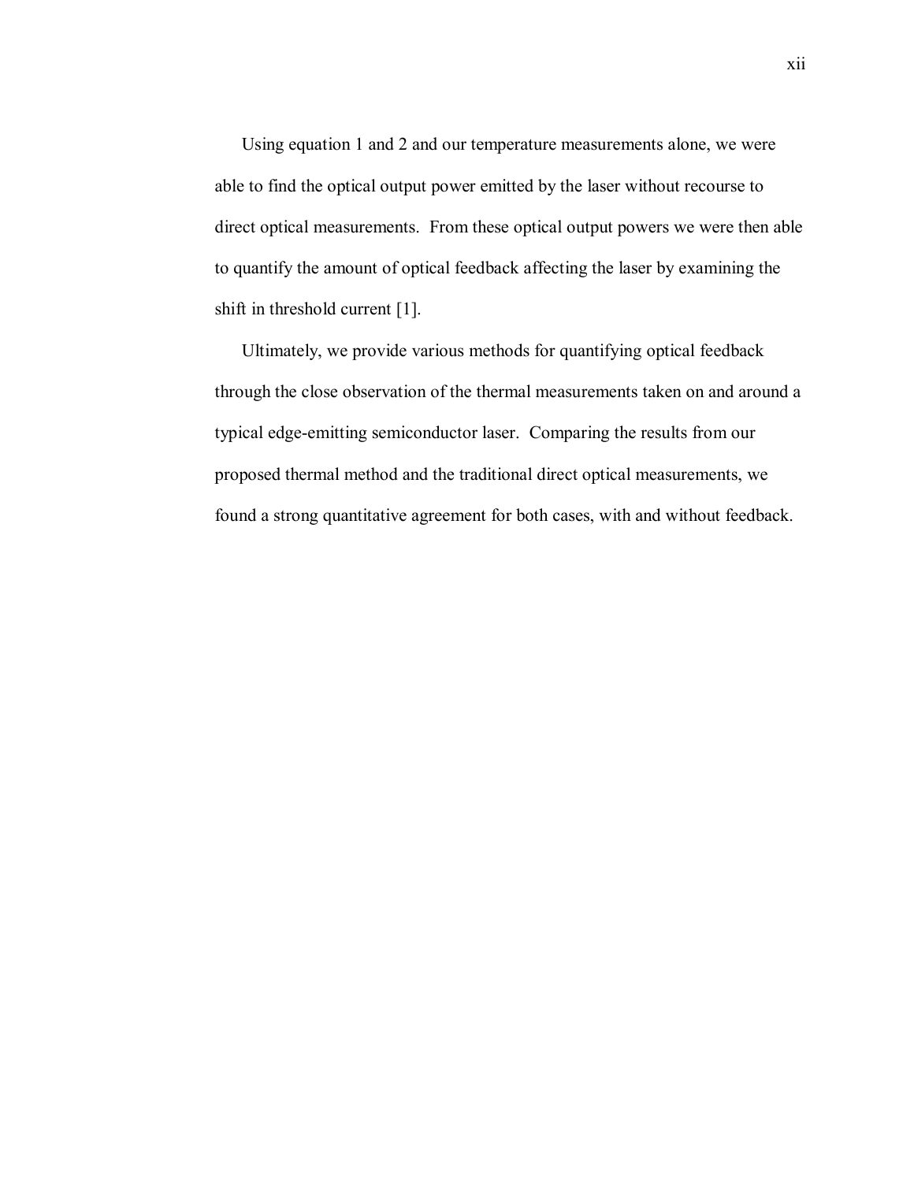Using equation 1 and 2 and our temperature measurements alone, we were able to find the optical output power emitted by the laser without recourse to direct optical measurements. From these optical output powers we were then able to quantify the amount of optical feedback affecting the laser by examining the shift in threshold current [1].

Ultimately, we provide various methods for quantifying optical feedback through the close observation of the thermal measurements taken on and around a typical edge-emitting semiconductor laser. Comparing the results from our proposed thermal method and the traditional direct optical measurements, we found a strong quantitative agreement for both cases, with and without feedback.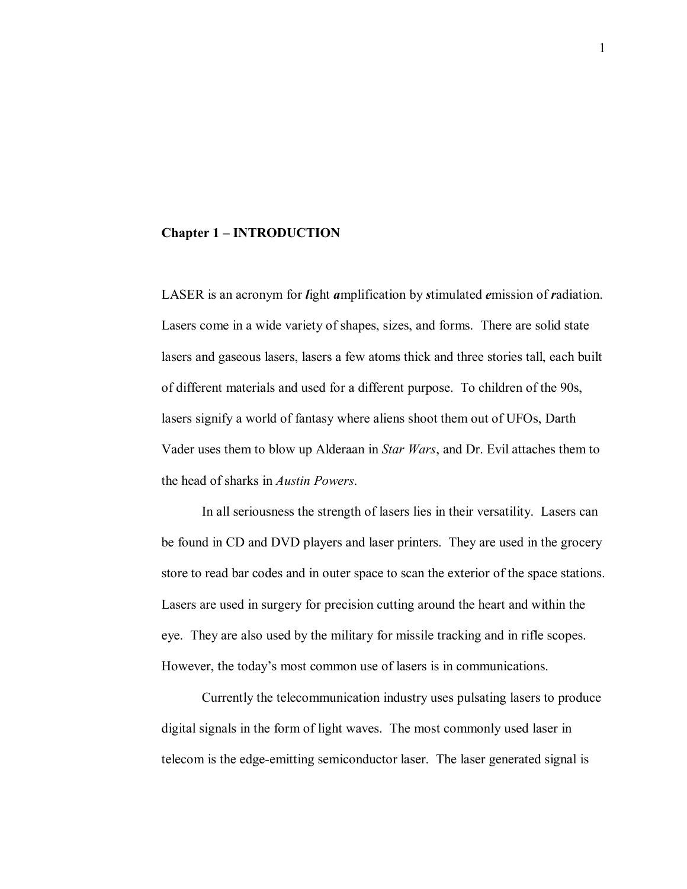# Chapter 1 – INTRODUCTION

LASER is an acronym for ***l****ight* ***a****mplification by* ***s****timulated* ***e****mission of* ***r****adiation.*

LASER is an acronym for ***l***ight ***a***mplification by ***s***timulated ***e***mission of ***r***adiation. Lasers come in a wide variety of shapes, sizes, and forms. There are solid state lasers and gaseous lasers, lasers a few atoms thick and three stories tall, each built of different materials and used for a different purpose. To children of the 90s, lasers signify a world of fantasy where aliens shoot them out of UFOs, Darth Vader uses them to blow up Alderaan in *Star Wars*, and Dr. Evil attaches them to the head of sharks in *Austin Powers*.

In all seriousness the strength of lasers lies in their versatility. Lasers can be found in CD and DVD players and laser printers. They are used in the grocery store to read bar codes and in outer space to scan the exterior of the space stations. Lasers are used in surgery for precision cutting around the heart and within the eye. They are also used by the military for missile tracking and in rifle scopes. However, the today's most common use of lasers is in communications.

Currently the telecommunication industry uses pulsating lasers to produce digital signals in the form of light waves. The most commonly used laser in telecom is the edge-emitting semiconductor laser. The laser generated signal is

# Chapter 1 – INTRODUCTION

LASER is an acronym for ***l***ight ***a***mplification by ***s***timulated ***e***mission of ***r***adiation. Lasers come in a wide variety of shapes, sizes, and forms. There are solid state lasers and gaseous lasers, lasers a few atoms thick and three stories tall, each built of different materials and used for a different purpose. To children of the 90s, lasers signify a world of fantasy where aliens shoot them out of UFOs, Darth Vader uses them to blow up Alderaan in *Star Wars*, and Dr. Evil attaches them to the head of sharks in *Austin Powers*.

In all seriousness the strength of lasers lies in their versatility. Lasers can be found in CD and DVD players and laser printers. They are used in the grocery store to read bar codes and in outer space to scan the exterior of the space stations. Lasers are used in surgery for precision cutting around the heart and within the eye. They are also used by the military for missile tracking and in rifle scopes. However, the today's most common use of lasers is in communications.

Currently the telecommunication industry uses pulsating lasers to produce digital signals in the form of light waves. The most commonly used laser in telecom is the edge-emitting semiconductor laser. The laser generated signal is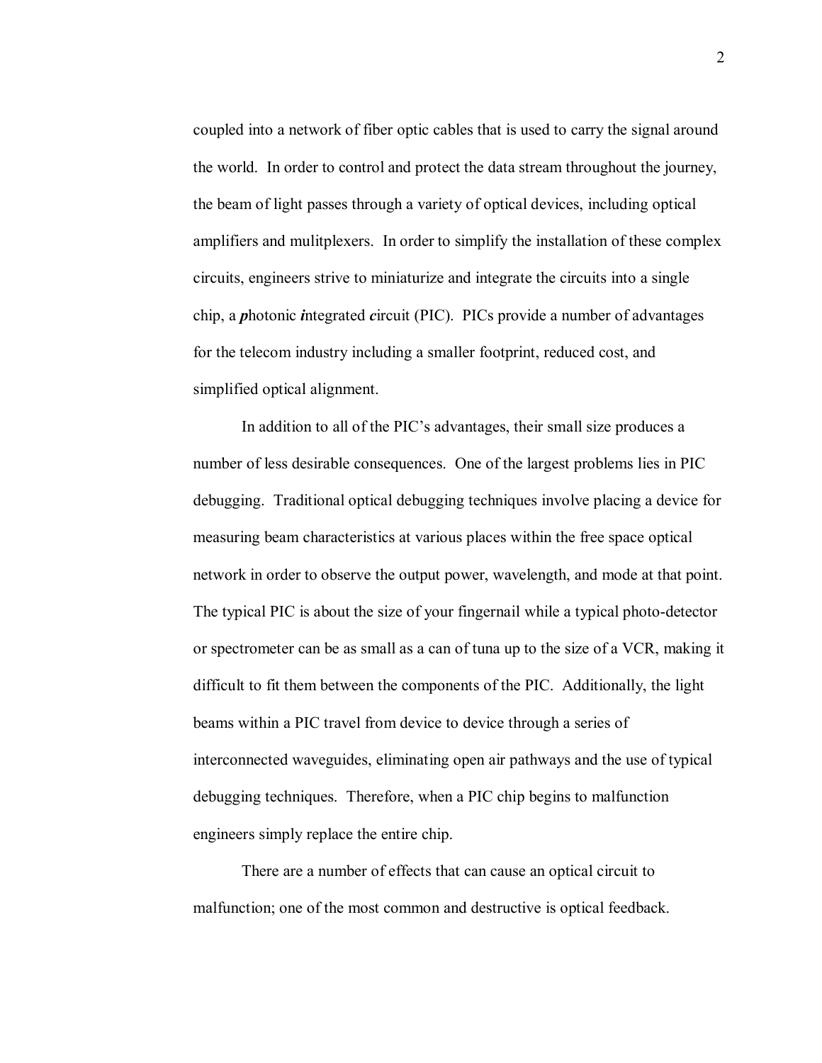coupled into a network of fiber optic cables that is used to carry the signal around the world. In order to control and protect the data stream throughout the journey, the beam of light passes through a variety of optical devices, including optical amplifiers and mulitplexers. In order to simplify the installation of these complex circuits, engineers strive to miniaturize and integrate the circuits into a single chip, a ***p***hotonic ***i***ntegrated ***c***ircuit (PIC). PICs provide a number of advantages for the telecom industry including a smaller footprint, reduced cost, and simplified optical alignment.

In addition to all of the PIC's advantages, their small size produces a number of less desirable consequences. One of the largest problems lies in PIC debugging. Traditional optical debugging techniques involve placing a device for measuring beam characteristics at various places within the free space optical network in order to observe the output power, wavelength, and mode at that point. The typical PIC is about the size of your fingernail while a typical photo-detector or spectrometer can be as small as a can of tuna up to the size of a VCR, making it difficult to fit them between the components of the PIC. Additionally, the light beams within a PIC travel from device to device through a series of interconnected waveguides, eliminating open air pathways and the use of typical debugging techniques. Therefore, when a PIC chip begins to malfunction engineers simply replace the entire chip.

There are a number of effects that can cause an optical circuit to malfunction; one of the most common and destructive is optical feedback.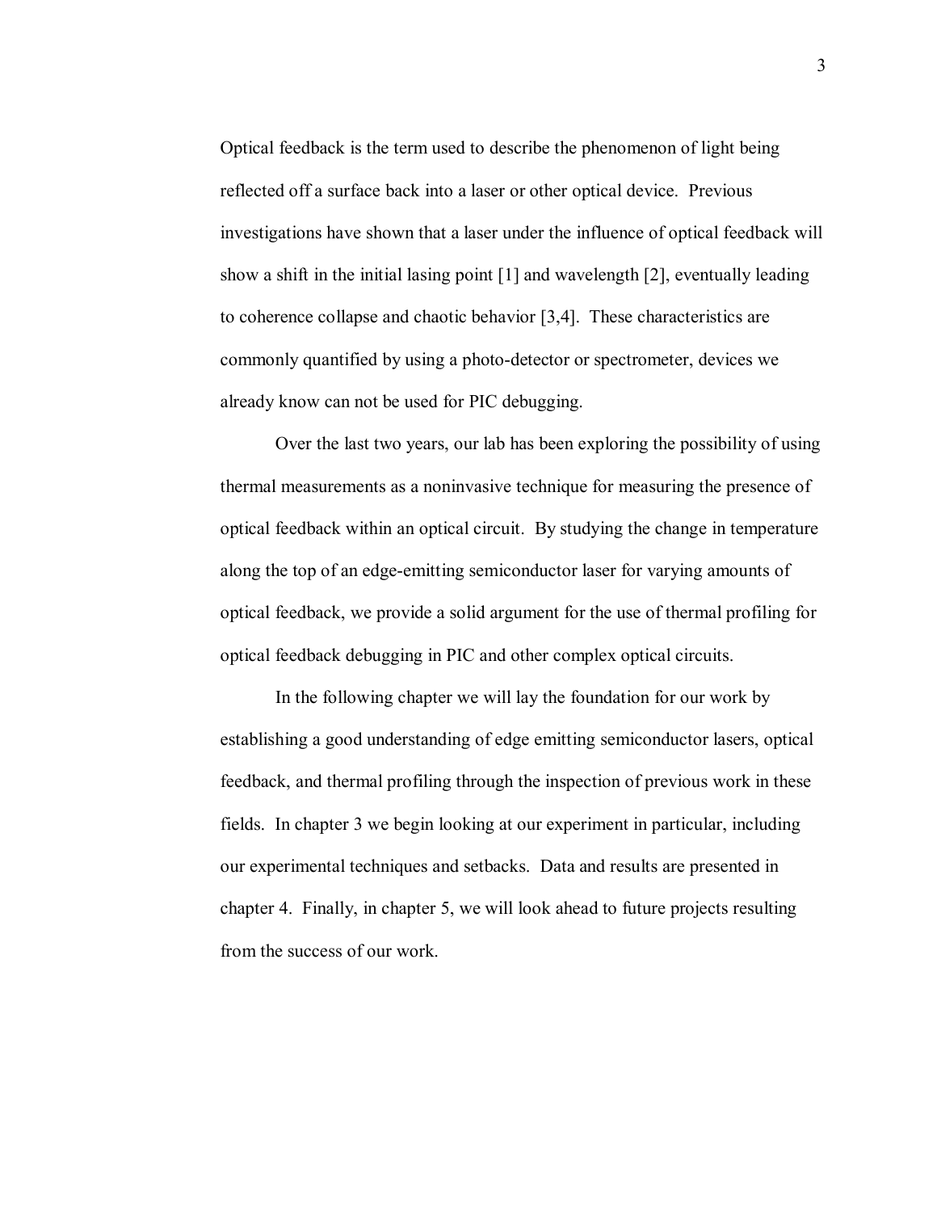Optical feedback is the term used to describe the phenomenon of light being reflected off a surface back into a laser or other optical device. Previous investigations have shown that a laser under the influence of optical feedback will show a shift in the initial lasing point [1] and wavelength [2], eventually leading to coherence collapse and chaotic behavior [3,4]. These characteristics are commonly quantified by using a photo-detector or spectrometer, devices we already know can not be used for PIC debugging.

Over the last two years, our lab has been exploring the possibility of using thermal measurements as a noninvasive technique for measuring the presence of optical feedback within an optical circuit. By studying the change in temperature along the top of an edge-emitting semiconductor laser for varying amounts of optical feedback, we provide a solid argument for the use of thermal profiling for optical feedback debugging in PIC and other complex optical circuits.

In the following chapter we will lay the foundation for our work by establishing a good understanding of edge emitting semiconductor lasers, optical feedback, and thermal profiling through the inspection of previous work in these fields. In chapter 3 we begin looking at our experiment in particular, including our experimental techniques and setbacks. Data and results are presented in chapter 4. Finally, in chapter 5, we will look ahead to future projects resulting from the success of our work.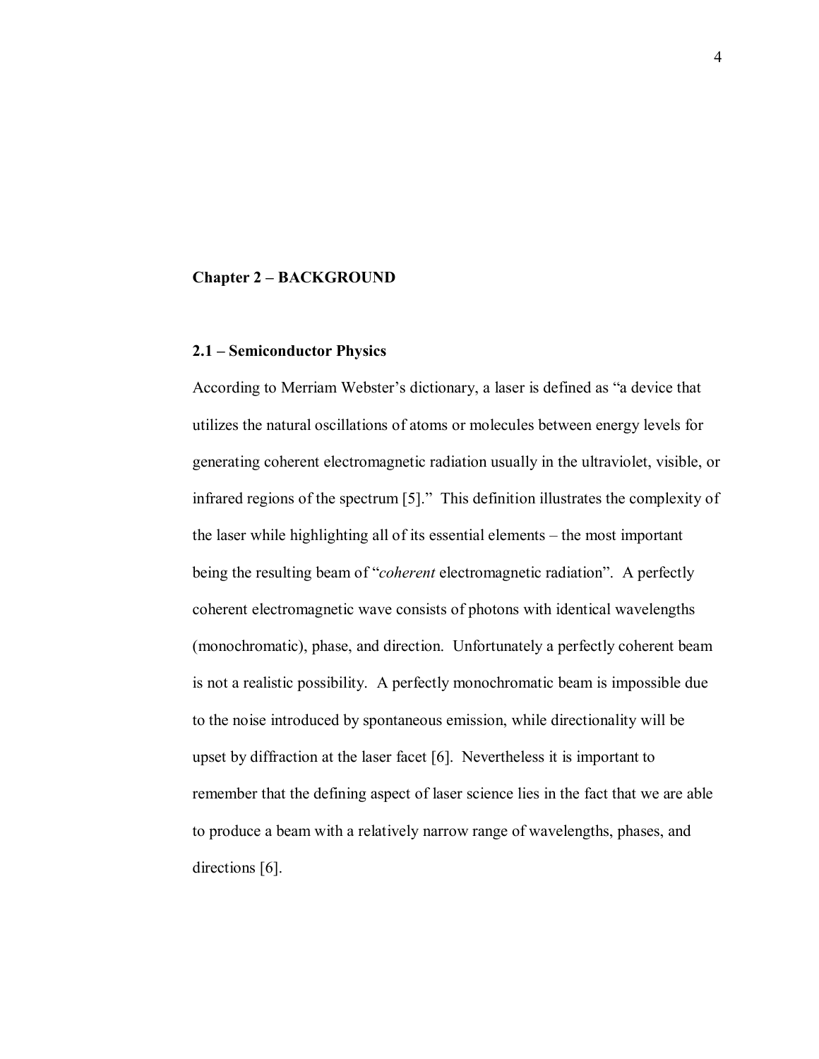# Chapter 2 – BACKGROUND

## 2.1 – Semiconductor Physics

According to Merriam Webster's dictionary, a laser is defined as "a device that utilizes the natural oscillations of atoms or molecules between energy levels for generating coherent electromagnetic radiation usually in the ultraviolet, visible, or infrared regions of the spectrum [5]." This definition illustrates the complexity of the laser while highlighting all of its essential elements – the most important being the resulting beam of "*coherent* electromagnetic radiation". A perfectly coherent electromagnetic wave consists of photons with identical wavelengths (monochromatic), phase, and direction. Unfortunately a perfectly coherent beam is not a realistic possibility. A perfectly monochromatic beam is impossible due to the noise introduced by spontaneous emission, while directionality will be upset by diffraction at the laser facet [6]. Nevertheless it is important to remember that the defining aspect of laser science lies in the fact that we are able to produce a beam with a relatively narrow range of wavelengths, phases, and directions [6].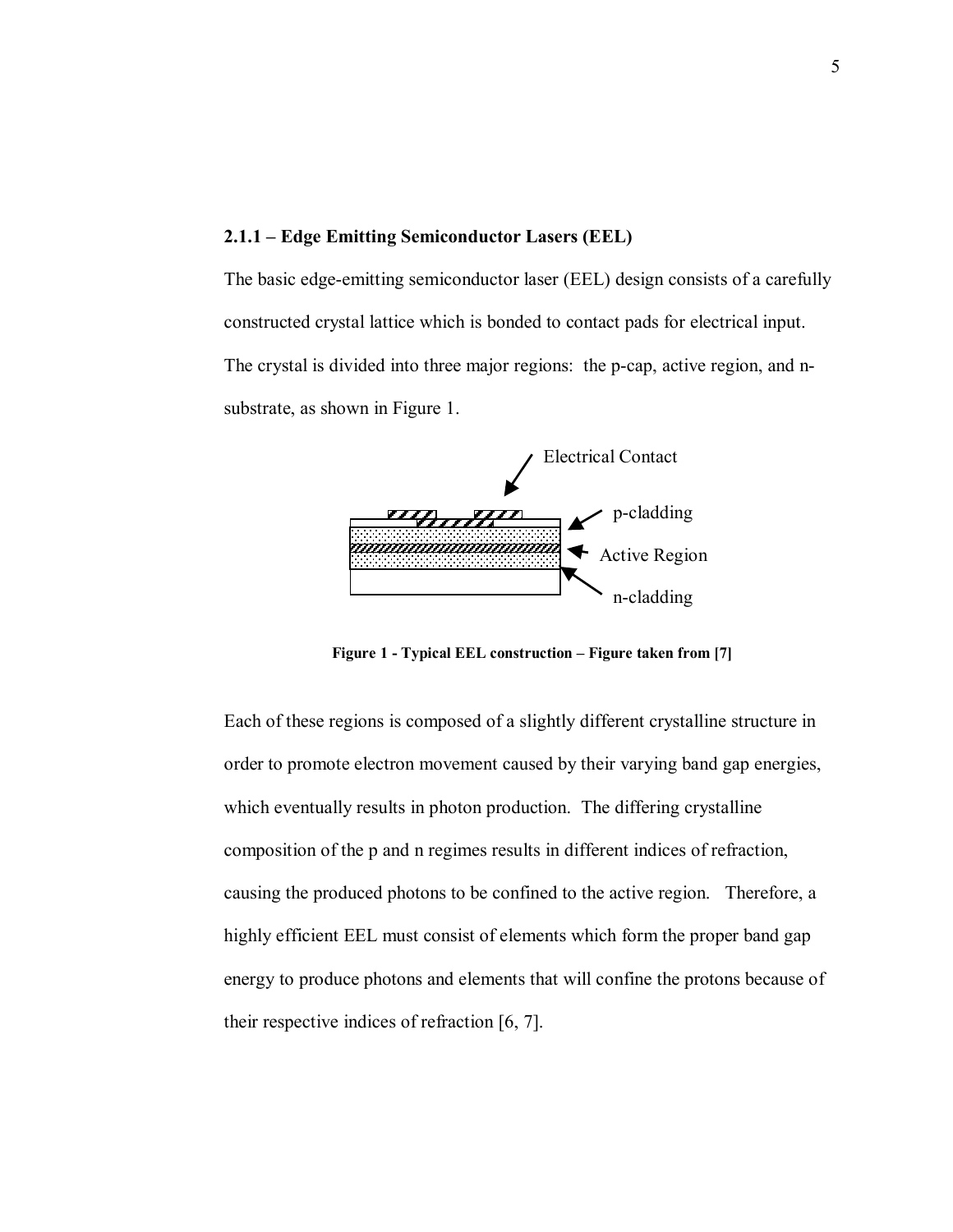### 2.1.1 – Edge Emitting Semiconductor Lasers (EEL)

The basic edge-emitting semiconductor laser (EEL) design consists of a carefully constructed crystal lattice which is bonded to contact pads for electrical input. The crystal is divided into three major regions: the p-cap, active region, and n-substrate, as shown in Figure 1.

Electrical Contact

p-cladding

Active Region

n-cladding

**Figure 1 - Typical EEL construction – Figure taken from [7]**

Each of these regions is composed of a slightly different crystalline structure in order to promote electron movement caused by their varying band gap energies, which eventually results in photon production. The differing crystalline composition of the p and n regimes results in different indices of refraction, causing the produced photons to be confined to the active region. Therefore, a highly efficient EEL must consist of elements which form the proper band gap energy to produce photons and elements that will confine the protons because of their respective indices of refraction [6, 7].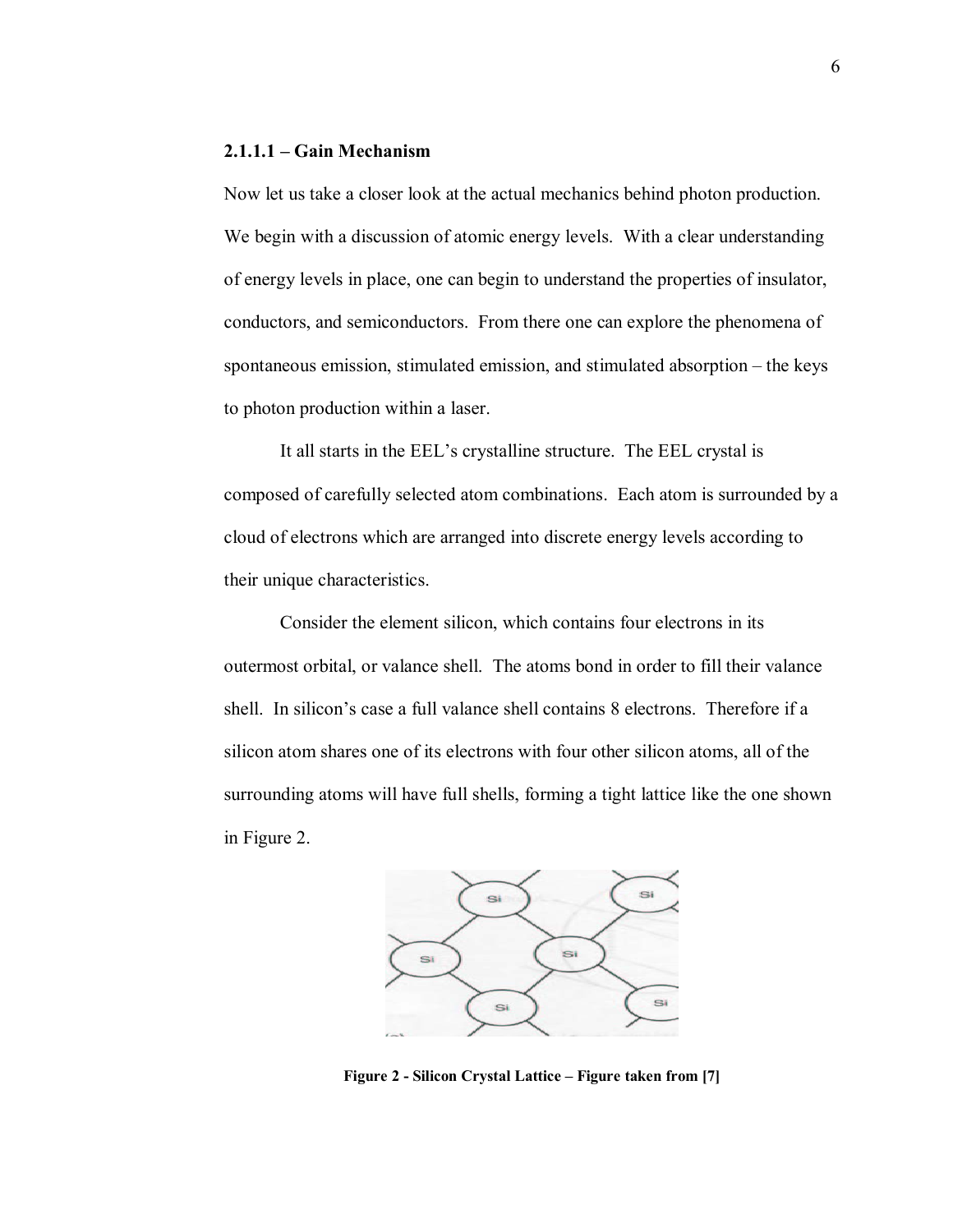#### 2.1.1.1 – Gain Mechanism

Now let us take a closer look at the actual mechanics behind photon production. We begin with a discussion of atomic energy levels. With a clear understanding of energy levels in place, one can begin to understand the properties of insulator, conductors, and semiconductors. From there one can explore the phenomena of spontaneous emission, stimulated emission, and stimulated absorption – the keys to photon production within a laser.

It all starts in the EEL's crystalline structure. The EEL crystal is composed of carefully selected atom combinations. Each atom is surrounded by a cloud of electrons which are arranged into discrete energy levels according to their unique characteristics.

Consider the element silicon, which contains four electrons in its outermost orbital, or valance shell. The atoms bond in order to fill their valance shell. In silicon's case a full valance shell contains 8 electrons. Therefore if a silicon atom shares one of its electrons with four other silicon atoms, all of the surrounding atoms will have full shells, forming a tight lattice like the one shown in Figure 2.

**Figure 2 - Silicon Crystal Lattice – Figure taken from [7]**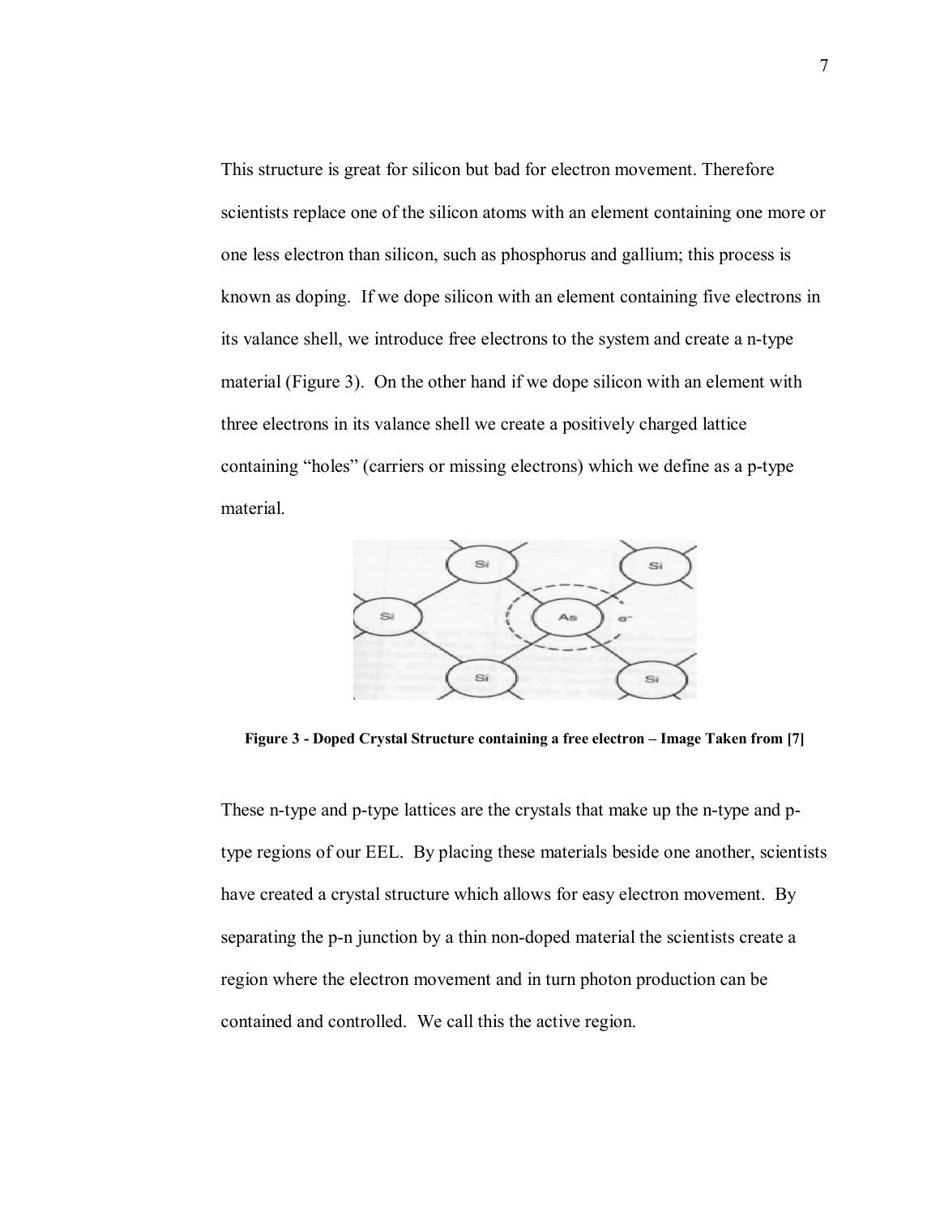This structure is great for silicon but bad for electron movement. Therefore scientists replace one of the silicon atoms with an element containing one more or one less electron than silicon, such as phosphorus and gallium; this process is known as doping. If we dope silicon with an element containing five electrons in its valance shell, we introduce free electrons to the system and create a n-type material (Figure 3). On the other hand if we dope silicon with an element with three electrons in its valance shell we create a positively charged lattice containing "holes" (carriers or missing electrons) which we define as a p-type material.

**Figure 3 - Doped Crystal Structure containing a free electron – Image Taken from [7]**

These n-type and p-type lattices are the crystals that make up the n-type and p-type regions of our EEL. By placing these materials beside one another, scientists have created a crystal structure which allows for easy electron movement. By separating the p-n junction by a thin non-doped material the scientists create a region where the electron movement and in turn photon production can be contained and controlled. We call this the active region.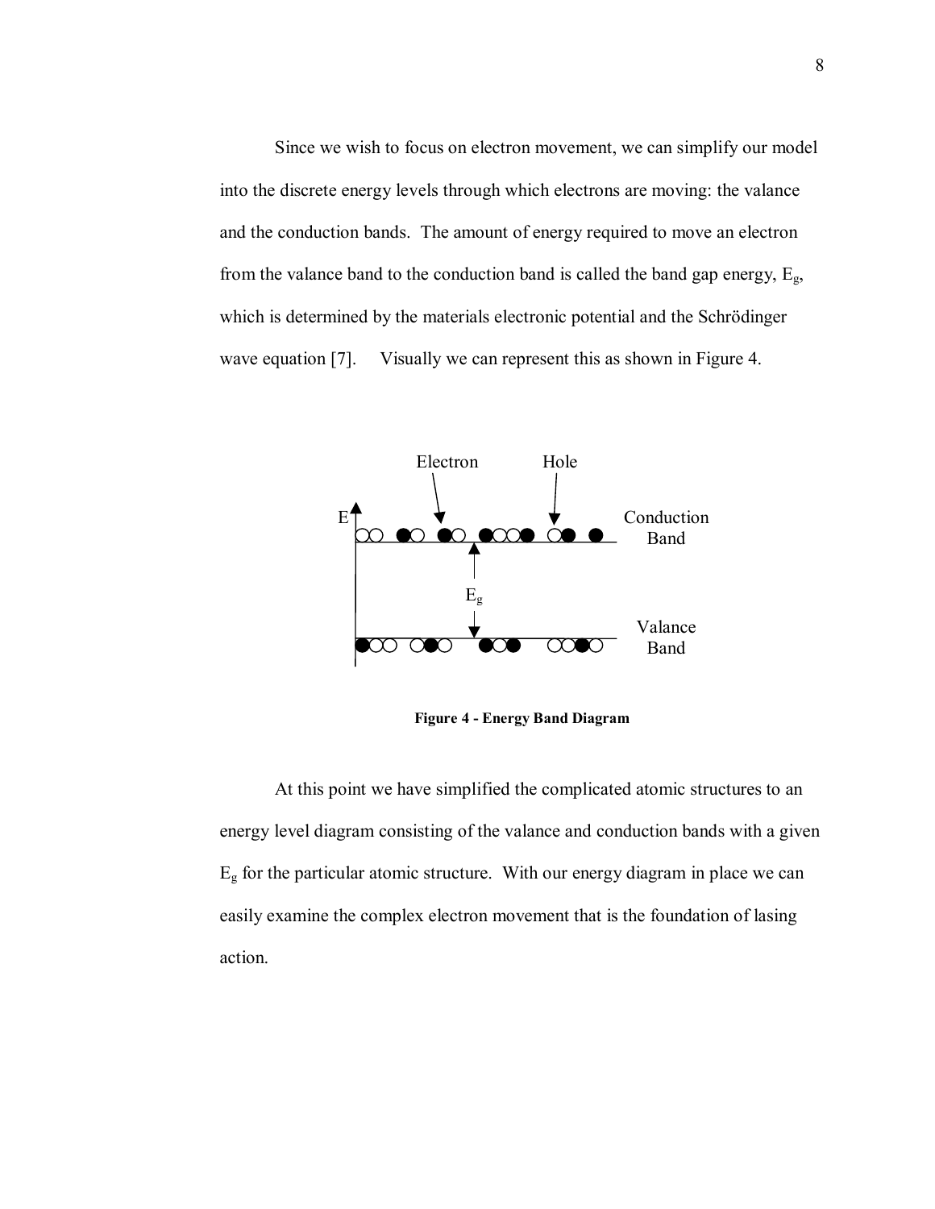Since we wish to focus on electron movement, we can simplify our model into the discrete energy levels through which electrons are moving: the valance and the conduction bands. The amount of energy required to move an electron from the valance band to the conduction band is called the band gap energy, $E_g$, which is determined by the materials electronic potential and the Schrödinger wave equation [7]. Visually we can represent this as shown in Figure 4.

**Figure 4 - Energy Band Diagram**

At this point we have simplified the complicated atomic structures to an energy level diagram consisting of the valance and conduction bands with a given $E_g$ for the particular atomic structure. With our energy diagram in place we can easily examine the complex electron movement that is the foundation of lasing action.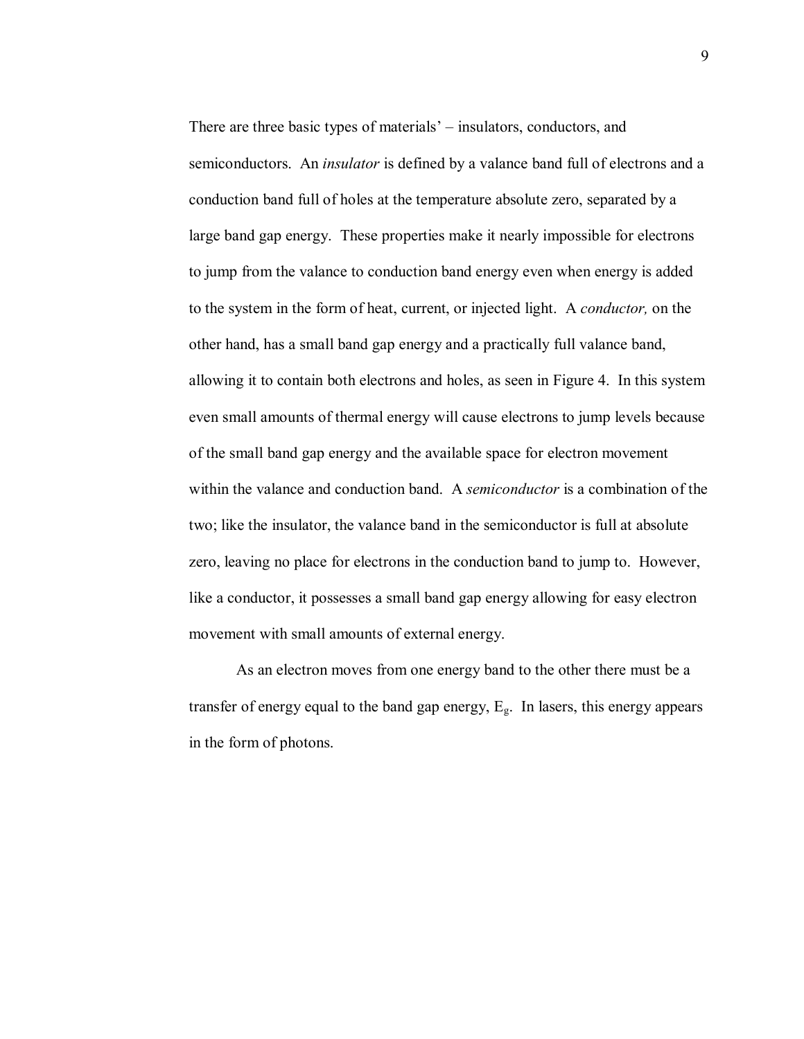There are three basic types of materials' – insulators, conductors, and semiconductors. An *insulator* is defined by a valance band full of electrons and a conduction band full of holes at the temperature absolute zero, separated by a large band gap energy. These properties make it nearly impossible for electrons to jump from the valance to conduction band energy even when energy is added to the system in the form of heat, current, or injected light. A *conductor,* on the other hand, has a small band gap energy and a practically full valance band, allowing it to contain both electrons and holes, as seen in Figure 4. In this system even small amounts of thermal energy will cause electrons to jump levels because of the small band gap energy and the available space for electron movement within the valance and conduction band. A *semiconductor* is a combination of the two; like the insulator, the valance band in the semiconductor is full at absolute zero, leaving no place for electrons in the conduction band to jump to. However, like a conductor, it possesses a small band gap energy allowing for easy electron movement with small amounts of external energy.

As an electron moves from one energy band to the other there must be a transfer of energy equal to the band gap energy, $E_g$. In lasers, this energy appears in the form of photons.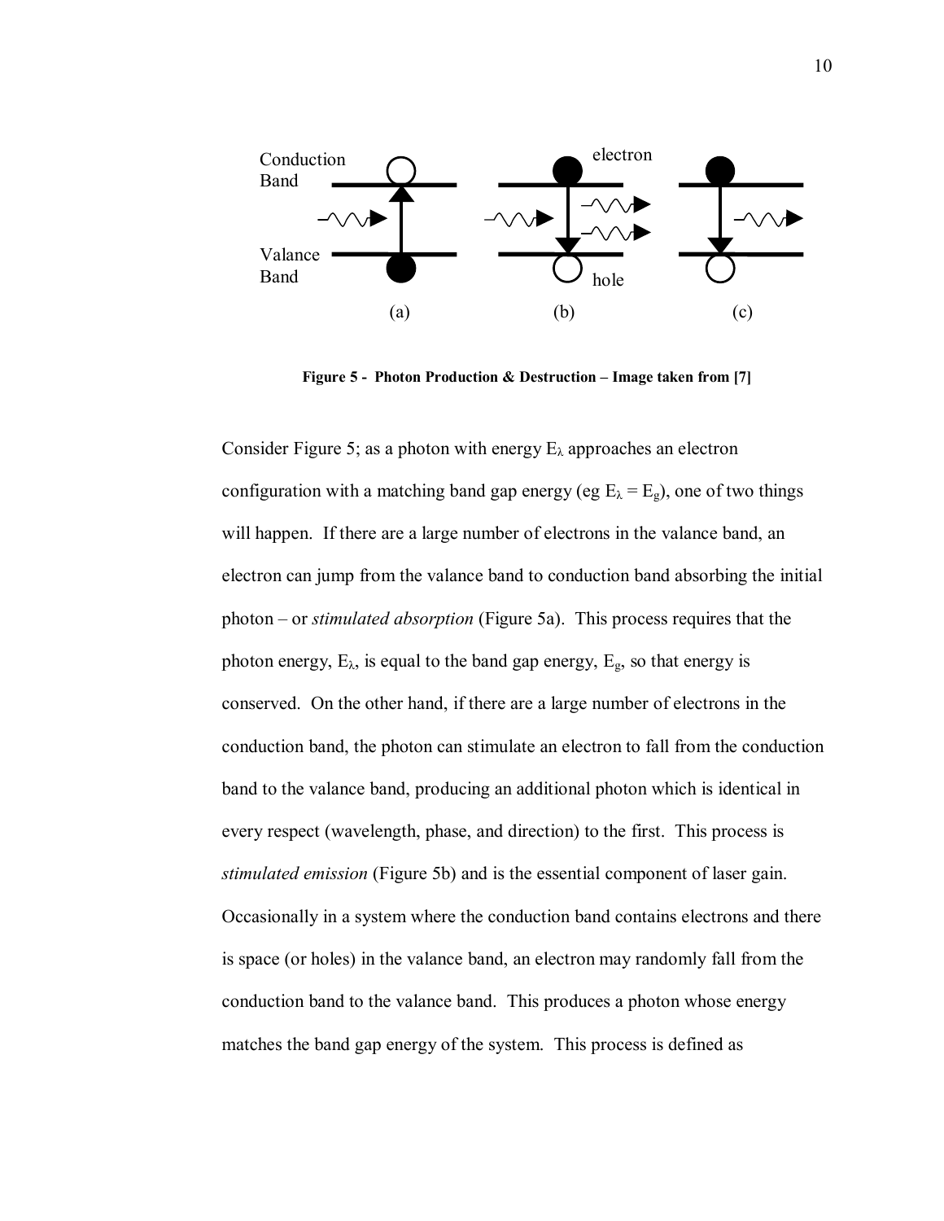Conduction Band

Valance Band

electron

hole

(a) (b) (c)

**Figure 5 - Photon Production & Destruction – Image taken from [7]**

Consider Figure 5; as a photon with energy $E_\lambda$ approaches an electron configuration with a matching band gap energy (eg $E_\lambda = E_g$), one of two things will happen. If there are a large number of electrons in the valance band, an electron can jump from the valance band to conduction band absorbing the initial photon – or *stimulated absorption* (Figure 5a). This process requires that the photon energy, $E_\lambda$, is equal to the band gap energy, $E_g$, so that energy is conserved. On the other hand, if there are a large number of electrons in the conduction band, the photon can stimulate an electron to fall from the conduction band to the valance band, producing an additional photon which is identical in every respect (wavelength, phase, and direction) to the first. This process is *stimulated emission* (Figure 5b) and is the essential component of laser gain. Occasionally in a system where the conduction band contains electrons and there is space (or holes) in the valance band, an electron may randomly fall from the conduction band to the valance band. This produces a photon whose energy matches the band gap energy of the system. This process is defined as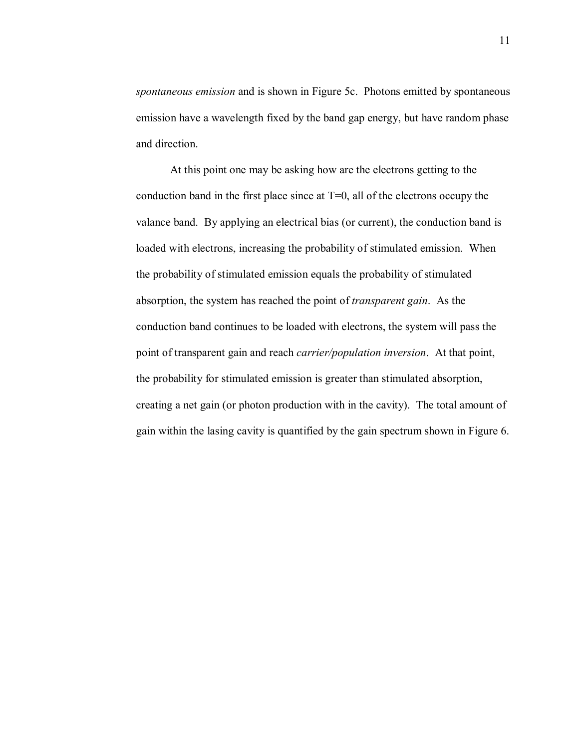*spontaneous emission* and is shown in Figure 5c. Photons emitted by spontaneous emission have a wavelength fixed by the band gap energy, but have random phase and direction.

At this point one may be asking how are the electrons getting to the conduction band in the first place since at T=0, all of the electrons occupy the valance band. By applying an electrical bias (or current), the conduction band is loaded with electrons, increasing the probability of stimulated emission. When the probability of stimulated emission equals the probability of stimulated absorption, the system has reached the point of *transparent gain*. As the conduction band continues to be loaded with electrons, the system will pass the point of transparent gain and reach *carrier/population inversion*. At that point, the probability for stimulated emission is greater than stimulated absorption, creating a net gain (or photon production with in the cavity). The total amount of gain within the lasing cavity is quantified by the gain spectrum shown in Figure 6.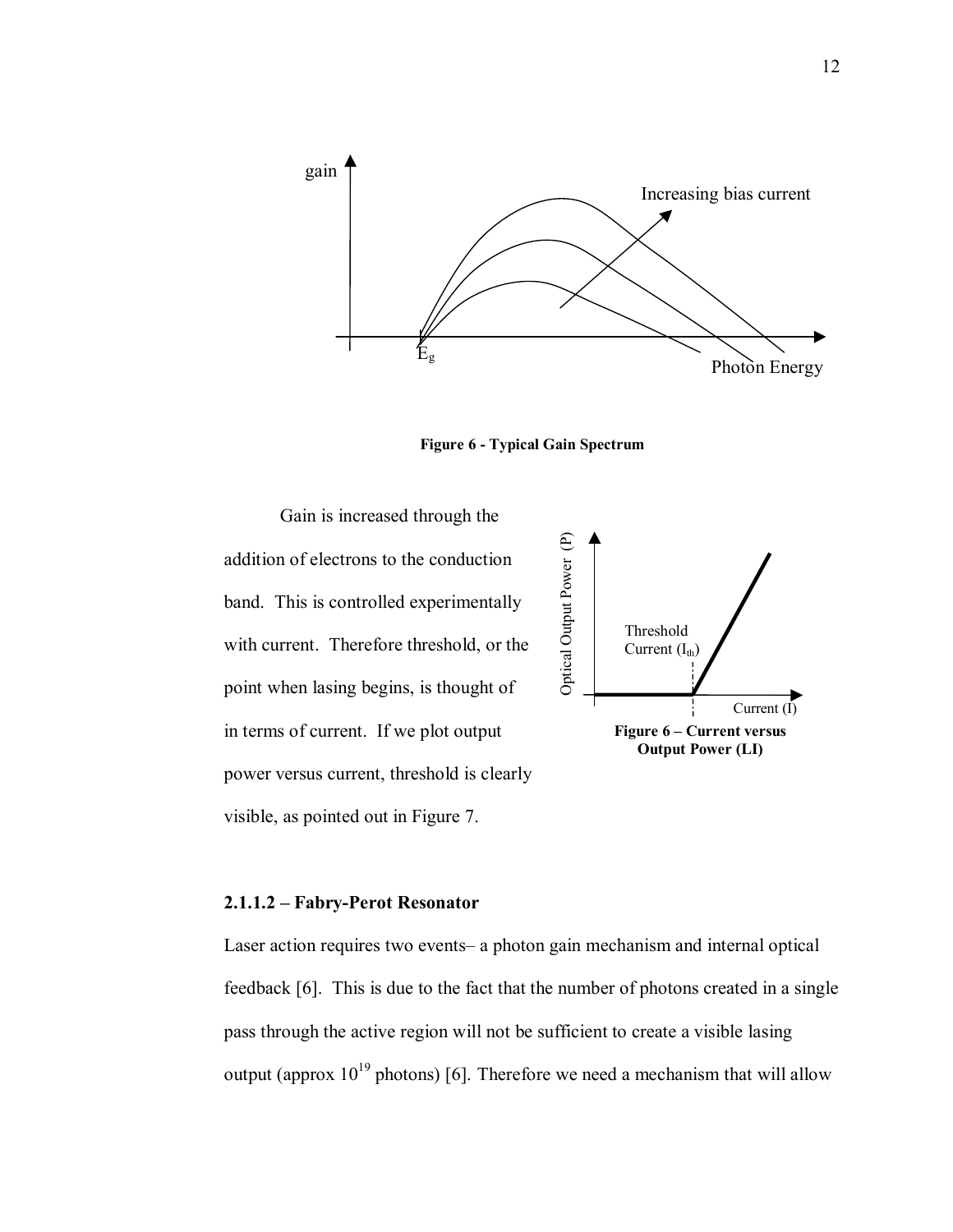Figure 6 - Typical Gain Spectrum

Gain is increased through the addition of electrons to the conduction band. This is controlled experimentally with current. Therefore threshold, or the point when lasing begins, is thought of in terms of current. If we plot output power versus current, threshold is clearly visible, as pointed out in Figure 7.

**Figure 6 – Current versus Output Power (LI)**

### 2.1.1.2 – Fabry-Perot Resonator

Laser action requires two events– a photon gain mechanism and internal optical feedback [6]. This is due to the fact that the number of photons created in a single pass through the active region will not be sufficient to create a visible lasing output (approx $10^{19}$ photons) [6]. Therefore we need a mechanism that will allow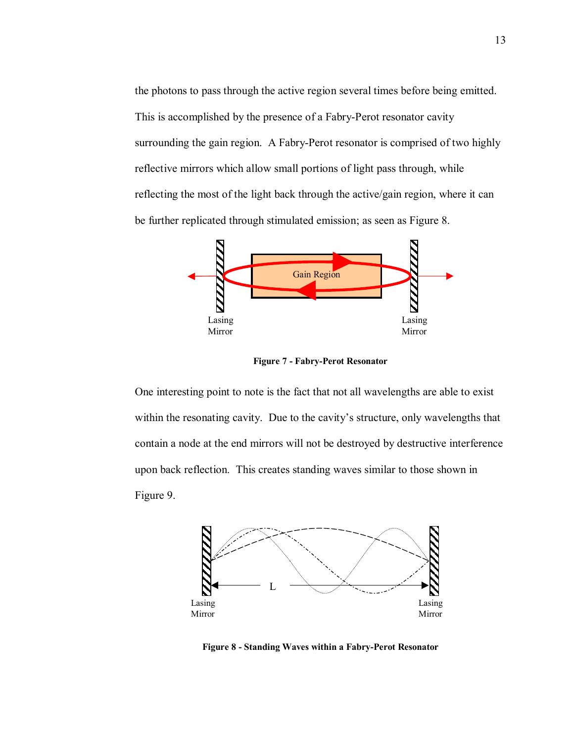the photons to pass through the active region several times before being emitted. This is accomplished by the presence of a Fabry-Perot resonator cavity surrounding the gain region.  A Fabry-Perot resonator is comprised of two highly reflective mirrors which allow small portions of light pass through, while reflecting the most of the light back through the active/gain region, where it can be further replicated through stimulated emission; as seen as Figure 8.

**Figure 7 - Fabry-Perot Resonator**

One interesting point to note is the fact that not all wavelengths are able to exist within the resonating cavity.  Due to the cavity's structure, only wavelengths that contain a node at the end mirrors will not be destroyed by destructive interference upon back reflection.  This creates standing waves similar to those shown in Figure 9.

**Figure 8 - Standing Waves within a Fabry-Perot Resonator**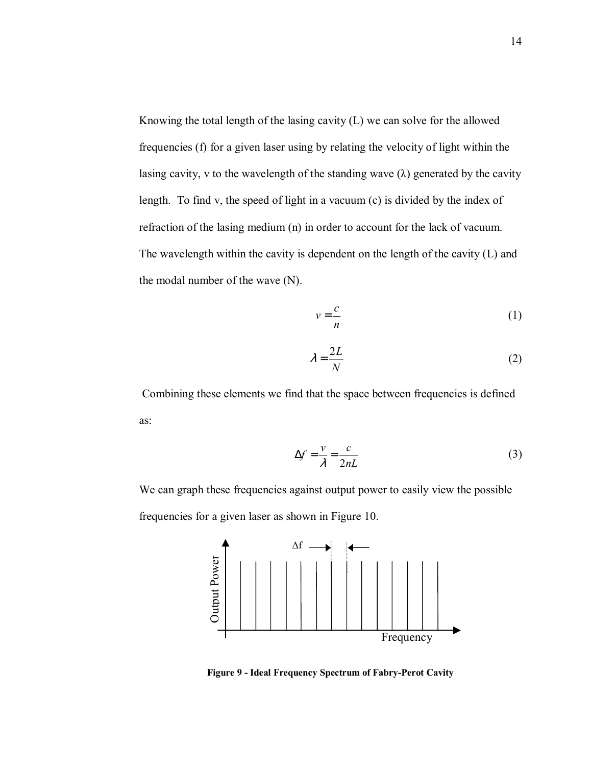Knowing the total length of the lasing cavity (L) we can solve for the allowed frequencies (f) for a given laser using by relating the velocity of light within the lasing cavity, v to the wavelength of the standing wave (λ) generated by the cavity length. To find v, the speed of light in a vacuum (c) is divided by the index of refraction of the lasing medium (n) in order to account for the lack of vacuum. The wavelength within the cavity is dependent on the length of the cavity (L) and the modal number of the wave (N).

$$v = \frac{c}{n} \tag{1}$$

$$\lambda = \frac{2L}{N} \tag{2}$$

Combining these elements we find that the space between frequencies is defined as:

$$\Delta f = \frac{v}{\lambda} = \frac{c}{2nL} \tag{3}$$

We can graph these frequencies against output power to easily view the possible frequencies for a given laser as shown in Figure 10.

**Figure 9 - Ideal Frequency Spectrum of Fabry-Perot Cavity**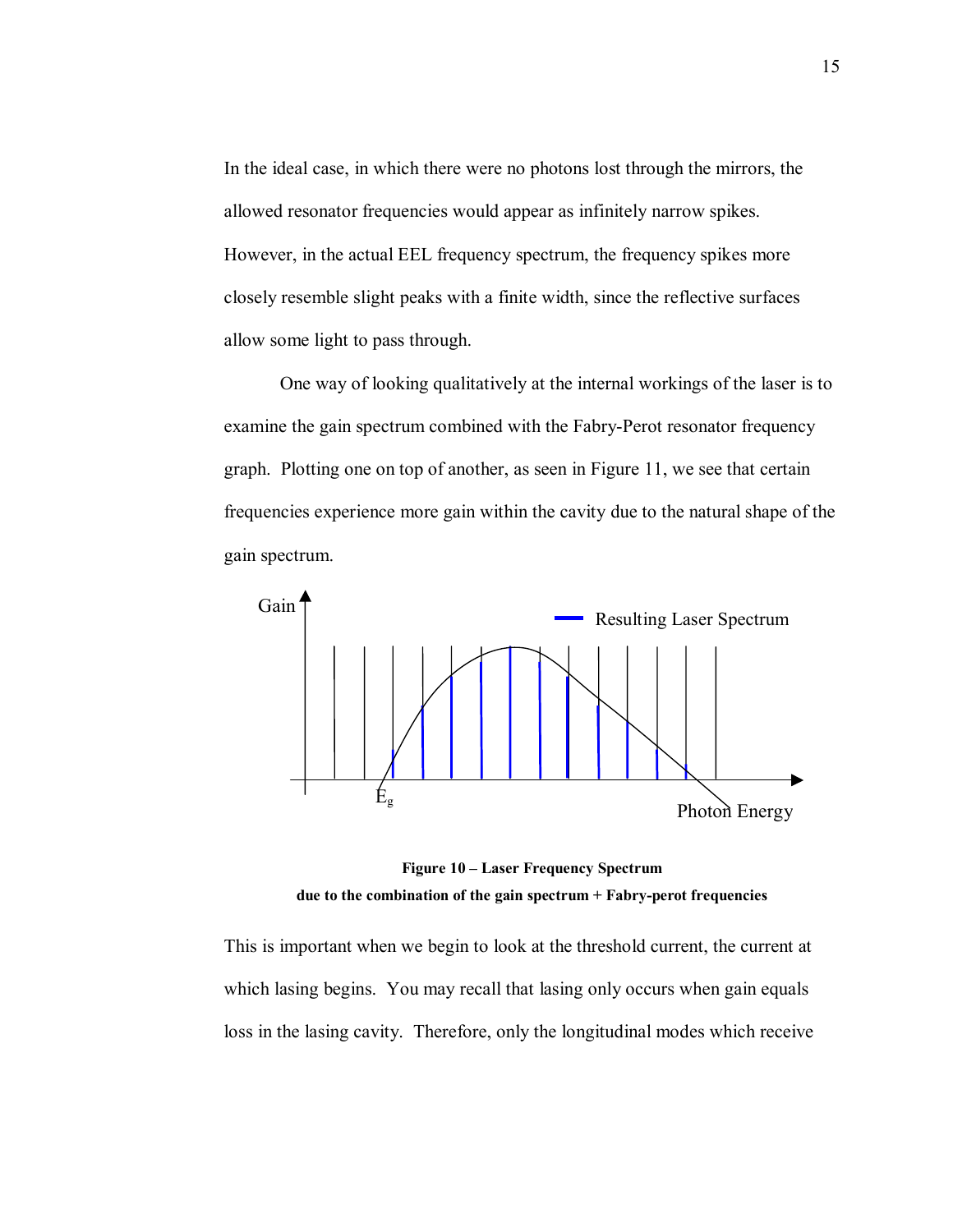In the ideal case, in which there were no photons lost through the mirrors, the allowed resonator frequencies would appear as infinitely narrow spikes. However, in the actual EEL frequency spectrum, the frequency spikes more closely resemble slight peaks with a finite width, since the reflective surfaces allow some light to pass through.

One way of looking qualitatively at the internal workings of the laser is to examine the gain spectrum combined with the Fabry-Perot resonator frequency graph. Plotting one on top of another, as seen in Figure 11, we see that certain frequencies experience more gain within the cavity due to the natural shape of the gain spectrum.

**Figure 10 – Laser Frequency Spectrum due to the combination of the gain spectrum + Fabry-perot frequencies**

This is important when we begin to look at the threshold current, the current at which lasing begins. You may recall that lasing only occurs when gain equals loss in the lasing cavity. Therefore, only the longitudinal modes which receive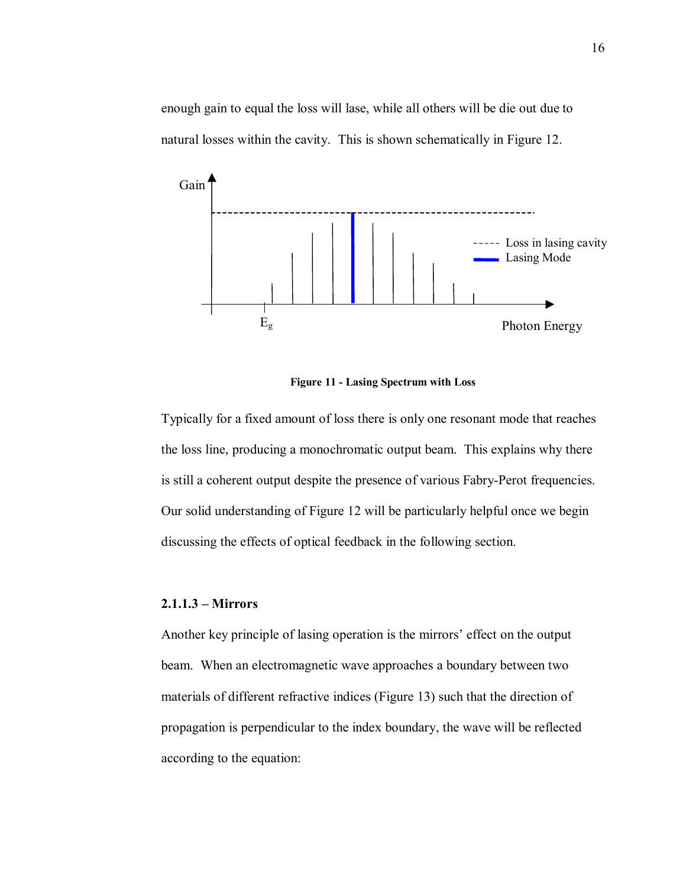enough gain to equal the loss will lase, while all others will be die out due to natural losses within the cavity. This is shown schematically in Figure 12.

**Figure 11 - Lasing Spectrum with Loss**

Typically for a fixed amount of loss there is only one resonant mode that reaches the loss line, producing a monochromatic output beam. This explains why there is still a coherent output despite the presence of various Fabry-Perot frequencies. Our solid understanding of Figure 12 will be particularly helpful once we begin discussing the effects of optical feedback in the following section.

### 2.1.1.3 – Mirrors

Another key principle of lasing operation is the mirrors' effect on the output beam. When an electromagnetic wave approaches a boundary between two materials of different refractive indices (Figure 13) such that the direction of propagation is perpendicular to the index boundary, the wave will be reflected according to the equation: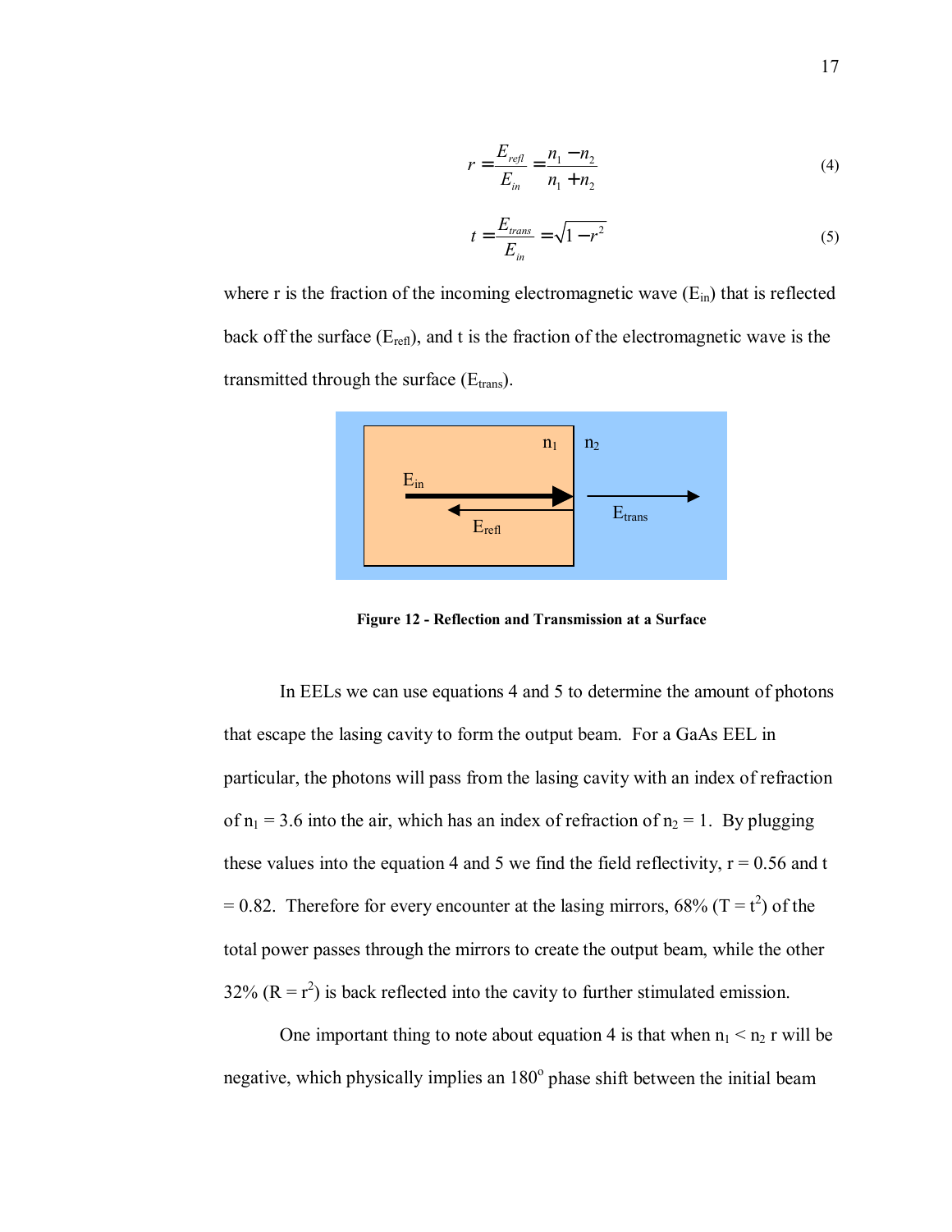$$r = \frac{E_{refl}}{E_{in}} = \frac{n_1 - n_2}{n_1 + n_2} \tag{4}$$

$$t = \frac{E_{trans}}{E_{in}} = \sqrt{1 - r^2} \tag{5}$$

where r is the fraction of the incoming electromagnetic wave ($E_{in}$) that is reflected back off the surface ($E_{refl}$), and t is the fraction of the electromagnetic wave is the transmitted through the surface ($E_{trans}$).

**Figure 12 - Reflection and Transmission at a Surface**

In EELs we can use equations 4 and 5 to determine the amount of photons that escape the lasing cavity to form the output beam. For a GaAs EEL in particular, the photons will pass from the lasing cavity with an index of refraction of $n_1 = 3.6$ into the air, which has an index of refraction of $n_2 = 1$. By plugging these values into the equation 4 and 5 we find the field reflectivity, r = 0.56 and t = 0.82. Therefore for every encounter at the lasing mirrors, 68% ($T = t^2$) of the total power passes through the mirrors to create the output beam, while the other 32% ($R = r^2$) is back reflected into the cavity to further stimulated emission.

One important thing to note about equation 4 is that when $n_1 < n_2$ r will be negative, which physically implies an 180$^o$ phase shift between the initial beam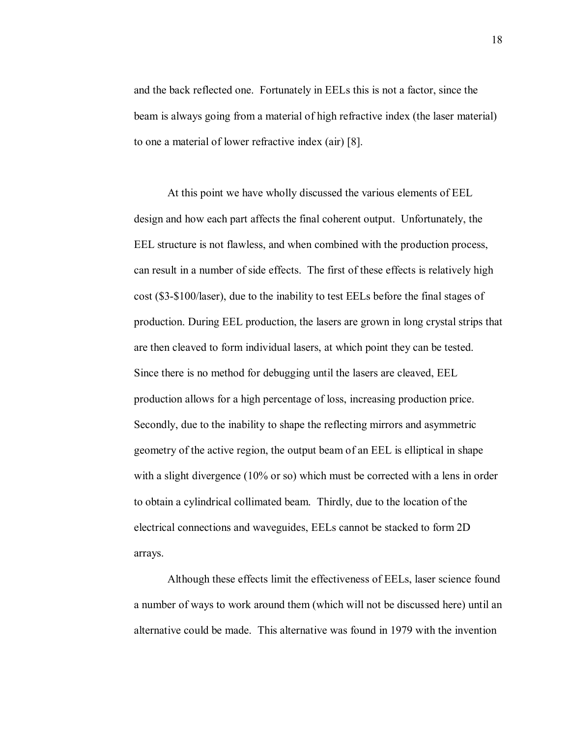and the back reflected one. Fortunately in EELs this is not a factor, since the beam is always going from a material of high refractive index (the laser material) to one a material of lower refractive index (air) [8].

At this point we have wholly discussed the various elements of EEL design and how each part affects the final coherent output. Unfortunately, the EEL structure is not flawless, and when combined with the production process, can result in a number of side effects. The first of these effects is relatively high cost ($3-$100/laser), due to the inability to test EELs before the final stages of production. During EEL production, the lasers are grown in long crystal strips that are then cleaved to form individual lasers, at which point they can be tested. Since there is no method for debugging until the lasers are cleaved, EEL production allows for a high percentage of loss, increasing production price. Secondly, due to the inability to shape the reflecting mirrors and asymmetric geometry of the active region, the output beam of an EEL is elliptical in shape with a slight divergence (10% or so) which must be corrected with a lens in order to obtain a cylindrical collimated beam. Thirdly, due to the location of the electrical connections and waveguides, EELs cannot be stacked to form 2D arrays.

Although these effects limit the effectiveness of EELs, laser science found a number of ways to work around them (which will not be discussed here) until an alternative could be made. This alternative was found in 1979 with the invention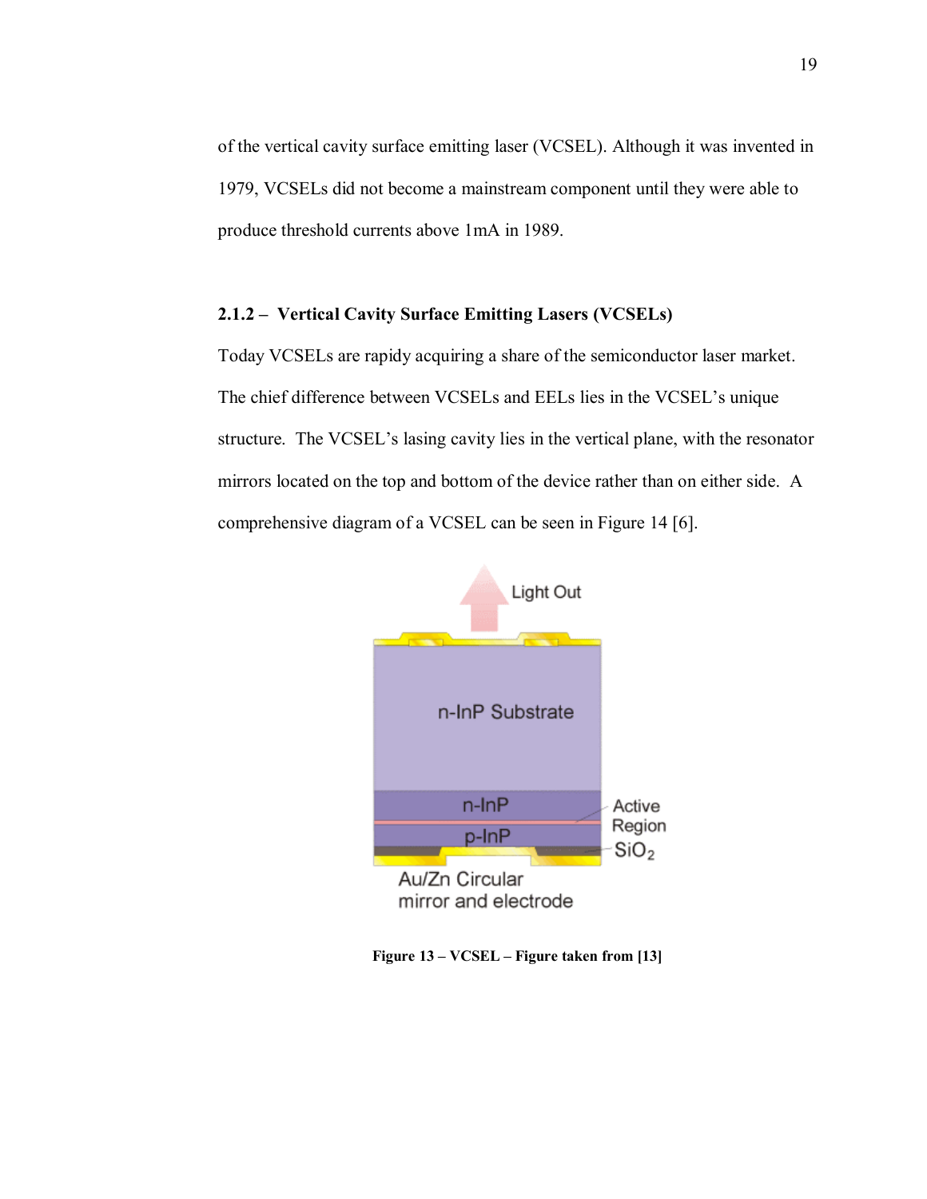of the vertical cavity surface emitting laser (VCSEL). Although it was invented in 1979, VCSELs did not become a mainstream component until they were able to produce threshold currents above 1mA in 1989.

### 2.1.2 – Vertical Cavity Surface Emitting Lasers (VCSELs)

Today VCSELs are rapidy acquiring a share of the semiconductor laser market. The chief difference between VCSELs and EELs lies in the VCSEL's unique structure. The VCSEL's lasing cavity lies in the vertical plane, with the resonator mirrors located on the top and bottom of the device rather than on either side. A comprehensive diagram of a VCSEL can be seen in Figure 14 [6].

**Figure 13 – VCSEL – Figure taken from [13]**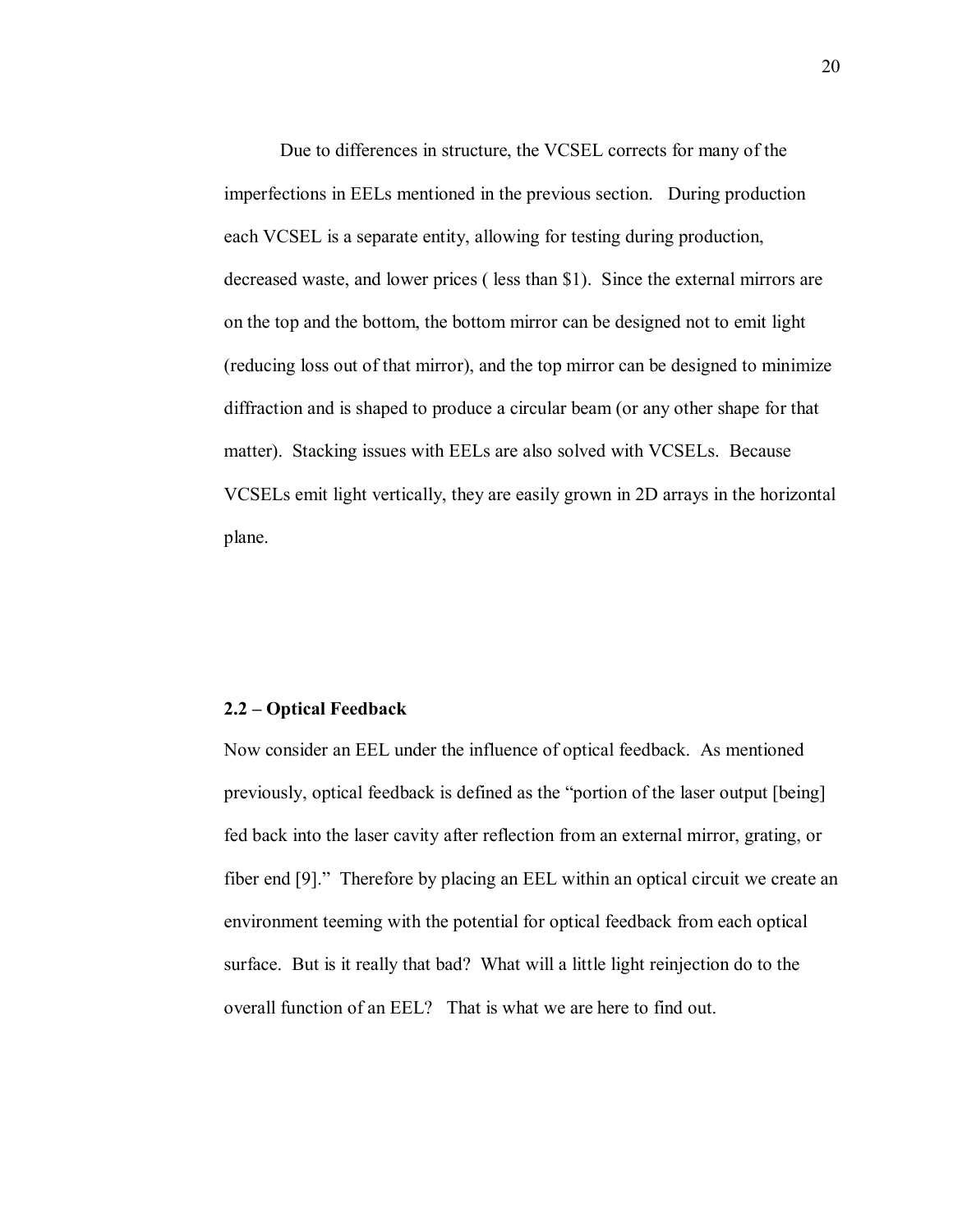Due to differences in structure, the VCSEL corrects for many of the imperfections in EELs mentioned in the previous section. During production each VCSEL is a separate entity, allowing for testing during production, decreased waste, and lower prices ( less than $1). Since the external mirrors are on the top and the bottom, the bottom mirror can be designed not to emit light (reducing loss out of that mirror), and the top mirror can be designed to minimize diffraction and is shaped to produce a circular beam (or any other shape for that matter). Stacking issues with EELs are also solved with VCSELs. Because VCSELs emit light vertically, they are easily grown in 2D arrays in the horizontal plane.

### 2.2 – Optical Feedback

Now consider an EEL under the influence of optical feedback. As mentioned previously, optical feedback is defined as the "portion of the laser output [being] fed back into the laser cavity after reflection from an external mirror, grating, or fiber end [9]." Therefore by placing an EEL within an optical circuit we create an environment teeming with the potential for optical feedback from each optical surface. But is it really that bad? What will a little light reinjection do to the overall function of an EEL? That is what we are here to find out.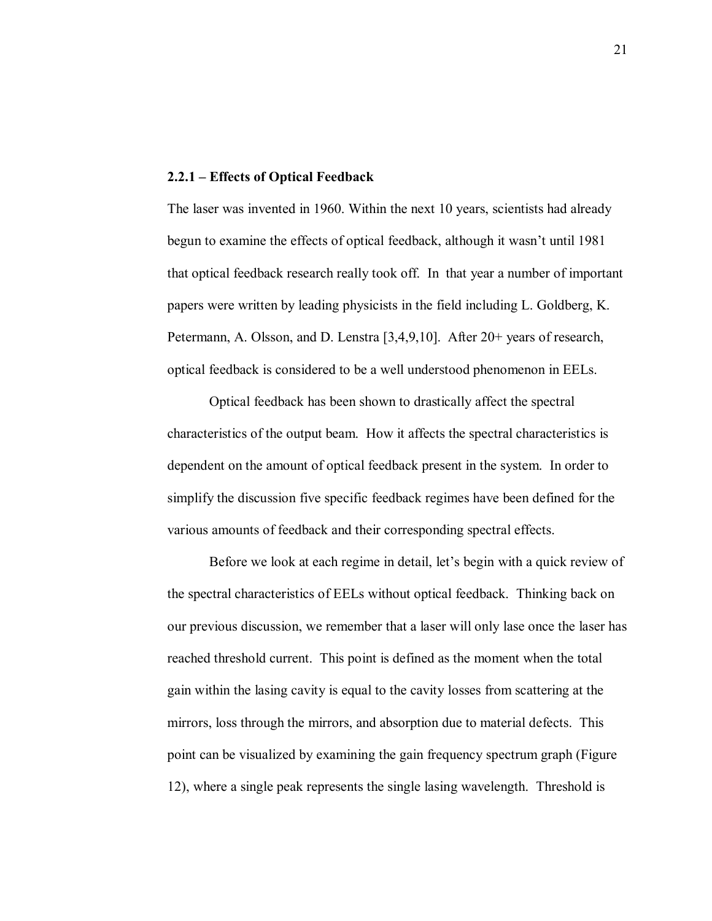### 2.2.1 – Effects of Optical Feedback

The laser was invented in 1960. Within the next 10 years, scientists had already begun to examine the effects of optical feedback, although it wasn't until 1981 that optical feedback research really took off. In that year a number of important papers were written by leading physicists in the field including L. Goldberg, K. Petermann, A. Olsson, and D. Lenstra [3,4,9,10]. After 20+ years of research, optical feedback is considered to be a well understood phenomenon in EELs.

Optical feedback has been shown to drastically affect the spectral characteristics of the output beam. How it affects the spectral characteristics is dependent on the amount of optical feedback present in the system. In order to simplify the discussion five specific feedback regimes have been defined for the various amounts of feedback and their corresponding spectral effects.

Before we look at each regime in detail, let's begin with a quick review of the spectral characteristics of EELs without optical feedback. Thinking back on our previous discussion, we remember that a laser will only lase once the laser has reached threshold current. This point is defined as the moment when the total gain within the lasing cavity is equal to the cavity losses from scattering at the mirrors, loss through the mirrors, and absorption due to material defects. This point can be visualized by examining the gain frequency spectrum graph (Figure 12), where a single peak represents the single lasing wavelength. Threshold is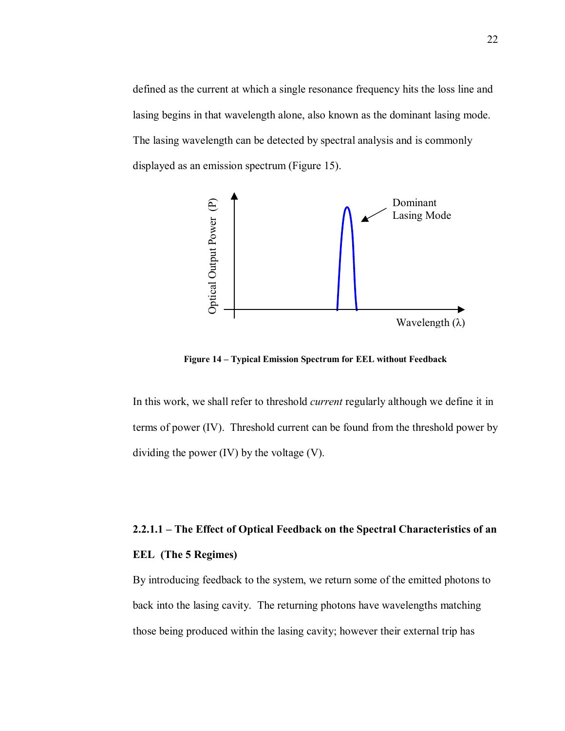defined as the current at which a single resonance frequency hits the loss line and lasing begins in that wavelength alone, also known as the dominant lasing mode. The lasing wavelength can be detected by spectral analysis and is commonly displayed as an emission spectrum (Figure 15).

**Figure 14 – Typical Emission Spectrum for EEL without Feedback**

In this work, we shall refer to threshold *current* regularly although we define it in terms of power (IV). Threshold current can be found from the threshold power by dividing the power (IV) by the voltage (V).

#### 2.2.1.1 – The Effect of Optical Feedback on the Spectral Characteristics of an EEL (The 5 Regimes)

By introducing feedback to the system, we return some of the emitted photons to back into the lasing cavity. The returning photons have wavelengths matching those being produced within the lasing cavity; however their external trip has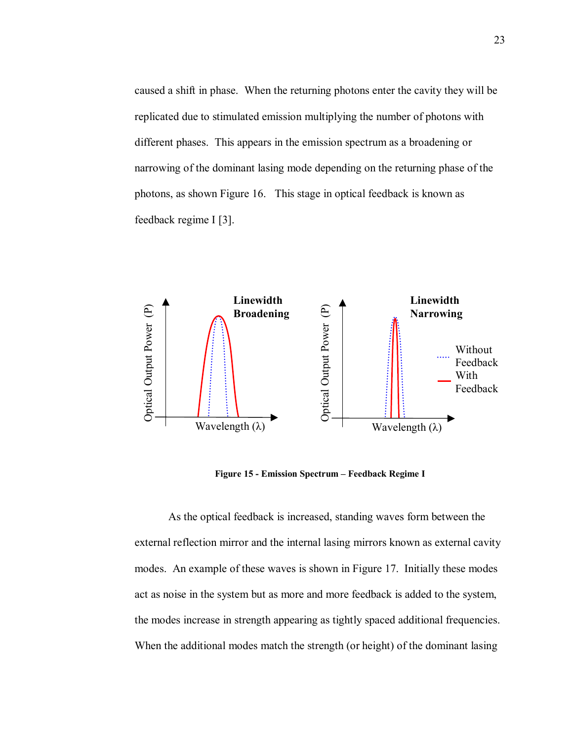caused a shift in phase. When the returning photons enter the cavity they will be replicated due to stimulated emission multiplying the number of photons with different phases. This appears in the emission spectrum as a broadening or narrowing of the dominant lasing mode depending on the returning phase of the photons, as shown Figure 16. This stage in optical feedback is known as feedback regime I [3].

**Figure 15 - Emission Spectrum – Feedback Regime I**

As the optical feedback is increased, standing waves form between the external reflection mirror and the internal lasing mirrors known as external cavity modes. An example of these waves is shown in Figure 17. Initially these modes act as noise in the system but as more and more feedback is added to the system, the modes increase in strength appearing as tightly spaced additional frequencies. When the additional modes match the strength (or height) of the dominant lasing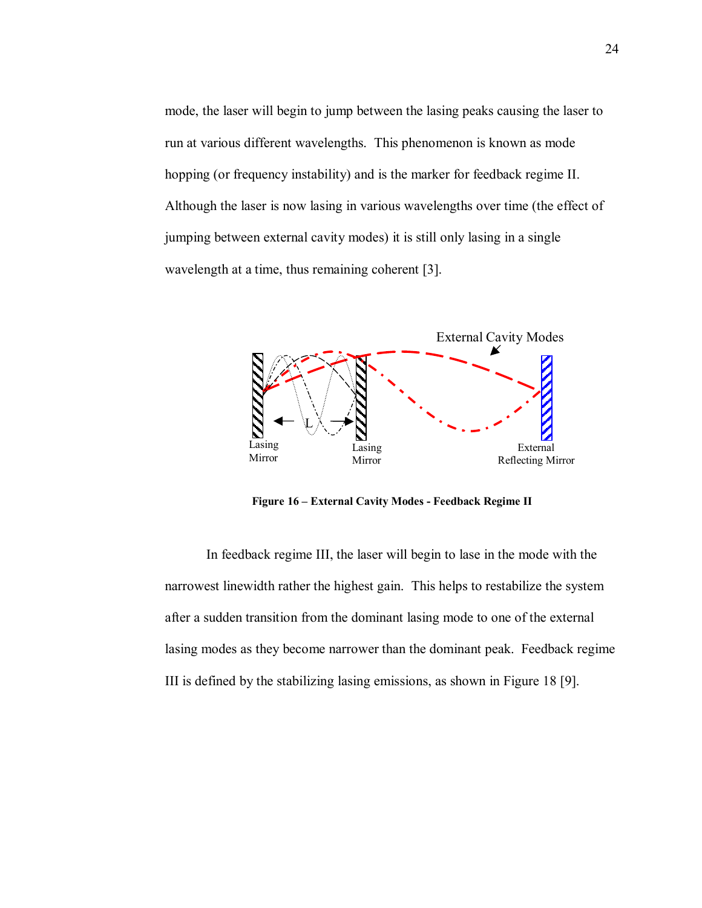mode, the laser will begin to jump between the lasing peaks causing the laser to run at various different wavelengths. This phenomenon is known as mode hopping (or frequency instability) and is the marker for feedback regime II. Although the laser is now lasing in various wavelengths over time (the effect of jumping between external cavity modes) it is still only lasing in a single wavelength at a time, thus remaining coherent [3].

**Figure 16 – External Cavity Modes - Feedback Regime II**

In feedback regime III, the laser will begin to lase in the mode with the narrowest linewidth rather the highest gain. This helps to restabilize the system after a sudden transition from the dominant lasing mode to one of the external lasing modes as they become narrower than the dominant peak. Feedback regime III is defined by the stabilizing lasing emissions, as shown in Figure 18 [9].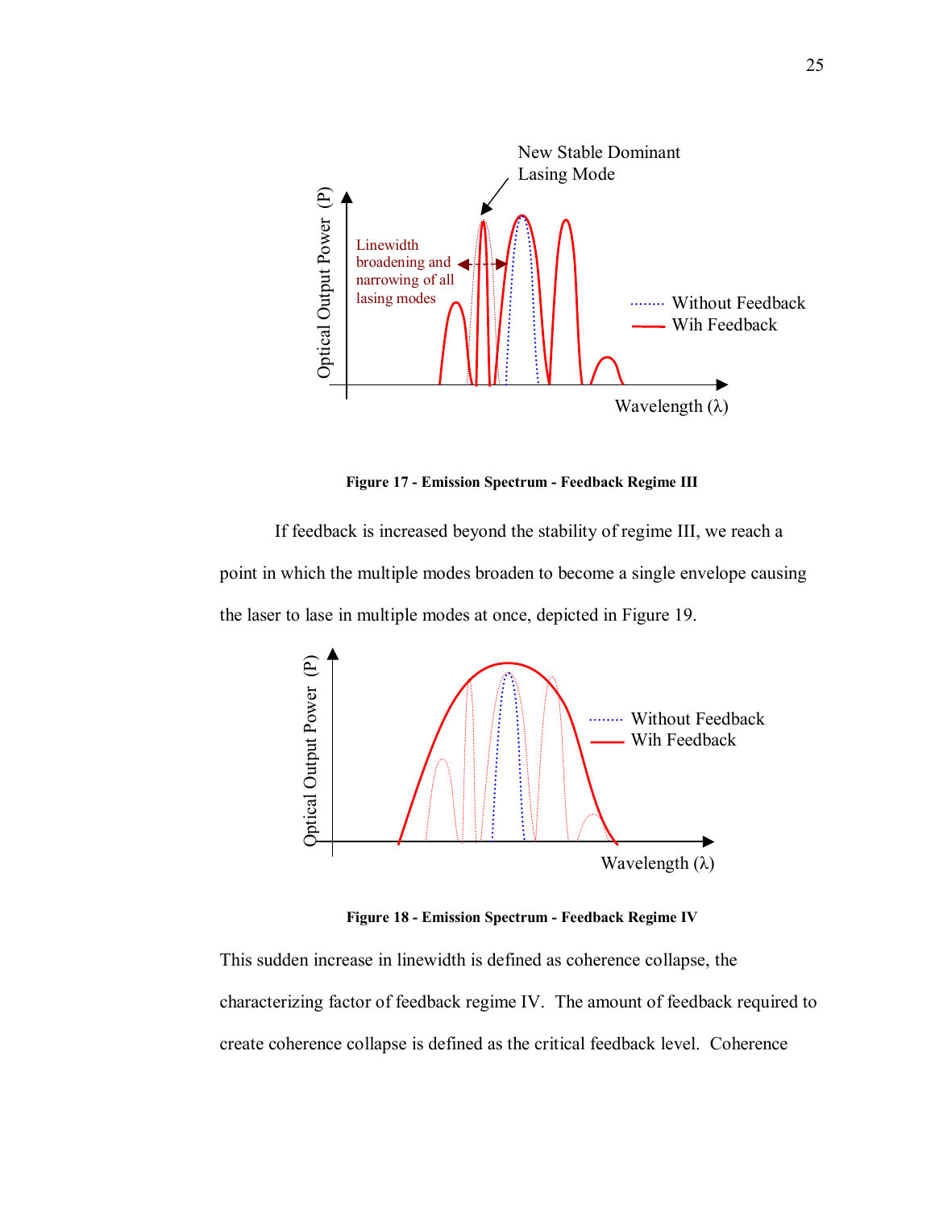Figure 17 - Emission Spectrum - Feedback Regime III

If feedback is increased beyond the stability of regime III, we reach a point in which the multiple modes broaden to become a single envelope causing the laser to lase in multiple modes at once, depicted in Figure 19.

Figure 18 - Emission Spectrum - Feedback Regime IV

This sudden increase in linewidth is defined as coherence collapse, the characterizing factor of feedback regime IV. The amount of feedback required to create coherence collapse is defined as the critical feedback level. Coherence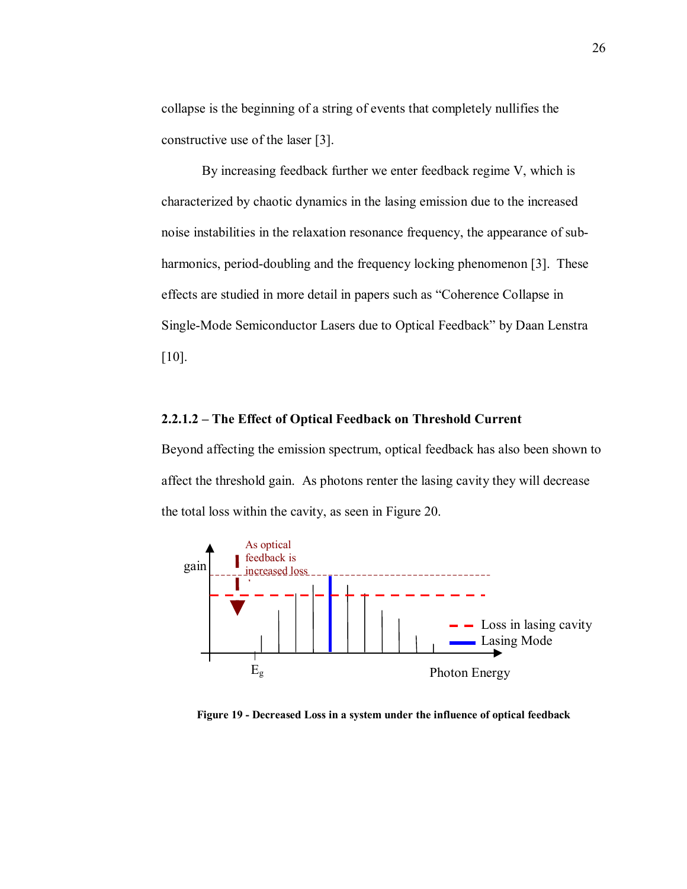collapse is the beginning of a string of events that completely nullifies the constructive use of the laser [3].

By increasing feedback further we enter feedback regime V, which is characterized by chaotic dynamics in the lasing emission due to the increased noise instabilities in the relaxation resonance frequency, the appearance of sub-harmonics, period-doubling and the frequency locking phenomenon [3]. These effects are studied in more detail in papers such as "Coherence Collapse in Single-Mode Semiconductor Lasers due to Optical Feedback" by Daan Lenstra [10].

### 2.2.1.2 – The Effect of Optical Feedback on Threshold Current

Beyond affecting the emission spectrum, optical feedback has also been shown to affect the threshold gain. As photons renter the lasing cavity they will decrease the total loss within the cavity, as seen in Figure 20.

**Figure 19 - Decreased Loss in a system under the influence of optical feedback**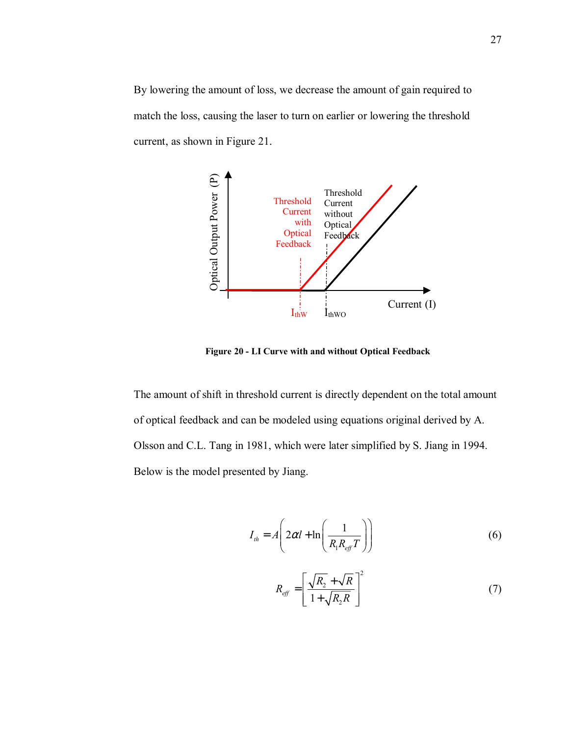By lowering the amount of loss, we decrease the amount of gain required to match the loss, causing the laser to turn on earlier or lowering the threshold current, as shown in Figure 21.

Figure 20 - LI Curve with and without Optical Feedback

The amount of shift in threshold current is directly dependent on the total amount of optical feedback and can be modeled using equations original derived by A. Olsson and C.L. Tang in 1981, which were later simplified by S. Jiang in 1994. Below is the model presented by Jiang.

$$I_{th} = A\left(2\alpha l + \ln\left(\frac{1}{R_1 R_{eff} T}\right)\right) \tag{6}$$

$$R_{eff} = \left[\frac{\sqrt{R_2} + \sqrt{R}}{1 + \sqrt{R_2 R}}\right]^2 \tag{7}$$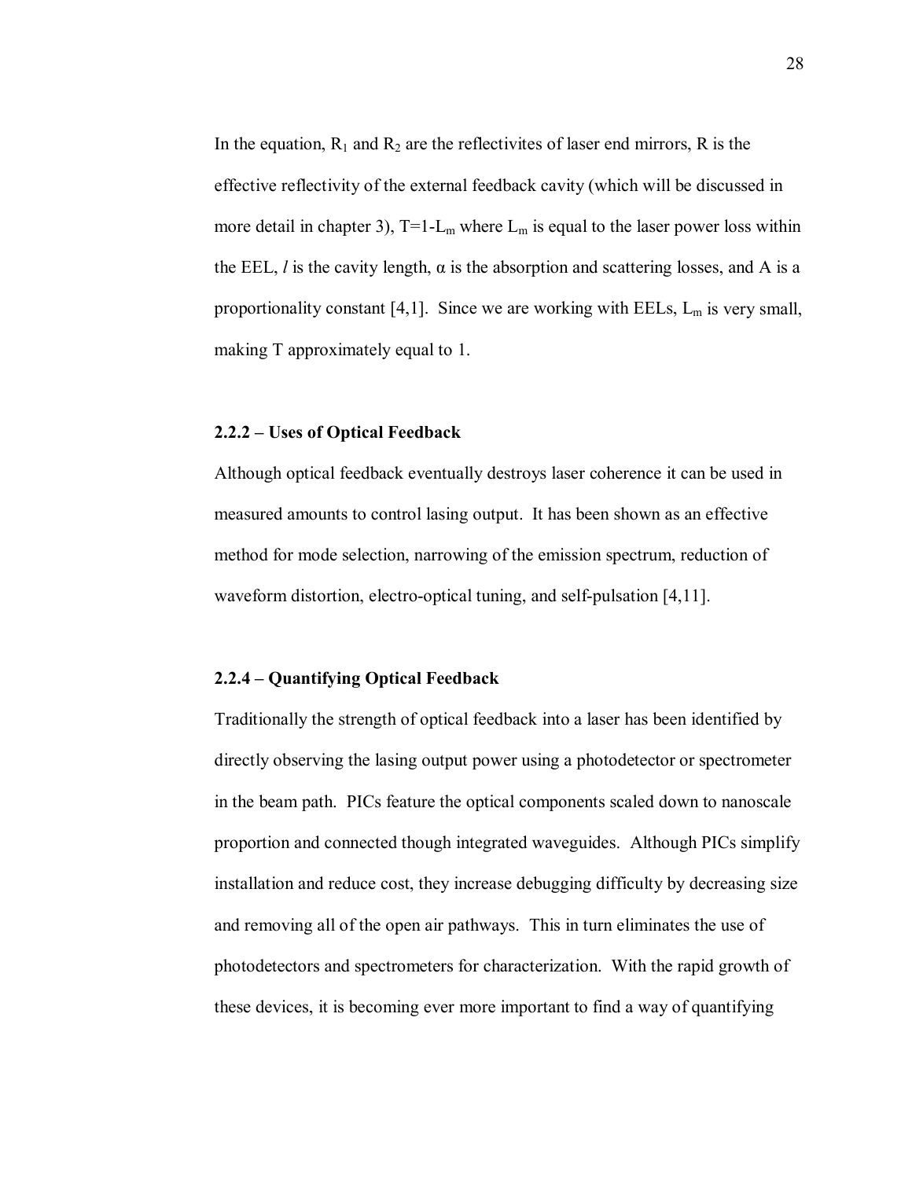In the equation, $R_1$ and $R_2$ are the reflectivites of laser end mirrors, R is the effective reflectivity of the external feedback cavity (which will be discussed in more detail in chapter 3), $T=1-L_m$ where $L_m$ is equal to the laser power loss within the EEL, $l$ is the cavity length, $\alpha$ is the absorption and scattering losses, and A is a proportionality constant [4,1]. Since we are working with EELs, $L_m$ is very small, making T approximately equal to 1.

### 2.2.2 – Uses of Optical Feedback

Although optical feedback eventually destroys laser coherence it can be used in measured amounts to control lasing output. It has been shown as an effective method for mode selection, narrowing of the emission spectrum, reduction of waveform distortion, electro-optical tuning, and self-pulsation [4,11].

### 2.2.4 – Quantifying Optical Feedback

Traditionally the strength of optical feedback into a laser has been identified by directly observing the lasing output power using a photodetector or spectrometer in the beam path. PICs feature the optical components scaled down to nanoscale proportion and connected though integrated waveguides. Although PICs simplify installation and reduce cost, they increase debugging difficulty by decreasing size and removing all of the open air pathways. This in turn eliminates the use of photodetectors and spectrometers for characterization. With the rapid growth of these devices, it is becoming ever more important to find a way of quantifying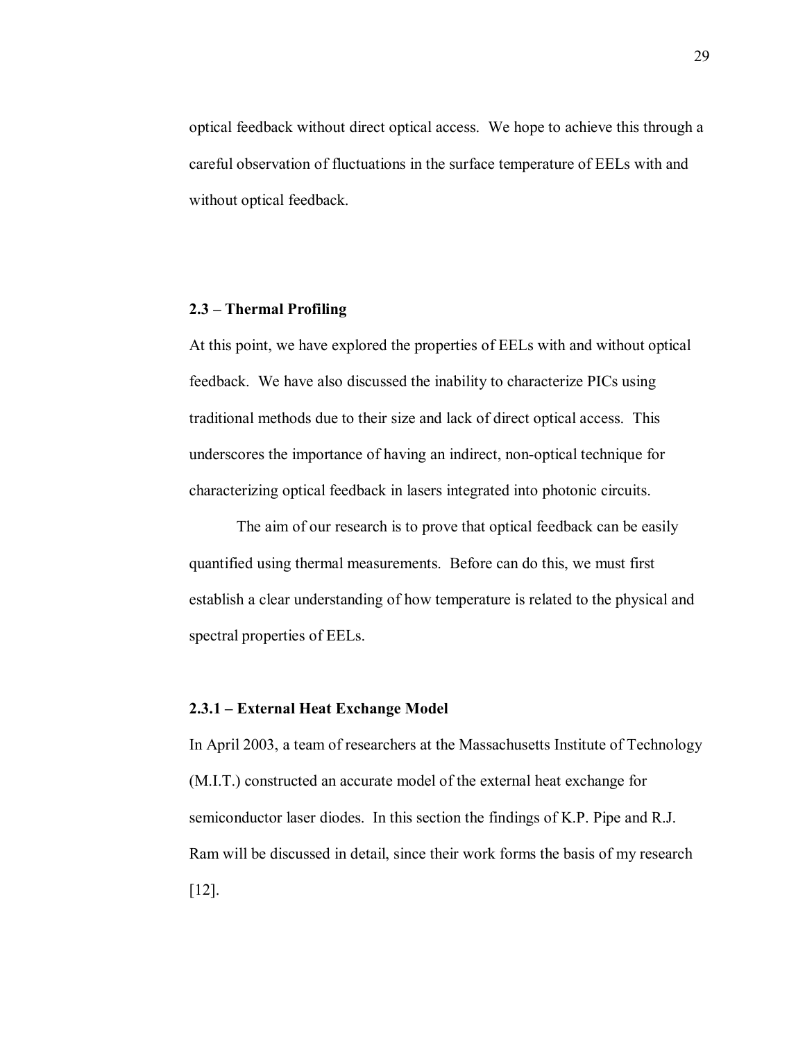optical feedback without direct optical access. We hope to achieve this through a careful observation of fluctuations in the surface temperature of EELs with and without optical feedback.

### 2.3 – Thermal Profiling

At this point, we have explored the properties of EELs with and without optical feedback. We have also discussed the inability to characterize PICs using traditional methods due to their size and lack of direct optical access. This underscores the importance of having an indirect, non-optical technique for characterizing optical feedback in lasers integrated into photonic circuits.

The aim of our research is to prove that optical feedback can be easily quantified using thermal measurements. Before can do this, we must first establish a clear understanding of how temperature is related to the physical and spectral properties of EELs.

#### 2.3.1 – External Heat Exchange Model

In April 2003, a team of researchers at the Massachusetts Institute of Technology (M.I.T.) constructed an accurate model of the external heat exchange for semiconductor laser diodes. In this section the findings of K.P. Pipe and R.J. Ram will be discussed in detail, since their work forms the basis of my research [12].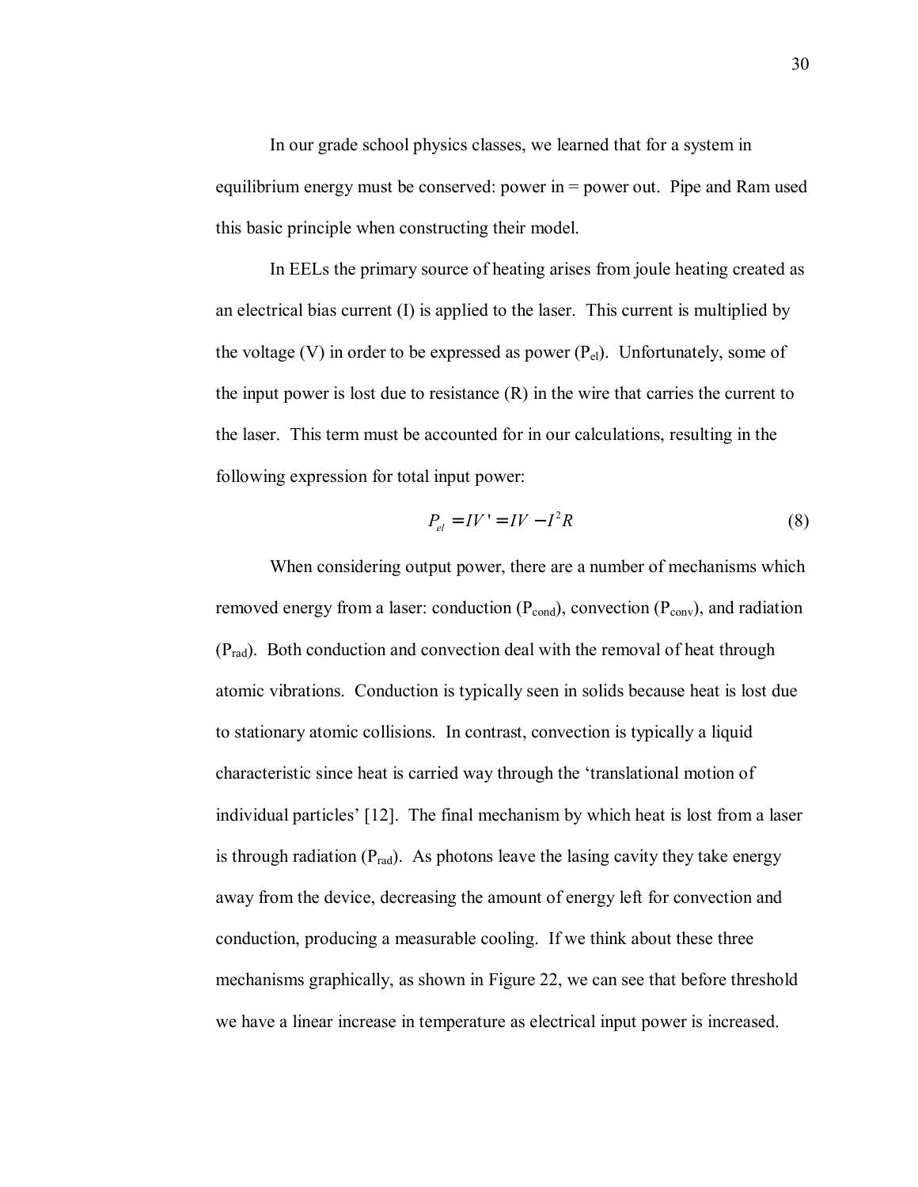In our grade school physics classes, we learned that for a system in equilibrium energy must be conserved: power in = power out. Pipe and Ram used this basic principle when constructing their model.

In EELs the primary source of heating arises from joule heating created as an electrical bias current (I) is applied to the laser. This current is multiplied by the voltage (V) in order to be expressed as power ($P_{el}$). Unfortunately, some of the input power is lost due to resistance (R) in the wire that carries the current to the laser. This term must be accounted for in our calculations, resulting in the following expression for total input power:

$$P_{el} = IV' = IV - I^2R \tag{8}$$

When considering output power, there are a number of mechanisms which removed energy from a laser: conduction ($P_{cond}$), convection ($P_{conv}$), and radiation ($P_{rad}$). Both conduction and convection deal with the removal of heat through atomic vibrations. Conduction is typically seen in solids because heat is lost due to stationary atomic collisions. In contrast, convection is typically a liquid characteristic since heat is carried way through the 'translational motion of individual particles' [12]. The final mechanism by which heat is lost from a laser is through radiation ($P_{rad}$). As photons leave the lasing cavity they take energy away from the device, decreasing the amount of energy left for convection and conduction, producing a measurable cooling. If we think about these three mechanisms graphically, as shown in Figure 22, we can see that before threshold we have a linear increase in temperature as electrical input power is increased.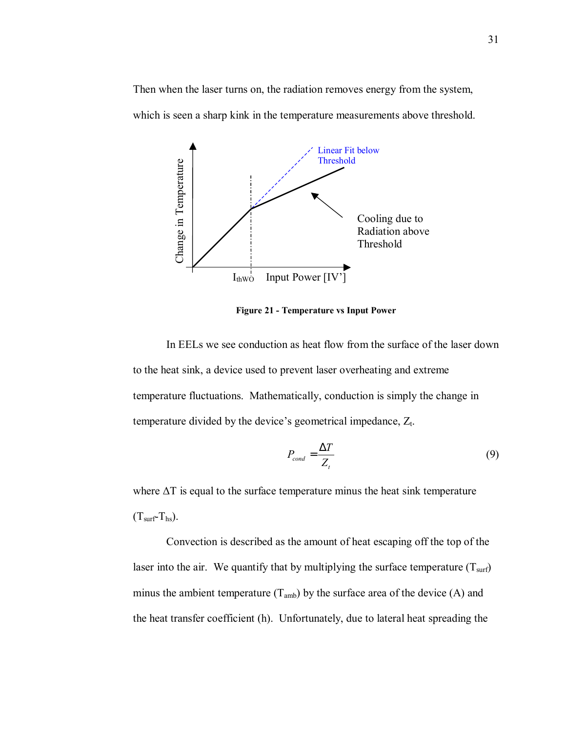Then when the laser turns on, the radiation removes energy from the system, which is seen a sharp kink in the temperature measurements above threshold.

**Figure 21 - Temperature vs Input Power**

In EELs we see conduction as heat flow from the surface of the laser down to the heat sink, a device used to prevent laser overheating and extreme temperature fluctuations. Mathematically, conduction is simply the change in temperature divided by the device's geometrical impedance, $Z_t$.

$$P_{cond} = \frac{\Delta T}{Z_t} \tag{9}$$

where $\Delta T$ is equal to the surface temperature minus the heat sink temperature ($T_{surf}$-$T_{hs}$).

Convection is described as the amount of heat escaping off the top of the laser into the air. We quantify that by multiplying the surface temperature ($T_{surf}$) minus the ambient temperature ($T_{amb}$) by the surface area of the device (A) and the heat transfer coefficient (h). Unfortunately, due to lateral heat spreading the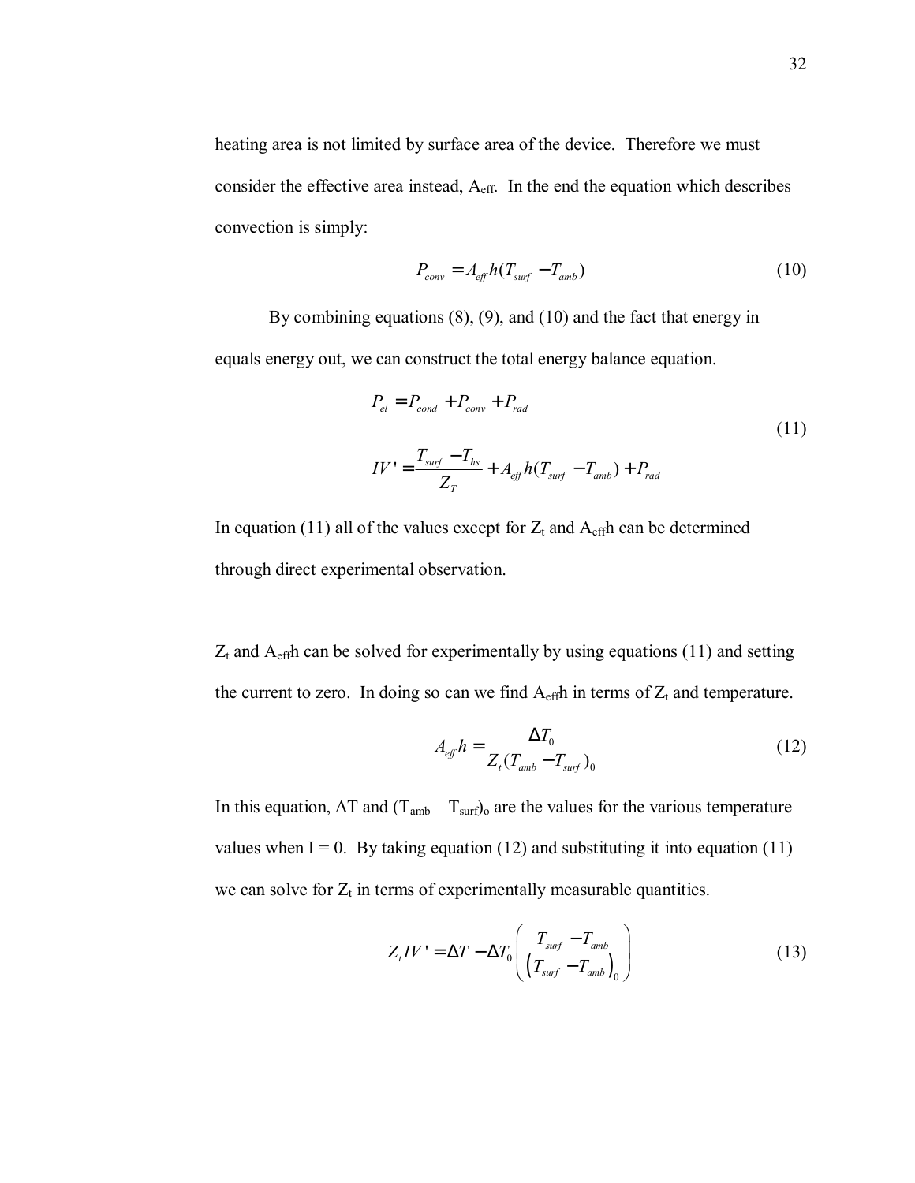heating area is not limited by surface area of the device. Therefore we must consider the effective area instead, $A_{eff}$. In the end the equation which describes convection is simply:

$$P_{conv} = A_{eff} h (T_{surf} - T_{amb}) \tag{10}$$

By combining equations (8), (9), and (10) and the fact that energy in equals energy out, we can construct the total energy balance equation.

$$\begin{aligned} P_{el} &= P_{cond} + P_{conv} + P_{rad} \\ IV' &= \frac{T_{surf} - T_{hs}}{Z_T} + A_{eff} h (T_{surf} - T_{amb}) + P_{rad} \end{aligned} \tag{11}$$

In equation (11) all of the values except for $Z_t$ and $A_{eff}h$ can be determined through direct experimental observation.

$Z_t$ and $A_{eff}h$ can be solved for experimentally by using equations (11) and setting the current to zero. In doing so can we find $A_{eff}h$ in terms of $Z_t$ and temperature.

$$A_{eff} h = \frac{\Delta T_0}{Z_t (T_{amb} - T_{surf})_0} \tag{12}$$

In this equation, $\Delta T$ and $(T_{amb} - T_{surf})_o$ are the values for the various temperature values when $I = 0$. By taking equation (12) and substituting it into equation (11) we can solve for $Z_t$ in terms of experimentally measurable quantities.

$$Z_t IV' = \Delta T - \Delta T_0 \left( \frac{T_{surf} - T_{amb}}{\left(T_{surf} - T_{amb}\right)_0} \right) \tag{13}$$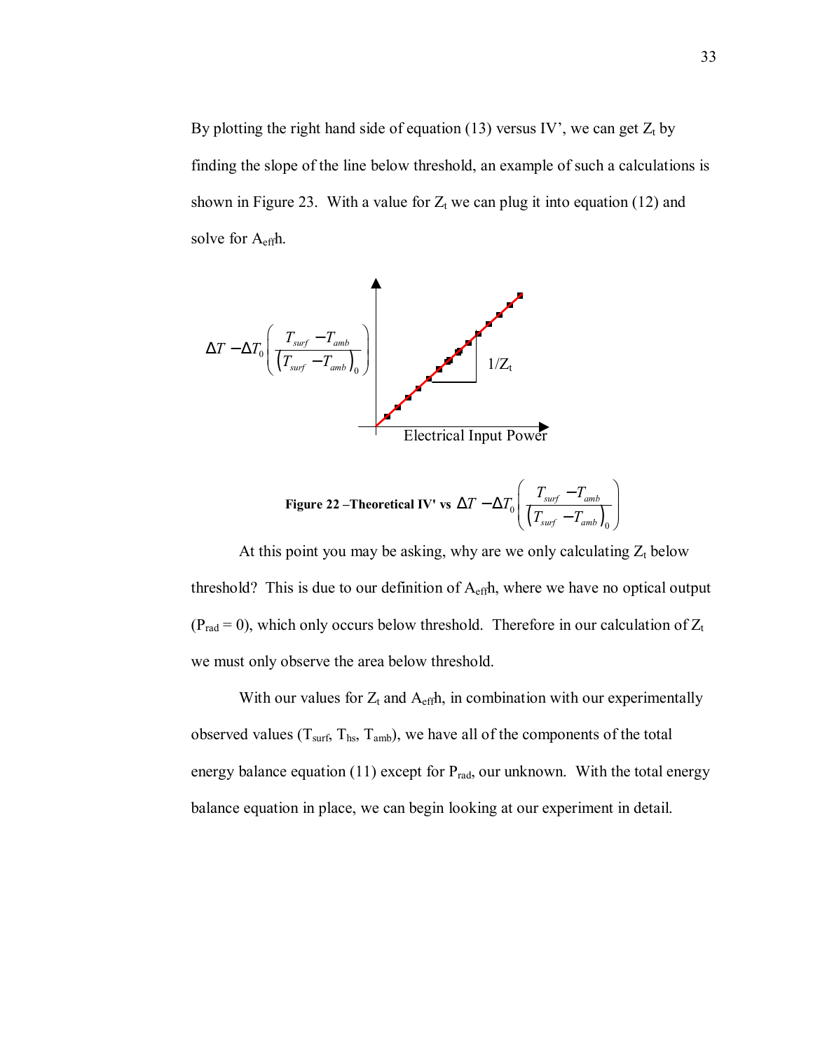By plotting the right hand side of equation (13) versus IV', we can get $Z_t$ by finding the slope of the line below threshold, an example of such a calculations is shown in Figure 23. With a value for $Z_t$ we can plug it into equation (12) and solve for $A_{eff}h$.

**Figure 22 –Theoretical IV' vs $\Delta T - \Delta T_0 \left( \frac{T_{surf} - T_{amb}}{\left(T_{surf} - T_{amb}\right)_0} \right)$**

At this point you may be asking, why are we only calculating $Z_t$ below threshold? This is due to our definition of $A_{eff}h$, where we have no optical output ($P_{rad} = 0$), which only occurs below threshold. Therefore in our calculation of $Z_t$ we must only observe the area below threshold.

With our values for $Z_t$ and $A_{eff}h$, in combination with our experimentally observed values ($T_{surf}$, $T_{hs}$, $T_{amb}$), we have all of the components of the total energy balance equation (11) except for $P_{rad}$, our unknown. With the total energy balance equation in place, we can begin looking at our experiment in detail.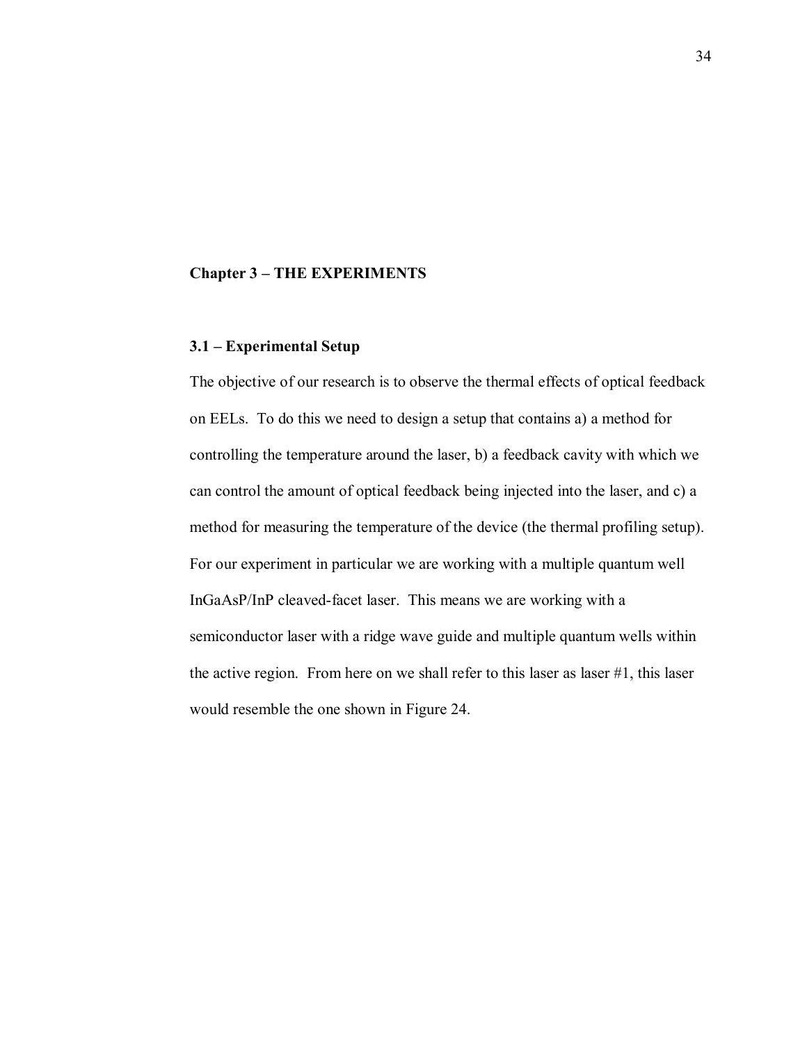# Chapter 3 – THE EXPERIMENTS

## 3.1 – Experimental Setup

The objective of our research is to observe the thermal effects of optical feedback on EELs. To do this we need to design a setup that contains a) a method for controlling the temperature around the laser, b) a feedback cavity with which we can control the amount of optical feedback being injected into the laser, and c) a method for measuring the temperature of the device (the thermal profiling setup). For our experiment in particular we are working with a multiple quantum well InGaAsP/InP cleaved-facet laser. This means we are working with a semiconductor laser with a ridge wave guide and multiple quantum wells within the active region. From here on we shall refer to this laser as laser #1, this laser would resemble the one shown in Figure 24.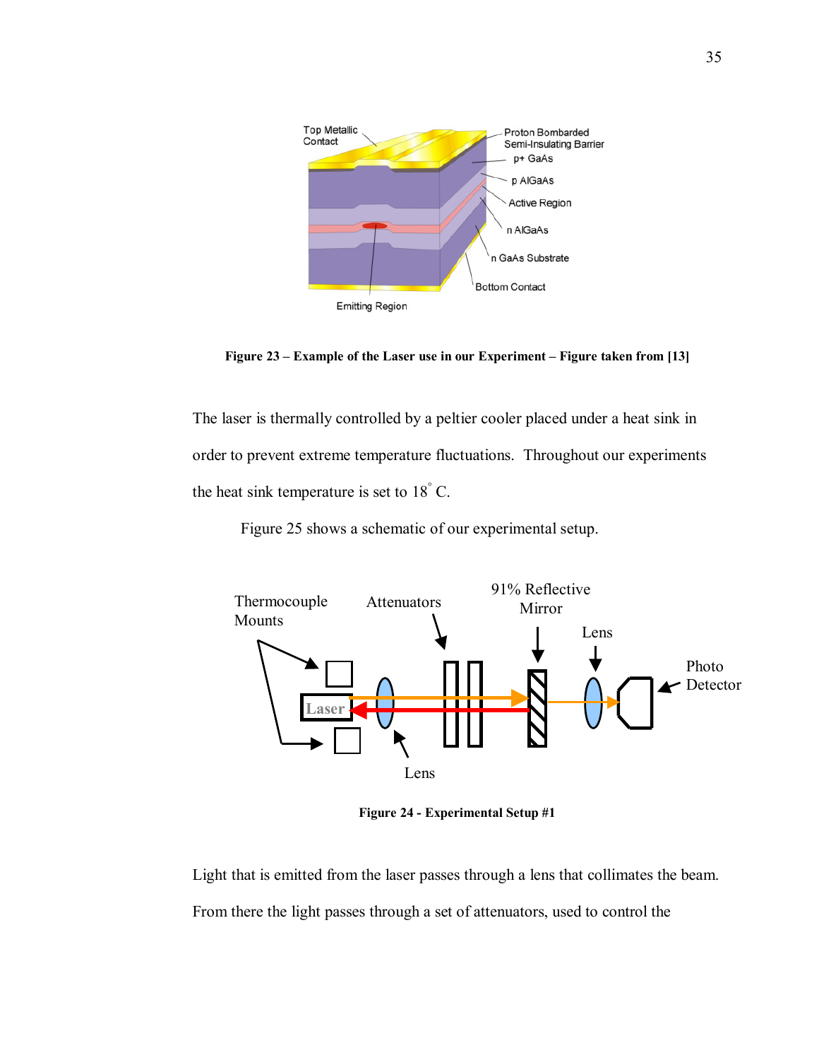Figure 23 – Example of the Laser use in our Experiment – Figure taken from [13]

The laser is thermally controlled by a peltier cooler placed under a heat sink in order to prevent extreme temperature fluctuations. Throughout our experiments the heat sink temperature is set to 18° C.

Figure 25 shows a schematic of our experimental setup.

Figure 24 - Experimental Setup #1

Light that is emitted from the laser passes through a lens that collimates the beam. From there the light passes through a set of attenuators, used to control the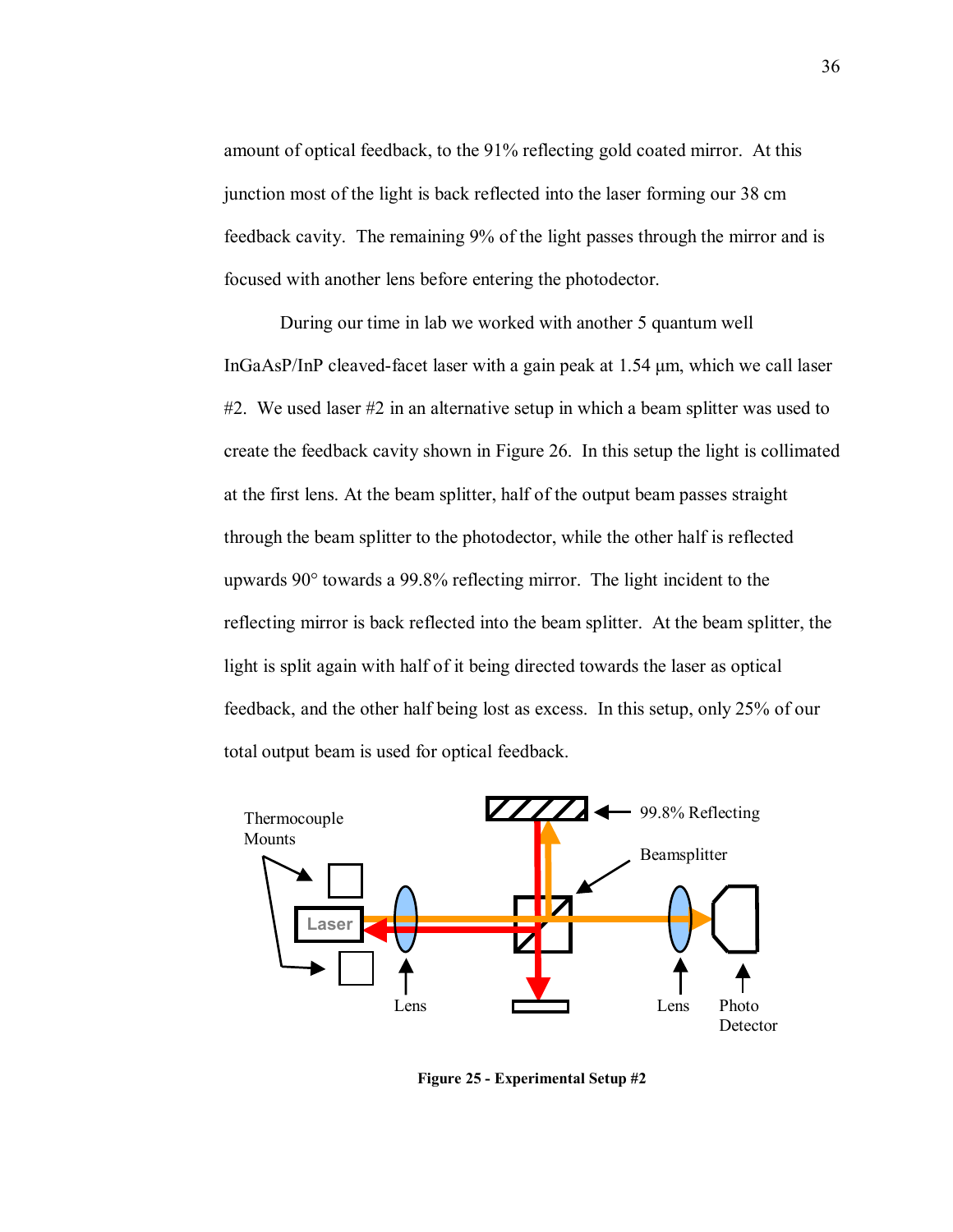amount of optical feedback, to the 91% reflecting gold coated mirror. At this junction most of the light is back reflected into the laser forming our 38 cm feedback cavity. The remaining 9% of the light passes through the mirror and is focused with another lens before entering the photodector.

During our time in lab we worked with another 5 quantum well InGaAsP/InP cleaved-facet laser with a gain peak at 1.54 μm, which we call laser #2. We used laser #2 in an alternative setup in which a beam splitter was used to create the feedback cavity shown in Figure 26. In this setup the light is collimated at the first lens. At the beam splitter, half of the output beam passes straight through the beam splitter to the photodector, while the other half is reflected upwards 90° towards a 99.8% reflecting mirror. The light incident to the reflecting mirror is back reflected into the beam splitter. At the beam splitter, the light is split again with half of it being directed towards the laser as optical feedback, and the other half being lost as excess. In this setup, only 25% of our total output beam is used for optical feedback.

**Figure 25 - Experimental Setup #2**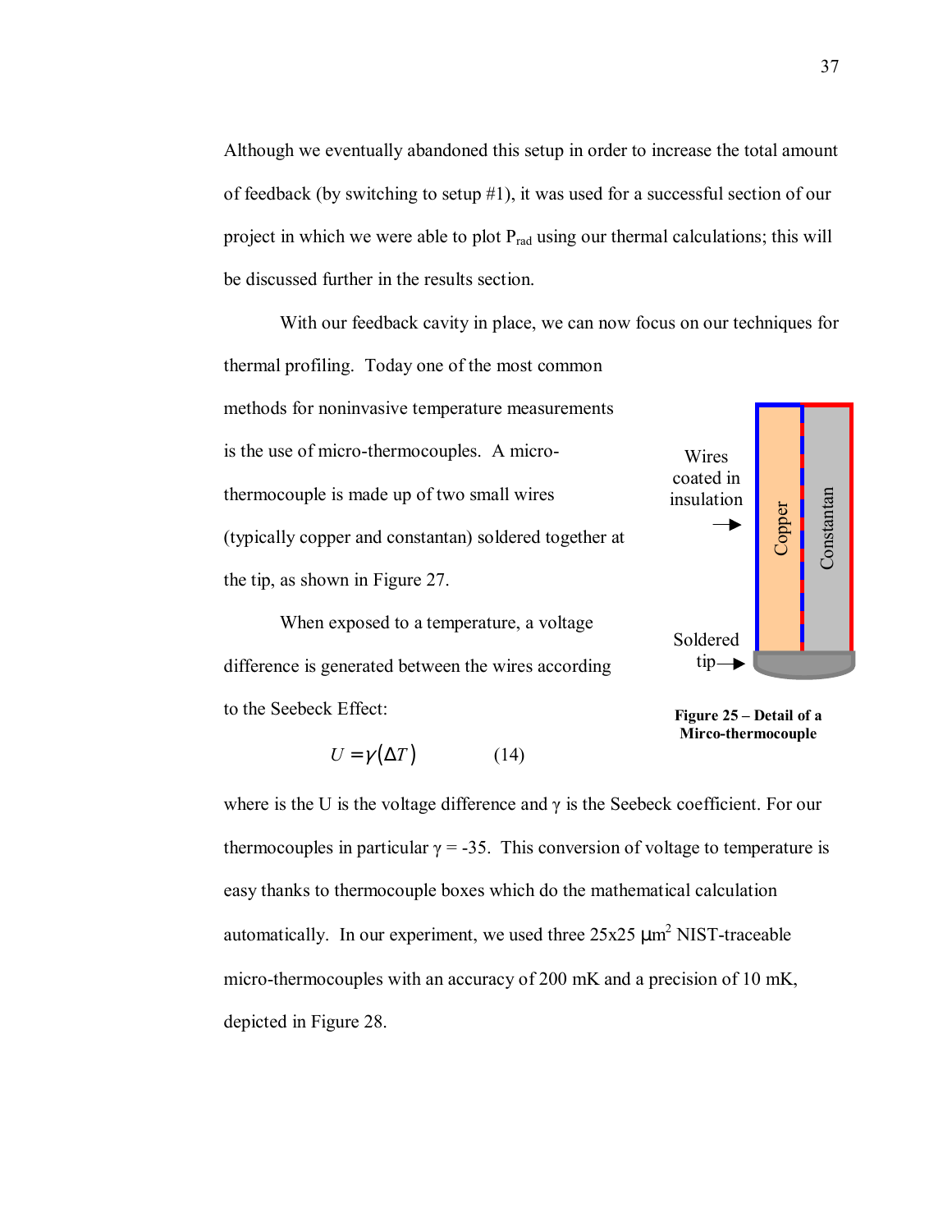Although we eventually abandoned this setup in order to increase the total amount of feedback (by switching to setup #1), it was used for a successful section of our project in which we were able to plot $P_{rad}$ using our thermal calculations; this will be discussed further in the results section.

With our feedback cavity in place, we can now focus on our techniques for thermal profiling. Today one of the most common methods for noninvasive temperature measurements is the use of micro-thermocouples. A micro-thermocouple is made up of two small wires (typically copper and constantan) soldered together at the tip, as shown in Figure 27.

Wires coated in insulation

Copper

Constantan

Soldered tip

**Figure 25 – Detail of a Mirco-thermocouple**

When exposed to a temperature, a voltage difference is generated between the wires according to the Seebeck Effect:

$$U = \gamma(\Delta T) \qquad (14)$$

where is the U is the voltage difference and $\gamma$ is the Seebeck coefficient. For our thermocouples in particular $\gamma = -35$. This conversion of voltage to temperature is easy thanks to thermocouple boxes which do the mathematical calculation automatically. In our experiment, we used three 25x25 $\mu m^2$ NIST-traceable micro-thermocouples with an accuracy of 200 mK and a precision of 10 mK, depicted in Figure 28.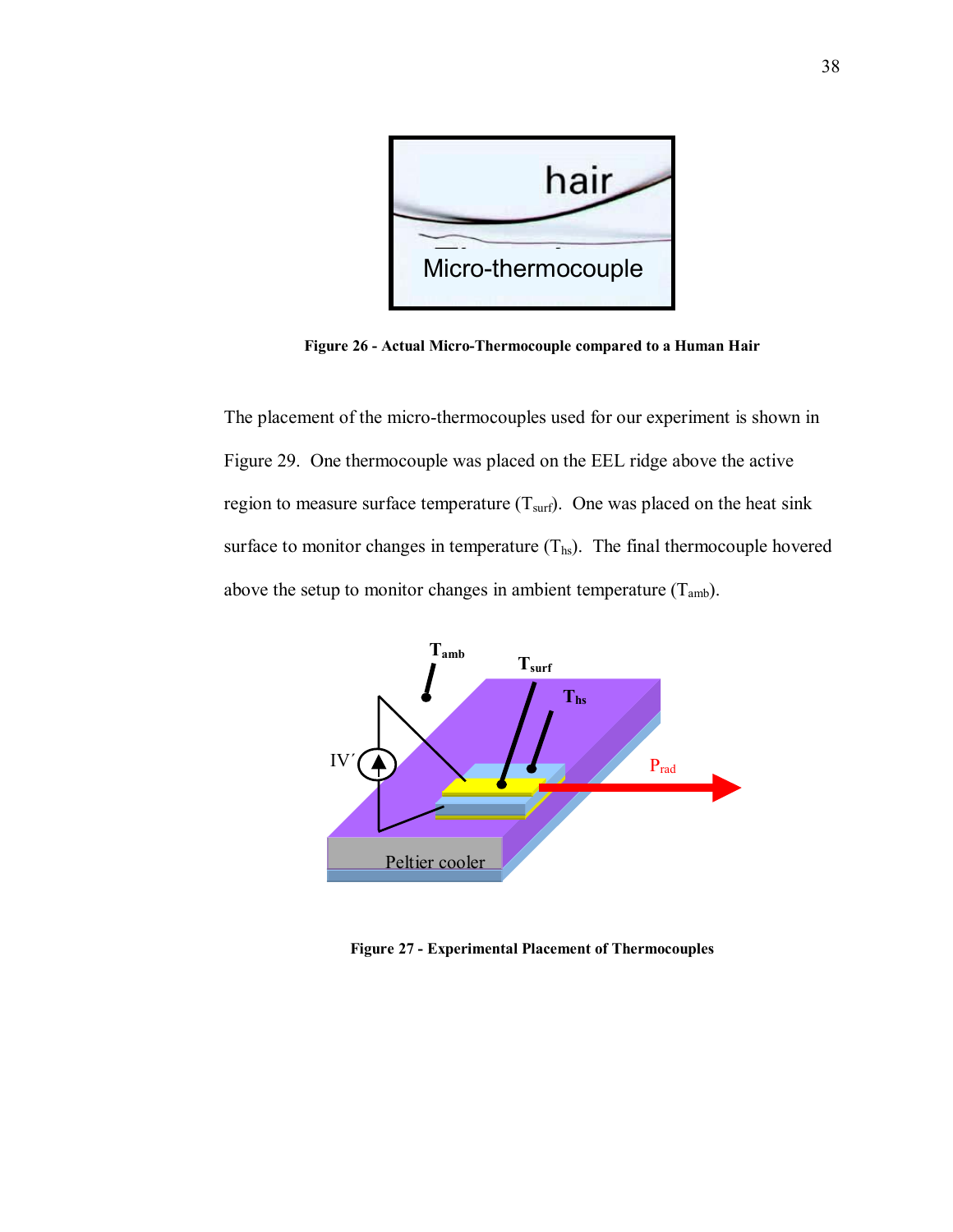**Figure 26 - Actual Micro-Thermocouple compared to a Human Hair**

The placement of the micro-thermocouples used for our experiment is shown in Figure 29. One thermocouple was placed on the EEL ridge above the active region to measure surface temperature ($T_{surf}$). One was placed on the heat sink surface to monitor changes in temperature ($T_{hs}$). The final thermocouple hovered above the setup to monitor changes in ambient temperature ($T_{amb}$).

**Figure 27 - Experimental Placement of Thermocouples**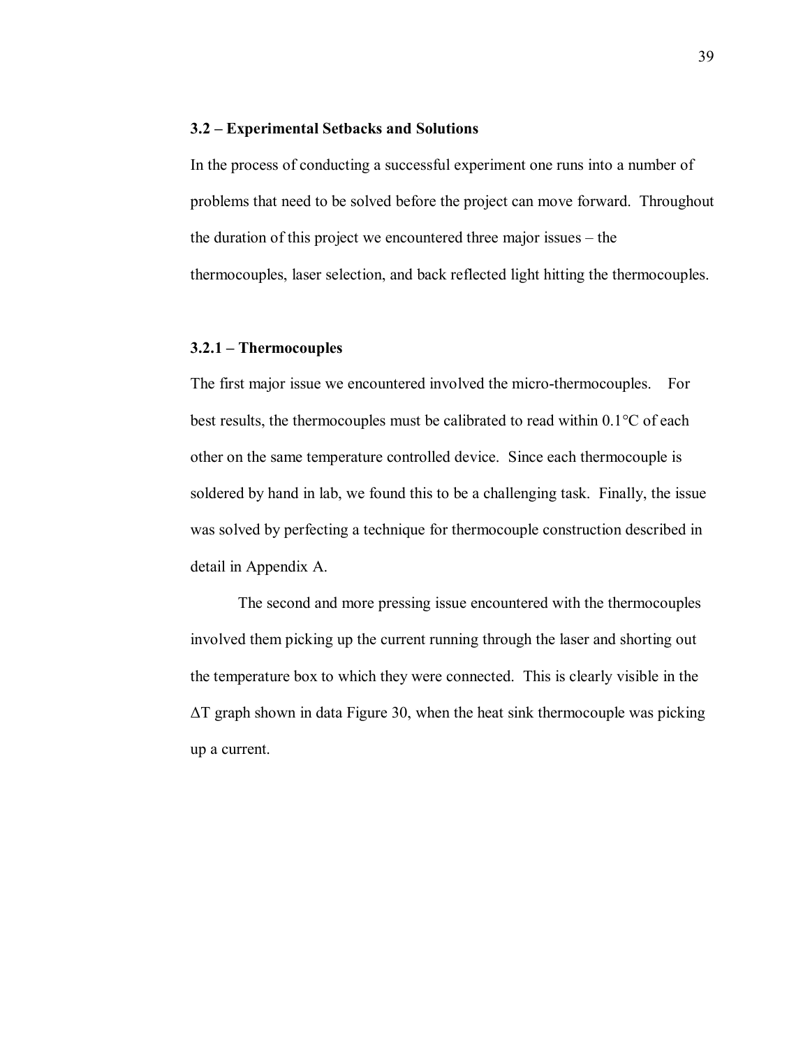### 3.2 – Experimental Setbacks and Solutions

In the process of conducting a successful experiment one runs into a number of problems that need to be solved before the project can move forward. Throughout the duration of this project we encountered three major issues – the thermocouples, laser selection, and back reflected light hitting the thermocouples.

#### 3.2.1 – Thermocouples

The first major issue we encountered involved the micro-thermocouples. For best results, the thermocouples must be calibrated to read within 0.1°C of each other on the same temperature controlled device. Since each thermocouple is soldered by hand in lab, we found this to be a challenging task. Finally, the issue was solved by perfecting a technique for thermocouple construction described in detail in Appendix A.

The second and more pressing issue encountered with the thermocouples involved them picking up the current running through the laser and shorting out the temperature box to which they were connected. This is clearly visible in the $\Delta T$ graph shown in data Figure 30, when the heat sink thermocouple was picking up a current.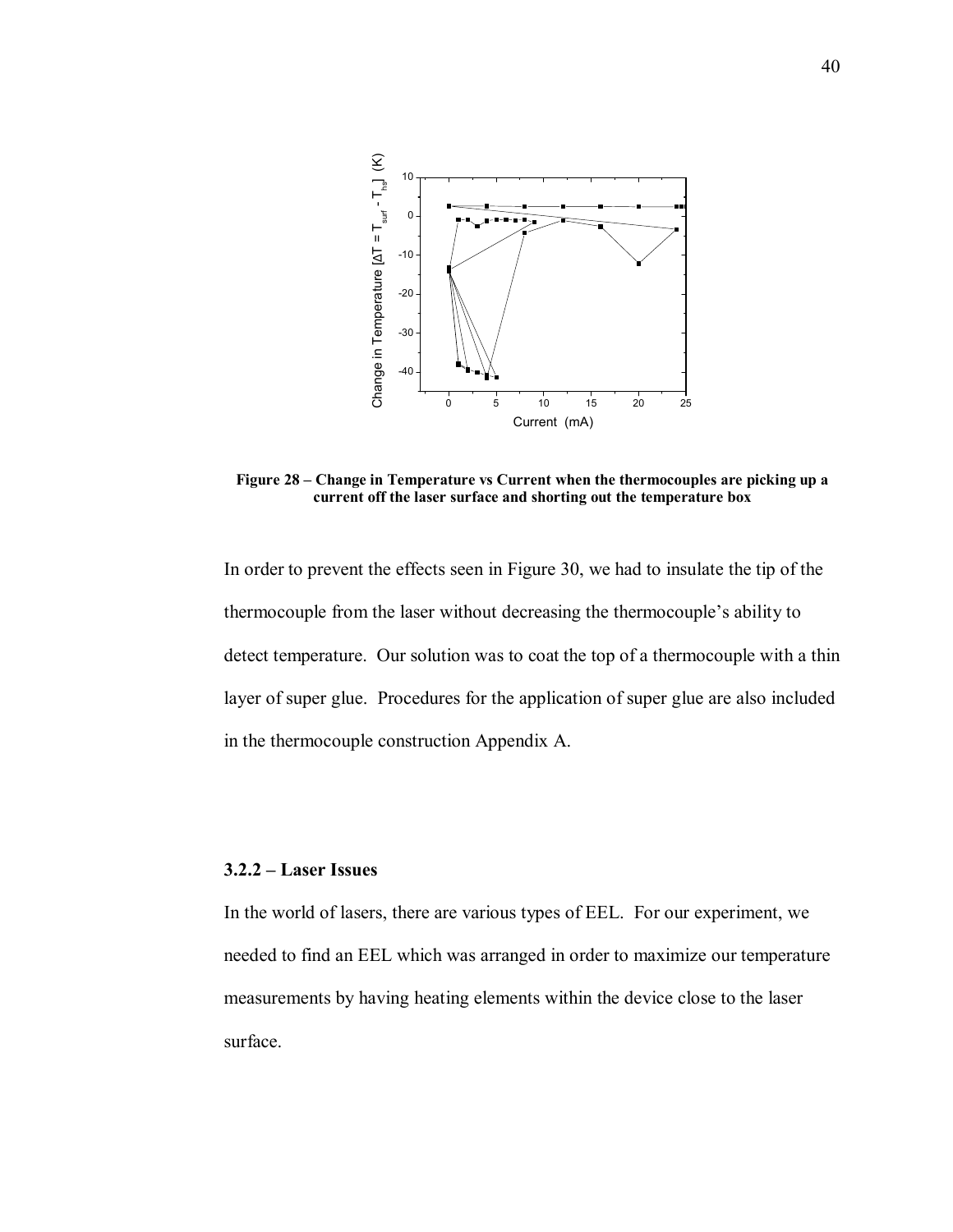**Figure 28 – Change in Temperature vs Current when the thermocouples are picking up a current off the laser surface and shorting out the temperature box**

In order to prevent the effects seen in Figure 30, we had to insulate the tip of the thermocouple from the laser without decreasing the thermocouple's ability to detect temperature. Our solution was to coat the top of a thermocouple with a thin layer of super glue. Procedures for the application of super glue are also included in the thermocouple construction Appendix A.

### 3.2.2 – Laser Issues

In the world of lasers, there are various types of EEL. For our experiment, we needed to find an EEL which was arranged in order to maximize our temperature measurements by having heating elements within the device close to the laser surface.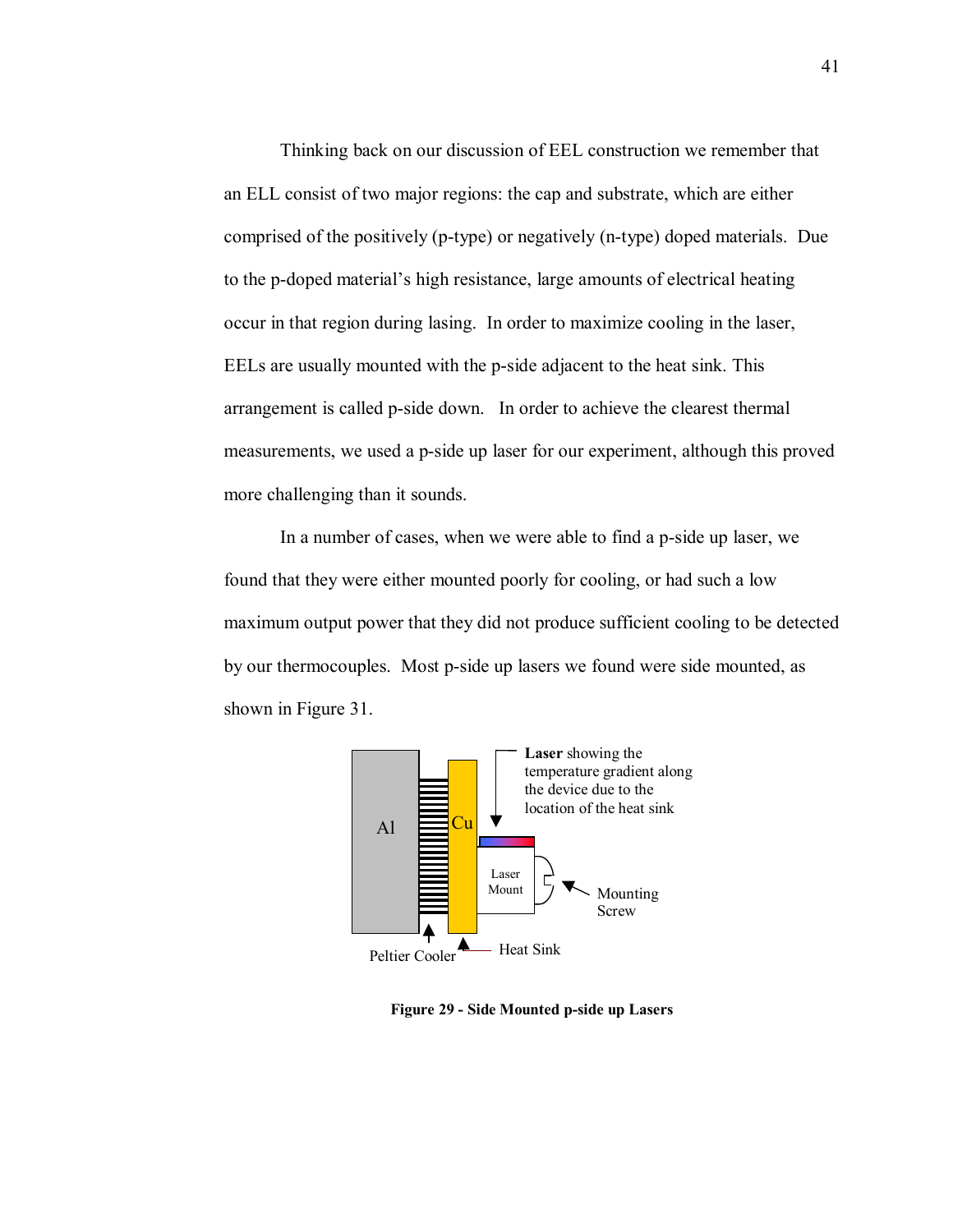Thinking back on our discussion of EEL construction we remember that an ELL consist of two major regions: the cap and substrate, which are either comprised of the positively (p-type) or negatively (n-type) doped materials. Due to the p-doped material's high resistance, large amounts of electrical heating occur in that region during lasing. In order to maximize cooling in the laser, EELs are usually mounted with the p-side adjacent to the heat sink. This arrangement is called p-side down. In order to achieve the clearest thermal measurements, we used a p-side up laser for our experiment, although this proved more challenging than it sounds.

In a number of cases, when we were able to find a p-side up laser, we found that they were either mounted poorly for cooling, or had such a low maximum output power that they did not produce sufficient cooling to be detected by our thermocouples. Most p-side up lasers we found were side mounted, as shown in Figure 31.

Al, Cu, **Laser** showing the temperature gradient along the device due to the location of the heat sink, Laser Mount, Mounting Screw, Peltier Cooler, Heat Sink

**Figure 29 - Side Mounted p-side up Lasers**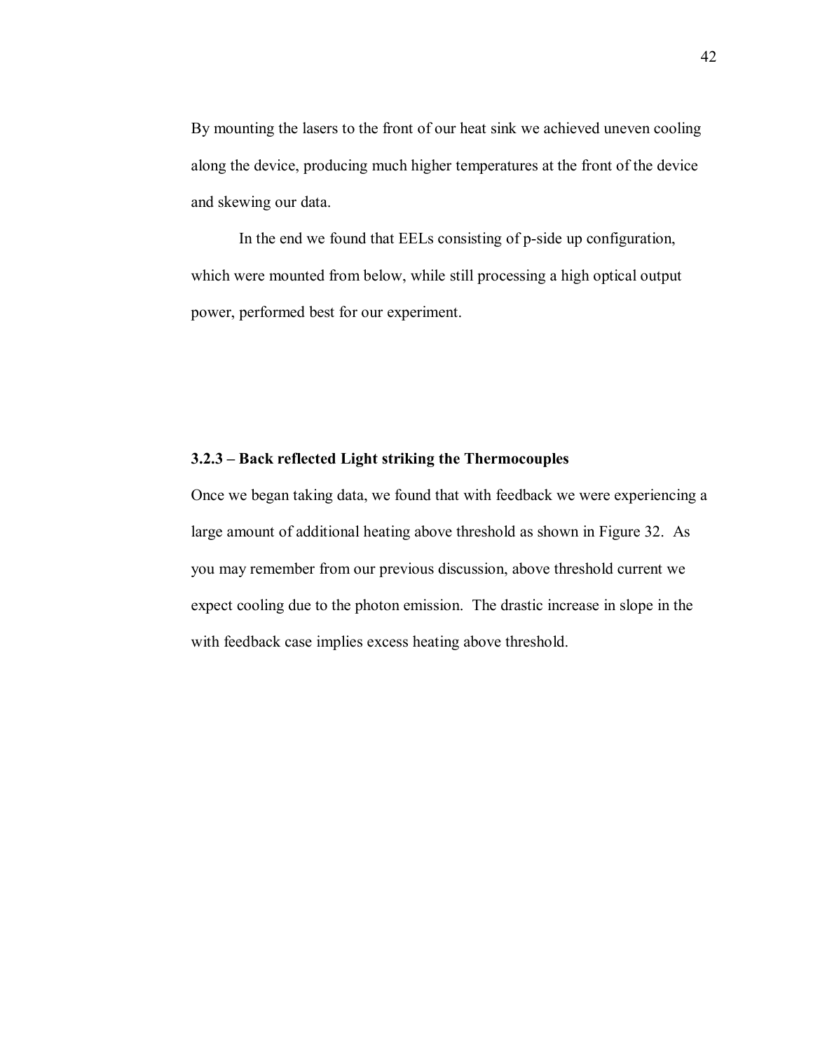By mounting the lasers to the front of our heat sink we achieved uneven cooling along the device, producing much higher temperatures at the front of the device and skewing our data.

In the end we found that EELs consisting of p-side up configuration, which were mounted from below, while still processing a high optical output power, performed best for our experiment.

### 3.2.3 – Back reflected Light striking the Thermocouples

Once we began taking data, we found that with feedback we were experiencing a large amount of additional heating above threshold as shown in Figure 32. As you may remember from our previous discussion, above threshold current we expect cooling due to the photon emission. The drastic increase in slope in the with feedback case implies excess heating above threshold.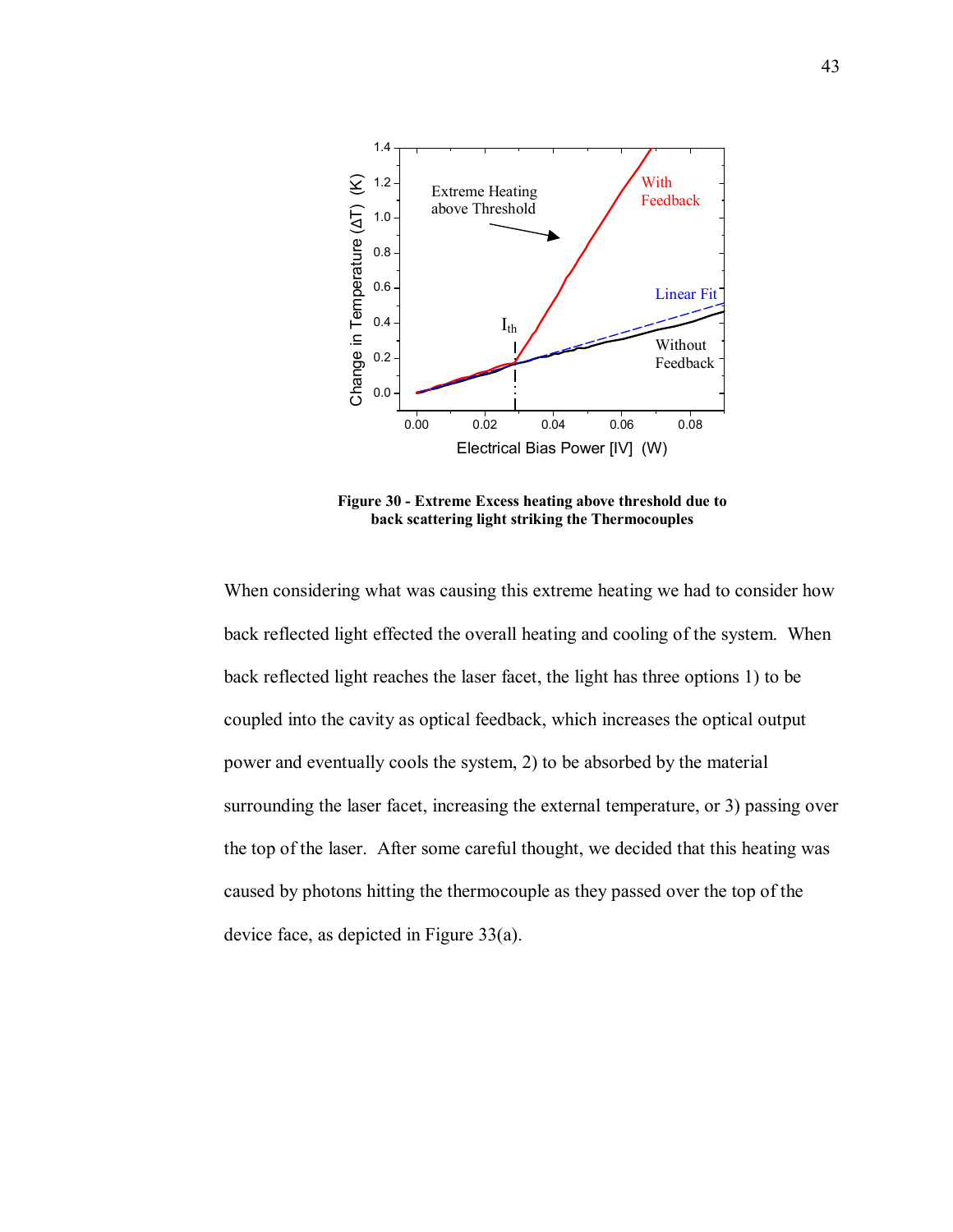**Figure 30 - Extreme Excess heating above threshold due to back scattering light striking the Thermocouples**

When considering what was causing this extreme heating we had to consider how back reflected light effected the overall heating and cooling of the system. When back reflected light reaches the laser facet, the light has three options 1) to be coupled into the cavity as optical feedback, which increases the optical output power and eventually cools the system, 2) to be absorbed by the material surrounding the laser facet, increasing the external temperature, or 3) passing over the top of the laser. After some careful thought, we decided that this heating was caused by photons hitting the thermocouple as they passed over the top of the device face, as depicted in Figure 33(a).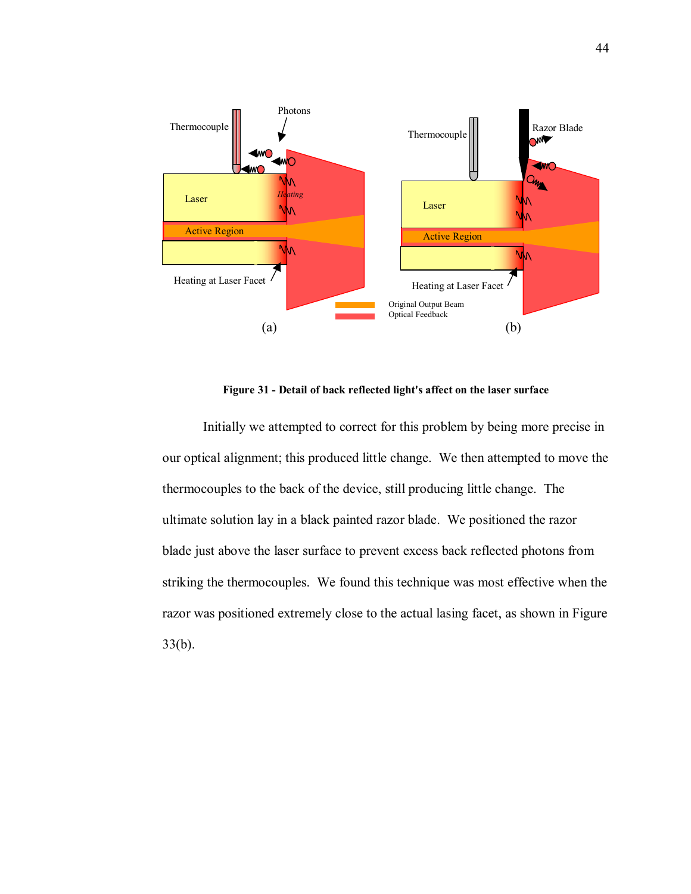**Figure 31 - Detail of back reflected light's affect on the laser surface**

Initially we attempted to correct for this problem by being more precise in our optical alignment; this produced little change. We then attempted to move the thermocouples to the back of the device, still producing little change. The ultimate solution lay in a black painted razor blade. We positioned the razor blade just above the laser surface to prevent excess back reflected photons from striking the thermocouples. We found this technique was most effective when the razor was positioned extremely close to the actual lasing facet, as shown in Figure 33(b).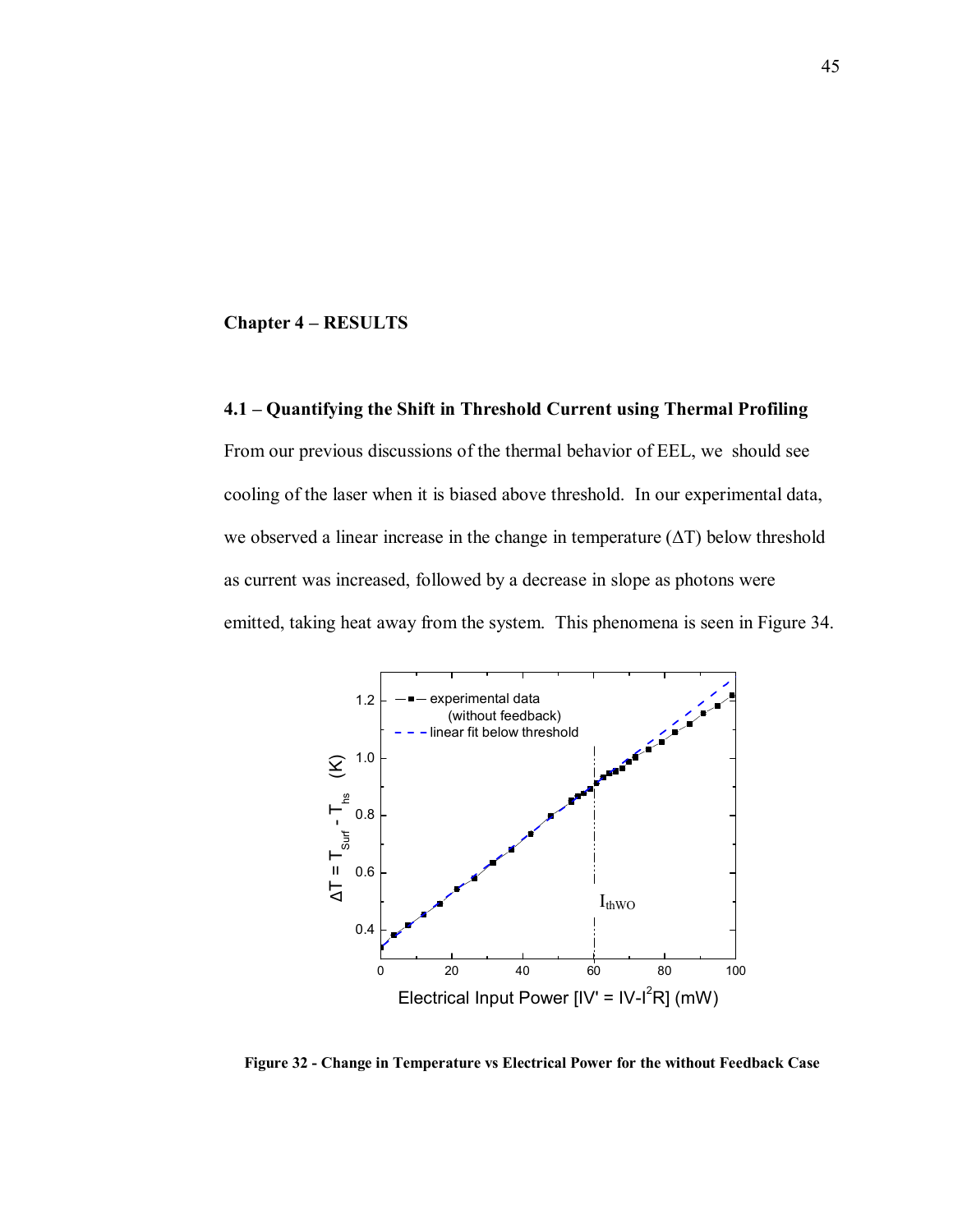# Chapter 4 – RESULTS

## 4.1 – Quantifying the Shift in Threshold Current using Thermal Profiling

From our previous discussions of the thermal behavior of EEL, we should see cooling of the laser when it is biased above threshold. In our experimental data, we observed a linear increase in the change in temperature ($\Delta T$) below threshold as current was increased, followed by a decrease in slope as photons were emitted, taking heat away from the system. This phenomena is seen in Figure 34.

**Figure 32 - Change in Temperature vs Electrical Power for the without Feedback Case**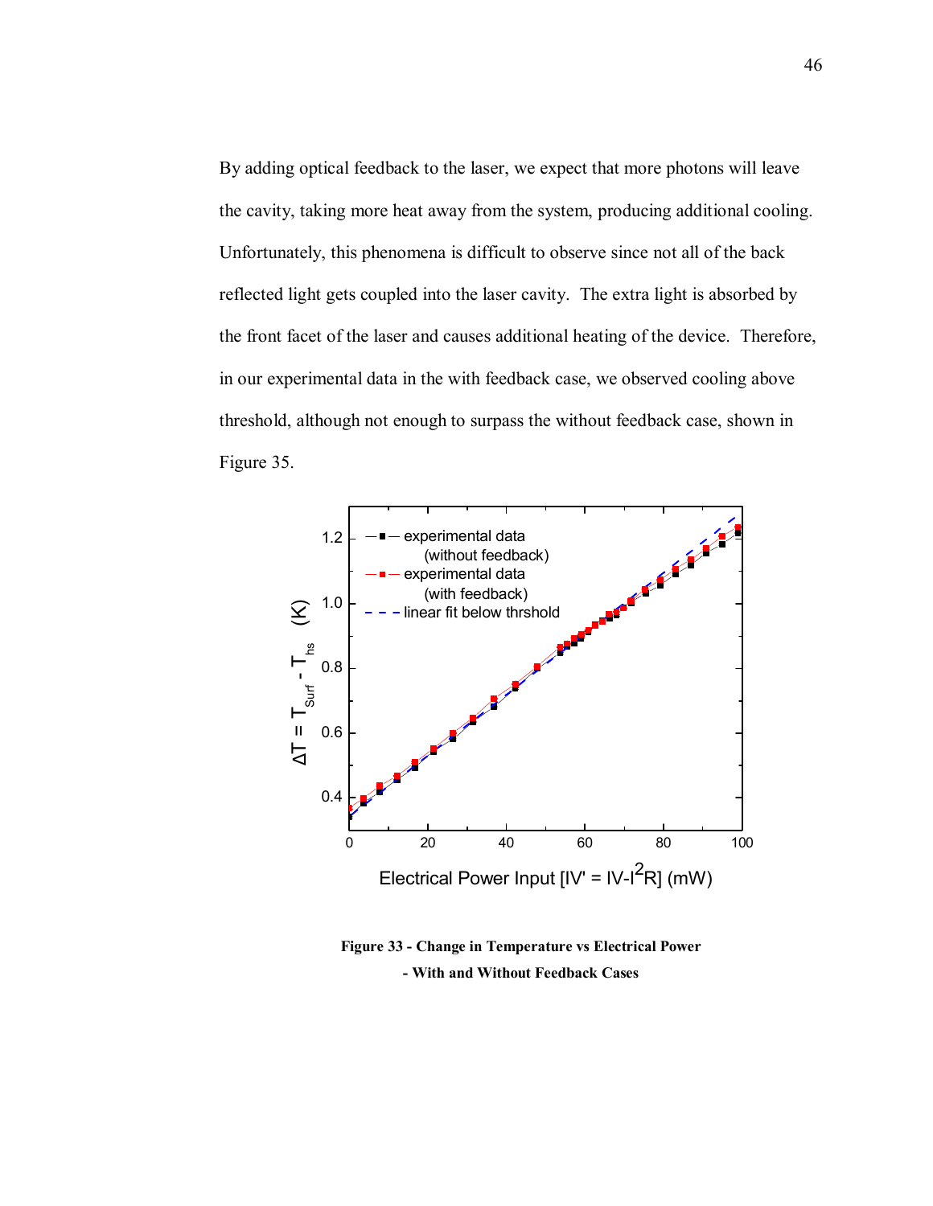By adding optical feedback to the laser, we expect that more photons will leave the cavity, taking more heat away from the system, producing additional cooling. Unfortunately, this phenomena is difficult to observe since not all of the back reflected light gets coupled into the laser cavity. The extra light is absorbed by the front facet of the laser and causes additional heating of the device. Therefore, in our experimental data in the with feedback case, we observed cooling above threshold, although not enough to surpass the without feedback case, shown in Figure 35.

**Figure 33 - Change in Temperature vs Electrical Power - With and Without Feedback Cases**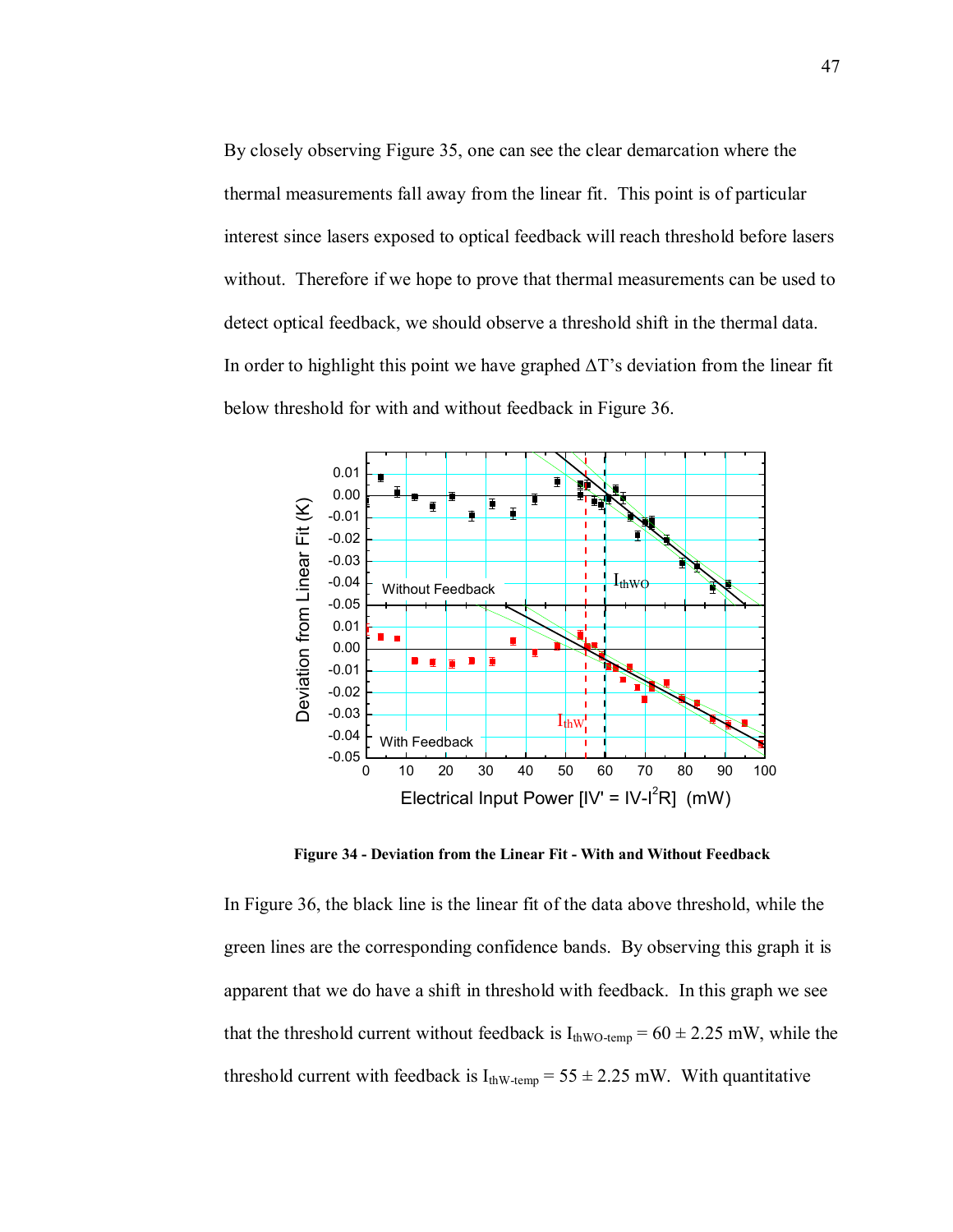By closely observing Figure 35, one can see the clear demarcation where the thermal measurements fall away from the linear fit. This point is of particular interest since lasers exposed to optical feedback will reach threshold before lasers without. Therefore if we hope to prove that thermal measurements can be used to detect optical feedback, we should observe a threshold shift in the thermal data. In order to highlight this point we have graphed ΔT's deviation from the linear fit below threshold for with and without feedback in Figure 36.

**Figure 34 - Deviation from the Linear Fit - With and Without Feedback**

In Figure 36, the black line is the linear fit of the data above threshold, while the green lines are the corresponding confidence bands. By observing this graph it is apparent that we do have a shift in threshold with feedback. In this graph we see that the threshold current without feedback is $I_{thWO\text{-}temp} = 60 \pm 2.25$ mW, while the threshold current with feedback is $I_{thW\text{-}temp} = 55 \pm 2.25$ mW. With quantitative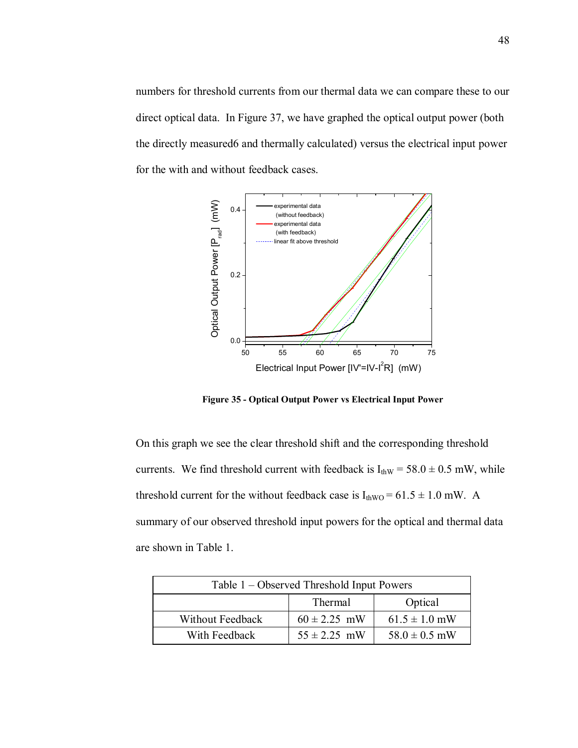numbers for threshold currents from our thermal data we can compare these to our direct optical data. In Figure 37, we have graphed the optical output power (both the directly measured6 and thermally calculated) versus the electrical input power for the with and without feedback cases.

**Figure 35 - Optical Output Power vs Electrical Input Power**

On this graph we see the clear threshold shift and the corresponding threshold currents. We find threshold current with feedback is $I_{thW} = 58.0 \pm 0.5$ mW, while threshold current for the without feedback case is $I_{thWO} = 61.5 \pm 1.0$ mW. A summary of our observed threshold input powers for the optical and thermal data are shown in Table 1.

Table 1 – Observed Threshold Input Powers

| | Thermal | Optical |
|---|---|---|
| Without Feedback | $60 \pm 2.25$ mW | $61.5 \pm 1.0$ mW |
| With Feedback | $55 \pm 2.25$ mW | $58.0 \pm 0.5$ mW |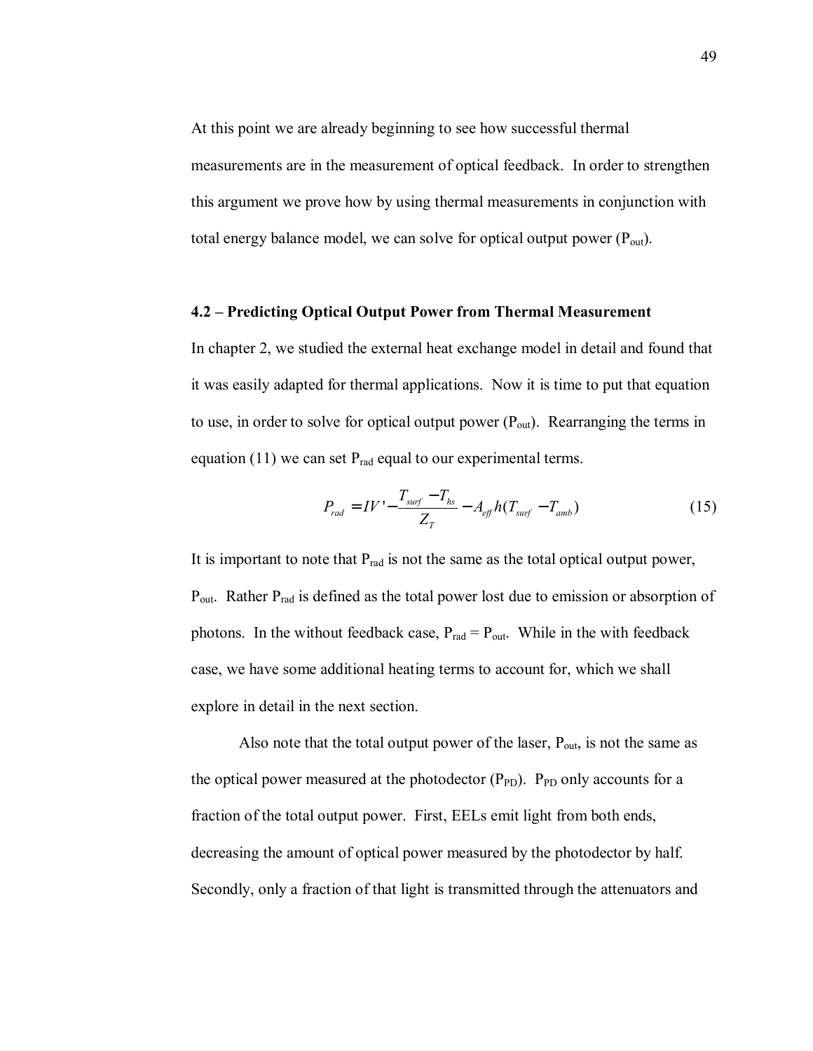At this point we are already beginning to see how successful thermal measurements are in the measurement of optical feedback. In order to strengthen this argument we prove how by using thermal measurements in conjunction with total energy balance model, we can solve for optical output power ($P_{out}$).

### 4.2 – Predicting Optical Output Power from Thermal Measurement

In chapter 2, we studied the external heat exchange model in detail and found that it was easily adapted for thermal applications. Now it is time to put that equation to use, in order to solve for optical output power ($P_{out}$). Rearranging the terms in equation (11) we can set $P_{rad}$ equal to our experimental terms.

$$P_{rad} = IV' - \frac{T_{surf} - T_{hs}}{Z_T} - A_{eff} h (T_{surf} - T_{amb}) \tag{15}$$

It is important to note that $P_{rad}$ is not the same as the total optical output power, $P_{out}$. Rather $P_{rad}$ is defined as the total power lost due to emission or absorption of photons. In the without feedback case, $P_{rad} = P_{out}$. While in the with feedback case, we have some additional heating terms to account for, which we shall explore in detail in the next section.

Also note that the total output power of the laser, $P_{out}$, is not the same as the optical power measured at the photodector ($P_{PD}$). $P_{PD}$ only accounts for a fraction of the total output power. First, EELs emit light from both ends, decreasing the amount of optical power measured by the photodector by half. Secondly, only a fraction of that light is transmitted through the attenuators and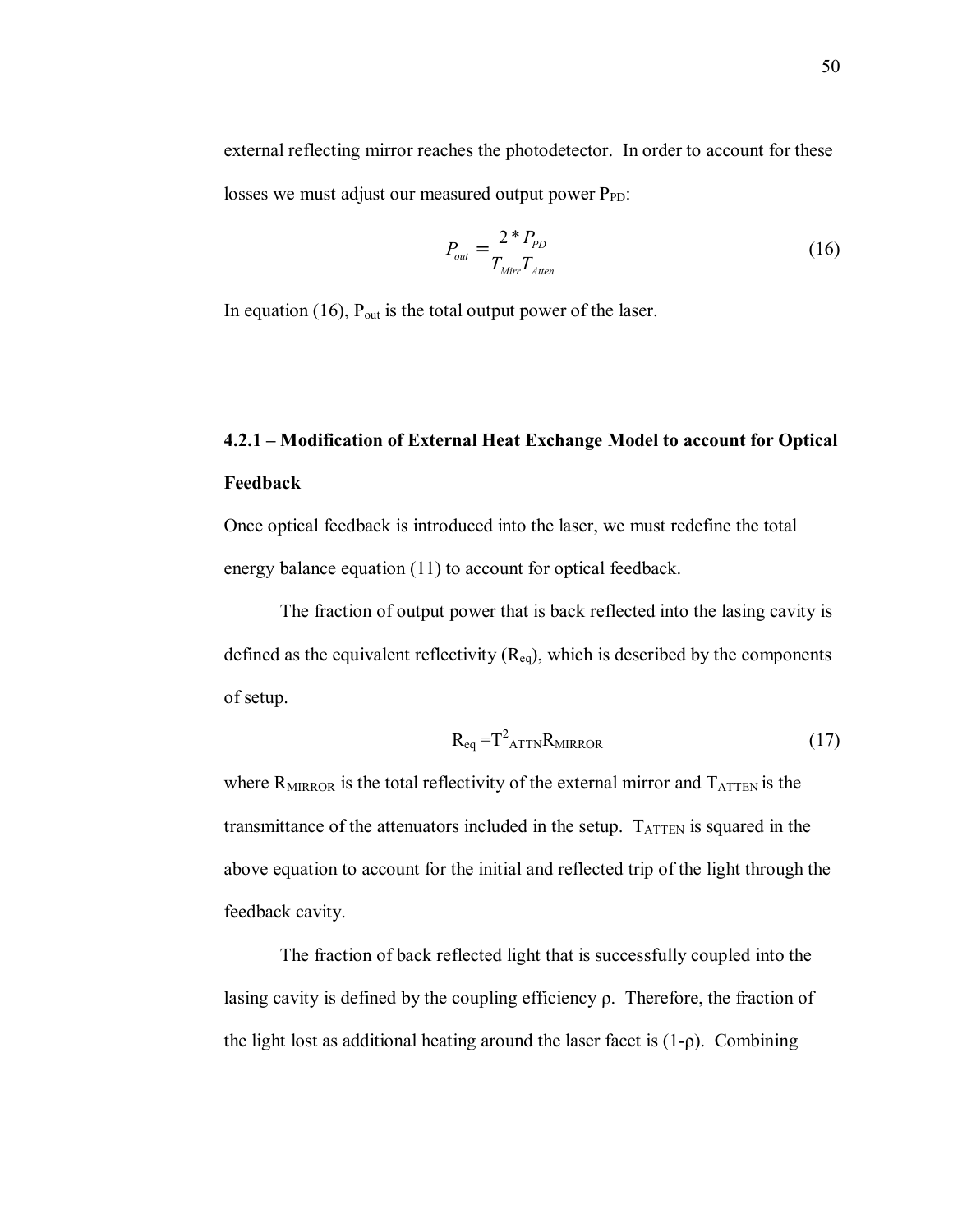external reflecting mirror reaches the photodetector. In order to account for these losses we must adjust our measured output power $P_{PD}$:

$$P_{out} = \frac{2 * P_{PD}}{T_{Mirr} T_{Atten}} \tag{16}$$

In equation (16), $P_{out}$ is the total output power of the laser.

### 4.2.1 – Modification of External Heat Exchange Model to account for Optical Feedback

Once optical feedback is introduced into the laser, we must redefine the total energy balance equation (11) to account for optical feedback.

The fraction of output power that is back reflected into the lasing cavity is defined as the equivalent reflectivity ($R_{eq}$), which is described by the components of setup.

$$R_{eq} = T^2_{ATTN} R_{MIRROR} \tag{17}$$

where $R_{MIRROR}$ is the total reflectivity of the external mirror and $T_{ATTEN}$ is the transmittance of the attenuators included in the setup. $T_{ATTEN}$ is squared in the above equation to account for the initial and reflected trip of the light through the feedback cavity.

The fraction of back reflected light that is successfully coupled into the lasing cavity is defined by the coupling efficiency $\rho$. Therefore, the fraction of the light lost as additional heating around the laser facet is $(1-\rho)$. Combining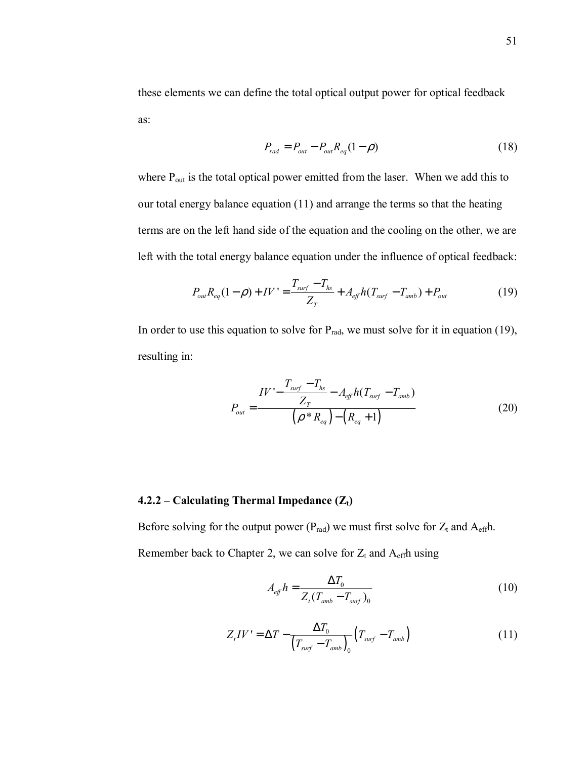these elements we can define the total optical output power for optical feedback as:

$$P_{rad} = P_{out} - P_{out} R_{eq}(1-\rho) \tag{18}$$

where $P_{out}$ is the total optical power emitted from the laser. When we add this to our total energy balance equation (11) and arrange the terms so that the heating terms are on the left hand side of the equation and the cooling on the other, we are left with the total energy balance equation under the influence of optical feedback:

$$P_{out} R_{eq}(1-\rho) + IV' = \frac{T_{surf} - T_{hs}}{Z_T} + A_{eff} h (T_{surf} - T_{amb}) + P_{out} \tag{19}$$

In order to use this equation to solve for $P_{rad}$, we must solve for it in equation (19), resulting in:

$$P_{out} = \frac{IV' - \frac{T_{surf} - T_{hs}}{Z_T} - A_{eff} h (T_{surf} - T_{amb})}{\left(\rho * R_{eq}\right) - \left(R_{eq} + 1\right)} \tag{20}$$

### 4.2.2 – Calculating Thermal Impedance ($Z_t$)

Before solving for the output power ($P_{rad}$) we must first solve for $Z_t$ and $A_{eff}h$. Remember back to Chapter 2, we can solve for $Z_t$ and $A_{eff}h$ using

$$A_{eff} h = \frac{\Delta T_0}{Z_t (T_{amb} - T_{surf})_0} \tag{10}$$

$$Z_t IV' = \Delta T - \frac{\Delta T_0}{\left(T_{surf} - T_{amb}\right)_0} \left(T_{surf} - T_{amb}\right) \tag{11}$$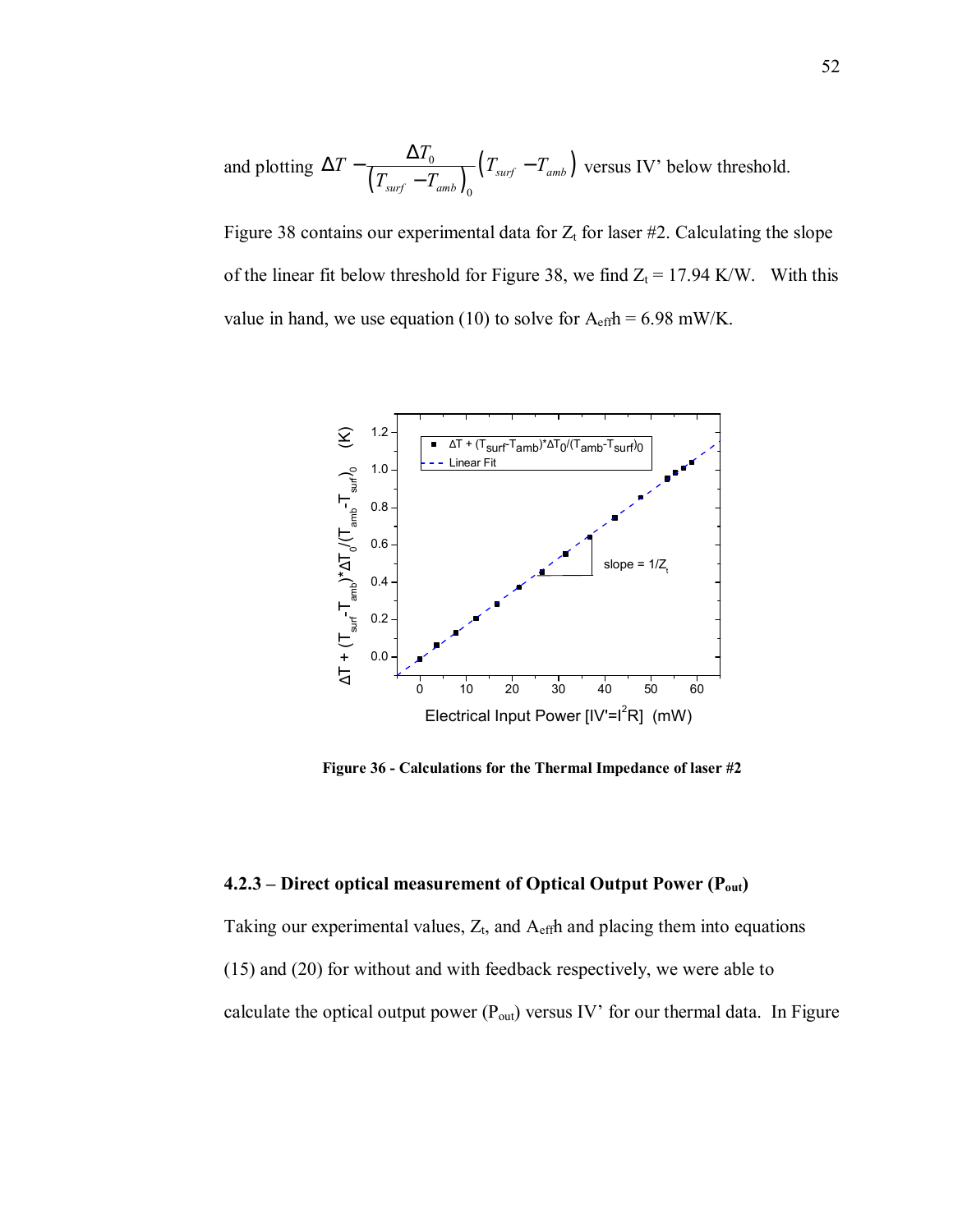and plotting $\Delta T - \frac{\Delta T_0}{\left(T_{surf} - T_{amb}\right)_0}\left(T_{surf} - T_{amb}\right)$ versus IV' below threshold.

Figure 38 contains our experimental data for $Z_t$ for laser #2. Calculating the slope of the linear fit below threshold for Figure 38, we find $Z_t = 17.94$ K/W. With this value in hand, we use equation (10) to solve for $A_{eff}h = 6.98$ mW/K.

**Figure 36 - Calculations for the Thermal Impedance of laser #2**

### 4.2.3 – Direct optical measurement of Optical Output Power ($P_{out}$)

Taking our experimental values, $Z_t$, and $A_{eff}h$ and placing them into equations (15) and (20) for without and with feedback respectively, we were able to calculate the optical output power ($P_{out}$) versus IV' for our thermal data. In Figure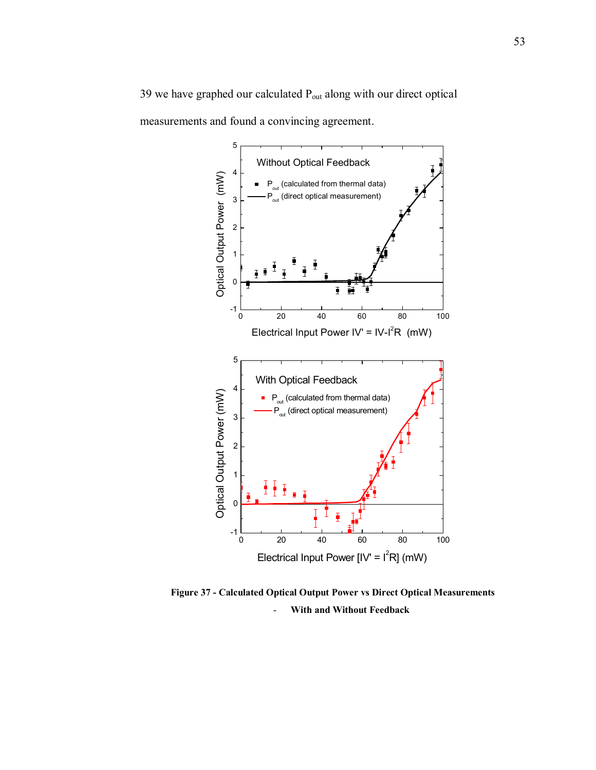39 we have graphed our calculated $P_{out}$ along with our direct optical measurements and found a convincing agreement.

**Figure 37 - Calculated Optical Output Power vs Direct Optical Measurements - With and Without Feedback**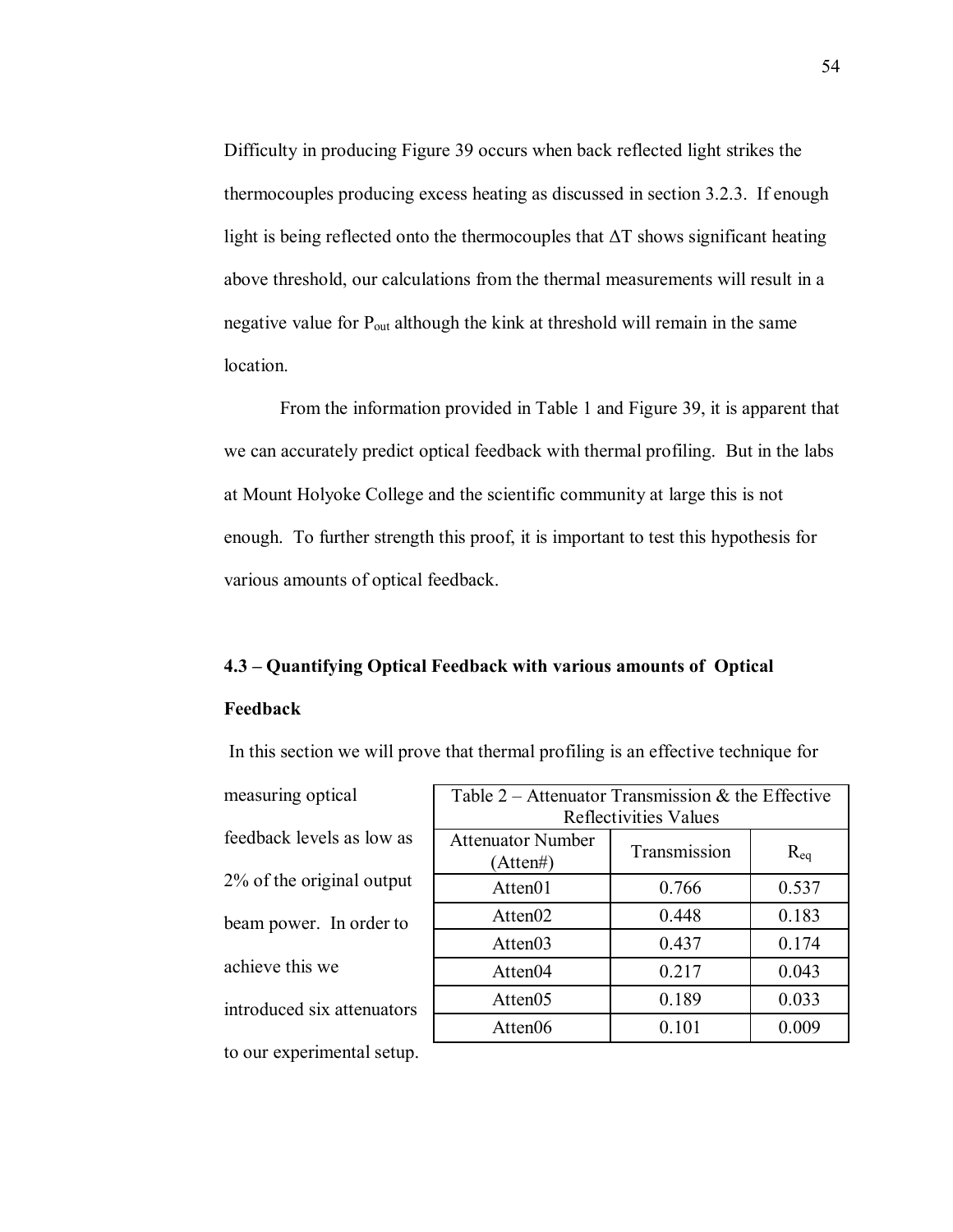Difficulty in producing Figure 39 occurs when back reflected light strikes the thermocouples producing excess heating as discussed in section 3.2.3. If enough light is being reflected onto the thermocouples that $\Delta T$ shows significant heating above threshold, our calculations from the thermal measurements will result in a negative value for $P_{out}$ although the kink at threshold will remain in the same location.

From the information provided in Table 1 and Figure 39, it is apparent that we can accurately predict optical feedback with thermal profiling. But in the labs at Mount Holyoke College and the scientific community at large this is not enough. To further strength this proof, it is important to test this hypothesis for various amounts of optical feedback.

### 4.3 – Quantifying Optical Feedback with various amounts of Optical Feedback

In this section we will prove that thermal profiling is an effective technique for measuring optical feedback levels as low as 2% of the original output beam power. In order to achieve this we introduced six attenuators to our experimental setup.

Table 2 – Attenuator Transmission & the Effective Reflectivities Values

| Attenuator Number (Atten#) | Transmission | $R_{eq}$ |
|---|---|---|
| Atten01 | 0.766 | 0.537 |
| Atten02 | 0.448 | 0.183 |
| Atten03 | 0.437 | 0.174 |
| Atten04 | 0.217 | 0.043 |
| Atten05 | 0.189 | 0.033 |
| Atten06 | 0.101 | 0.009 |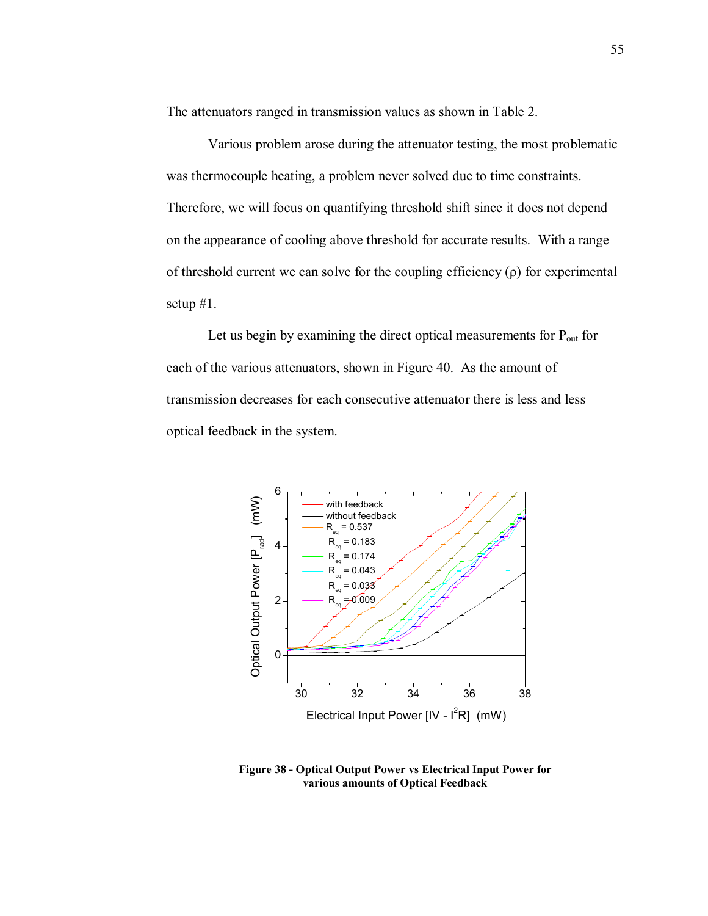The attenuators ranged in transmission values as shown in Table 2.

Various problem arose during the attenuator testing, the most problematic was thermocouple heating, a problem never solved due to time constraints. Therefore, we will focus on quantifying threshold shift since it does not depend on the appearance of cooling above threshold for accurate results. With a range of threshold current we can solve for the coupling efficiency (ρ) for experimental setup #1.

Let us begin by examining the direct optical measurements for $P_{out}$ for each of the various attenuators, shown in Figure 40. As the amount of transmission decreases for each consecutive attenuator there is less and less optical feedback in the system.

**Figure 38 - Optical Output Power vs Electrical Input Power for various amounts of Optical Feedback**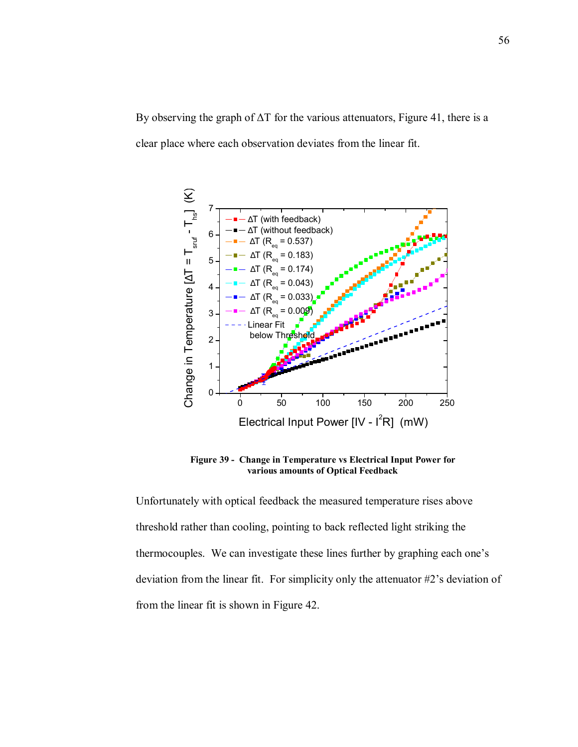By observing the graph of $\Delta T$ for the various attenuators, Figure 41, there is a clear place where each observation deviates from the linear fit.

**Figure 39 - Change in Temperature vs Electrical Input Power for various amounts of Optical Feedback**

Unfortunately with optical feedback the measured temperature rises above threshold rather than cooling, pointing to back reflected light striking the thermocouples. We can investigate these lines further by graphing each one's deviation from the linear fit. For simplicity only the attenuator #2's deviation of from the linear fit is shown in Figure 42.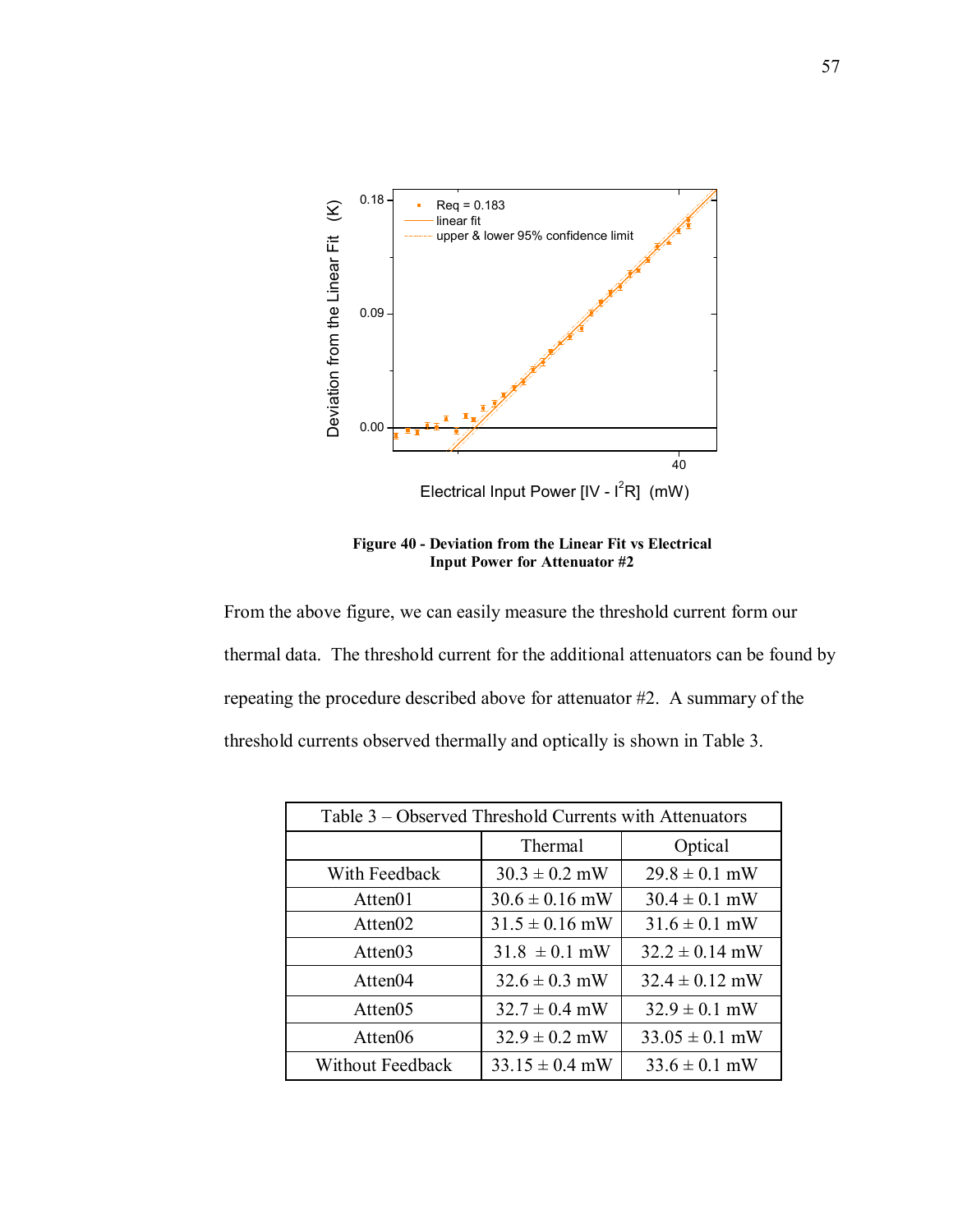Figure 40 - Deviation from the Linear Fit vs Electrical Input Power for Attenuator #2

From the above figure, we can easily measure the threshold current form our thermal data. The threshold current for the additional attenuators can be found by repeating the procedure described above for attenuator #2. A summary of the threshold currents observed thermally and optically is shown in Table 3.

Table 3 – Observed Threshold Currents with Attenuators

| | Thermal | Optical |
|---|---|---|
| With Feedback | 30.3 ± 0.2 mW | 29.8 ± 0.1 mW |
| Atten01 | 30.6 ± 0.16 mW | 30.4 ± 0.1 mW |
| Atten02 | 31.5 ± 0.16 mW | 31.6 ± 0.1 mW |
| Atten03 | 31.8 ± 0.1 mW | 32.2 ± 0.14 mW |
| Atten04 | 32.6 ± 0.3 mW | 32.4 ± 0.12 mW |
| Atten05 | 32.7 ± 0.4 mW | 32.9 ± 0.1 mW |
| Atten06 | 32.9 ± 0.2 mW | 33.05 ± 0.1 mW |
| Without Feedback | 33.15 ± 0.4 mW | 33.6 ± 0.1 mW |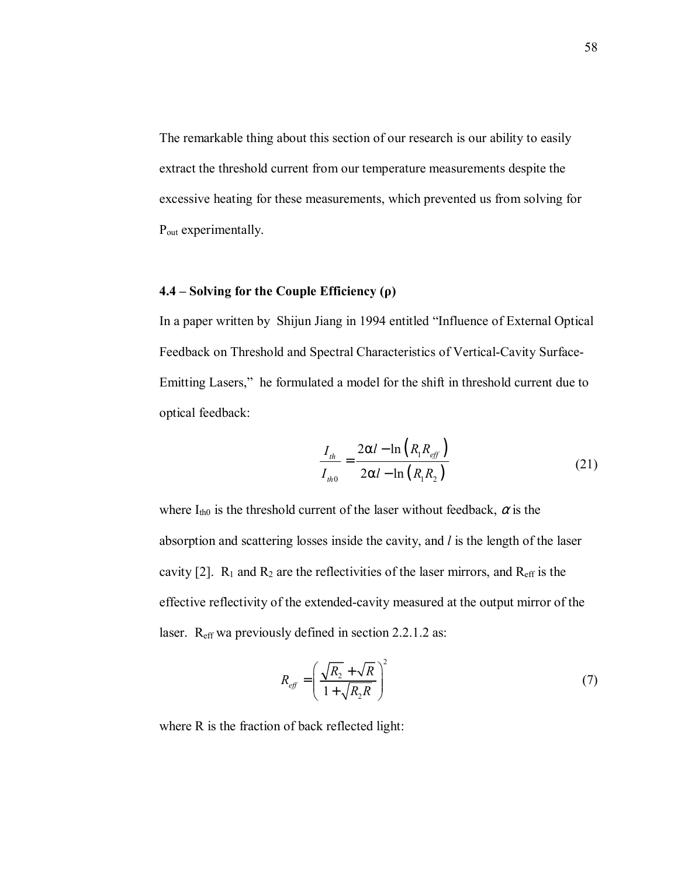The remarkable thing about this section of our research is our ability to easily extract the threshold current from our temperature measurements despite the excessive heating for these measurements, which prevented us from solving for $P_{out}$ experimentally.

### 4.4 – Solving for the Couple Efficiency (ρ)

In a paper written by Shijun Jiang in 1994 entitled "Influence of External Optical Feedback on Threshold and Spectral Characteristics of Vertical-Cavity Surface-Emitting Lasers," he formulated a model for the shift in threshold current due to optical feedback:

$$\frac{I_{th}}{I_{th0}} = \frac{2\alpha l - \ln\left(R_1 R_{eff}\right)}{2\alpha l - \ln\left(R_1 R_2\right)} \tag{21}$$

where $I_{th0}$ is the threshold current of the laser without feedback, $\alpha$ is the absorption and scattering losses inside the cavity, and $l$ is the length of the laser cavity [2]. $R_1$ and $R_2$ are the reflectivities of the laser mirrors, and $R_{eff}$ is the effective reflectivity of the extended-cavity measured at the output mirror of the laser. $R_{eff}$ wa previously defined in section 2.2.1.2 as:

$$R_{eff} = \left(\frac{\sqrt{R_2} + \sqrt{R}}{1 + \sqrt{R_2 R}}\right)^2 \tag{7}$$

where R is the fraction of back reflected light: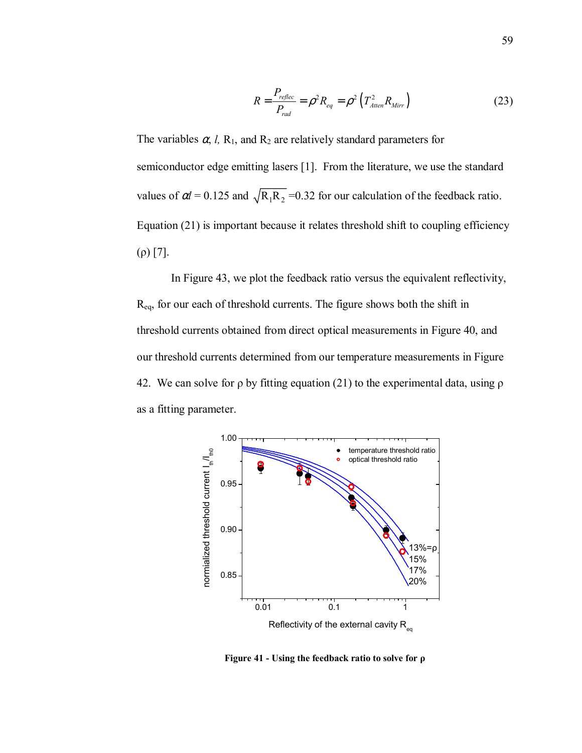$$R = \frac{P_{reflec}}{P_{rad}} = \rho^2 R_{eq} = \rho^2 \left( T_{Atten}^2 R_{Mirr} \right) \tag{23}$$

The variables $\alpha$, $l$, $R_1$, and $R_2$ are relatively standard parameters for semiconductor edge emitting lasers [1]. From the literature, we use the standard values of $\alpha l = 0.125$ and $\sqrt{R_1 R_2} = 0.32$ for our calculation of the feedback ratio. Equation (21) is important because it relates threshold shift to coupling efficiency ($\rho$) [7].

In Figure 43, we plot the feedback ratio versus the equivalent reflectivity, $R_{eq}$, for our each of threshold currents. The figure shows both the shift in threshold currents obtained from direct optical measurements in Figure 40, and our threshold currents determined from our temperature measurements in Figure 42. We can solve for $\rho$ by fitting equation (21) to the experimental data, using $\rho$ as a fitting parameter.

**Figure 41 - Using the feedback ratio to solve for ρ**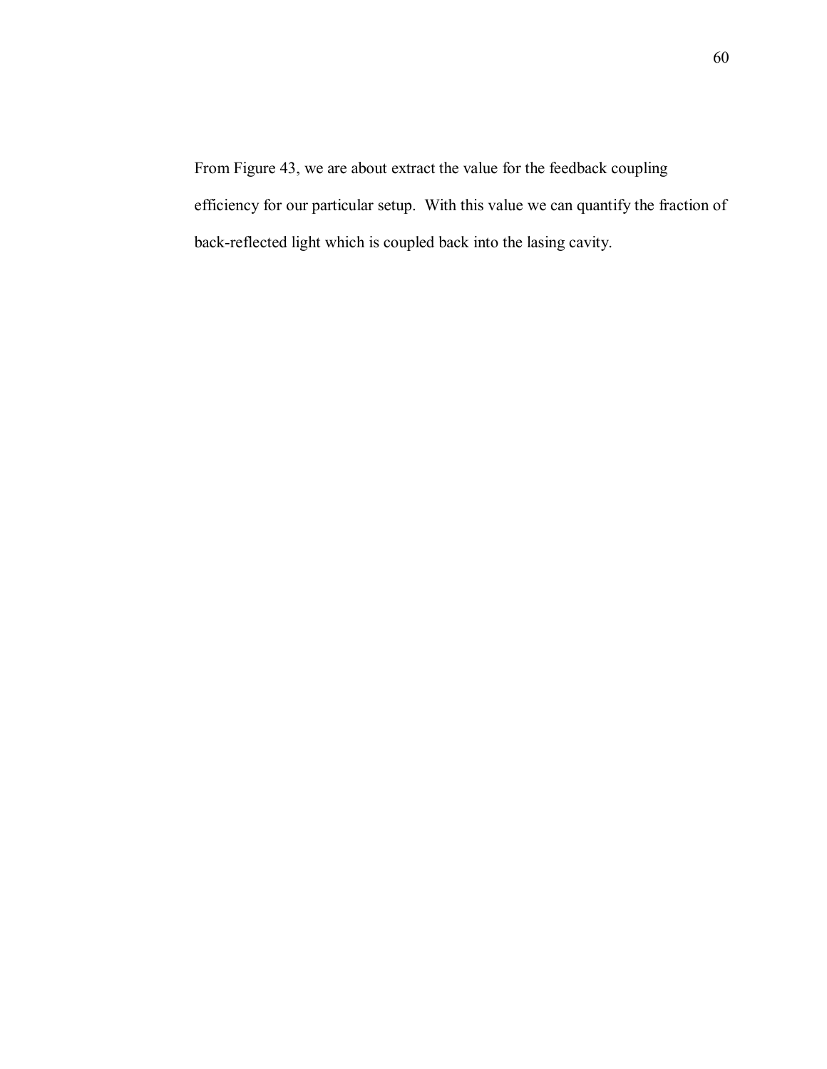From Figure 43, we are about extract the value for the feedback coupling efficiency for our particular setup. With this value we can quantify the fraction of back-reflected light which is coupled back into the lasing cavity.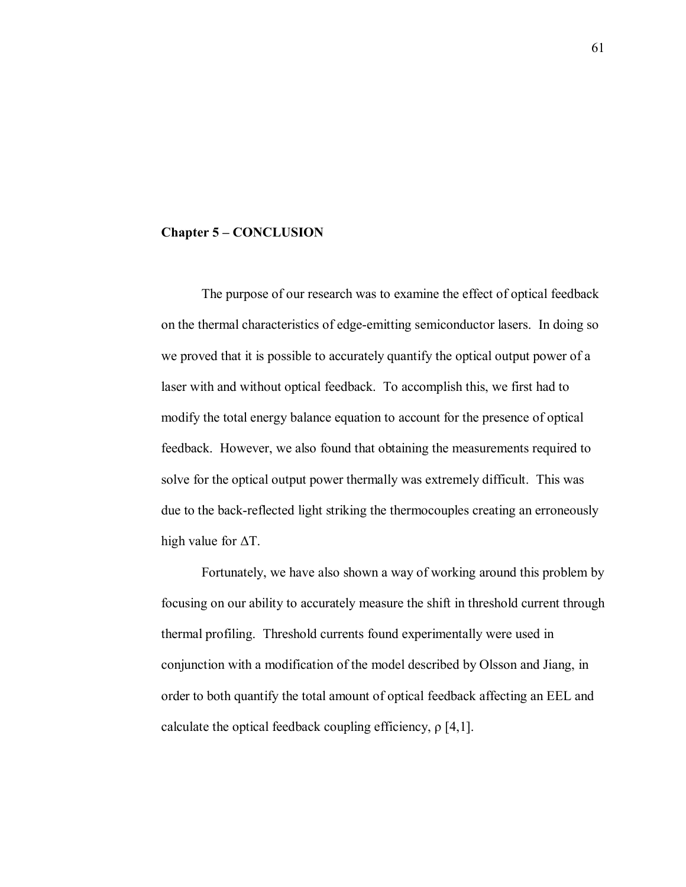## Chapter 5 – CONCLUSION

The purpose of our research was to examine the effect of optical feedback on the thermal characteristics of edge-emitting semiconductor lasers. In doing so we proved that it is possible to accurately quantify the optical output power of a laser with and without optical feedback. To accomplish this, we first had to modify the total energy balance equation to account for the presence of optical feedback. However, we also found that obtaining the measurements required to solve for the optical output power thermally was extremely difficult. This was due to the back-reflected light striking the thermocouples creating an erroneously high value for $\Delta T$.

Fortunately, we have also shown a way of working around this problem by focusing on our ability to accurately measure the shift in threshold current through thermal profiling. Threshold currents found experimentally were used in conjunction with a modification of the model described by Olsson and Jiang, in order to both quantify the total amount of optical feedback affecting an EEL and calculate the optical feedback coupling efficiency, $\rho$ [4,1].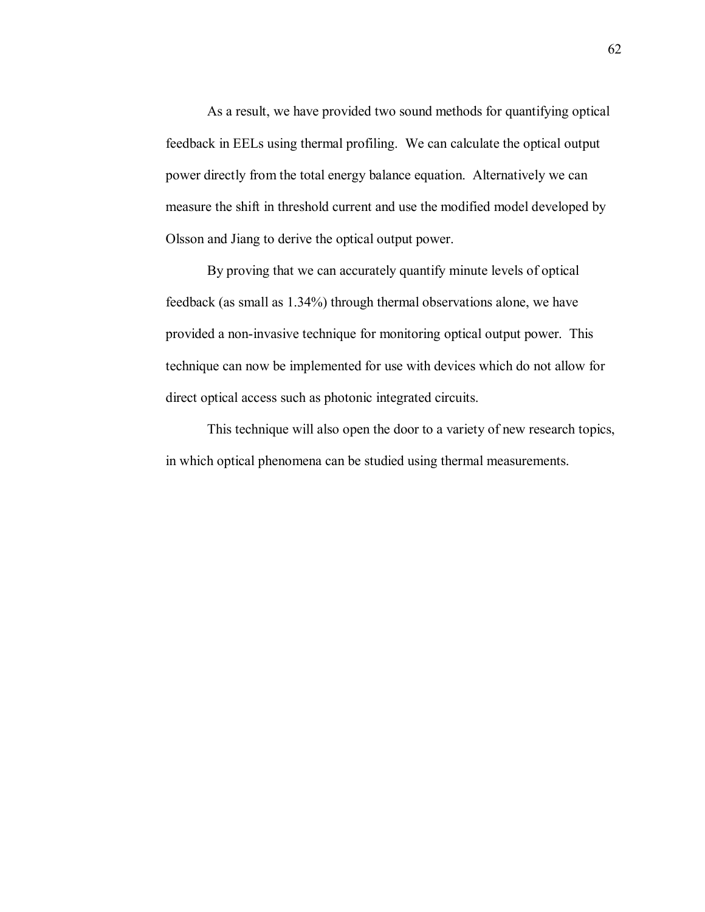As a result, we have provided two sound methods for quantifying optical feedback in EELs using thermal profiling. We can calculate the optical output power directly from the total energy balance equation. Alternatively we can measure the shift in threshold current and use the modified model developed by Olsson and Jiang to derive the optical output power.

By proving that we can accurately quantify minute levels of optical feedback (as small as 1.34%) through thermal observations alone, we have provided a non-invasive technique for monitoring optical output power. This technique can now be implemented for use with devices which do not allow for direct optical access such as photonic integrated circuits.

This technique will also open the door to a variety of new research topics, in which optical phenomena can be studied using thermal measurements.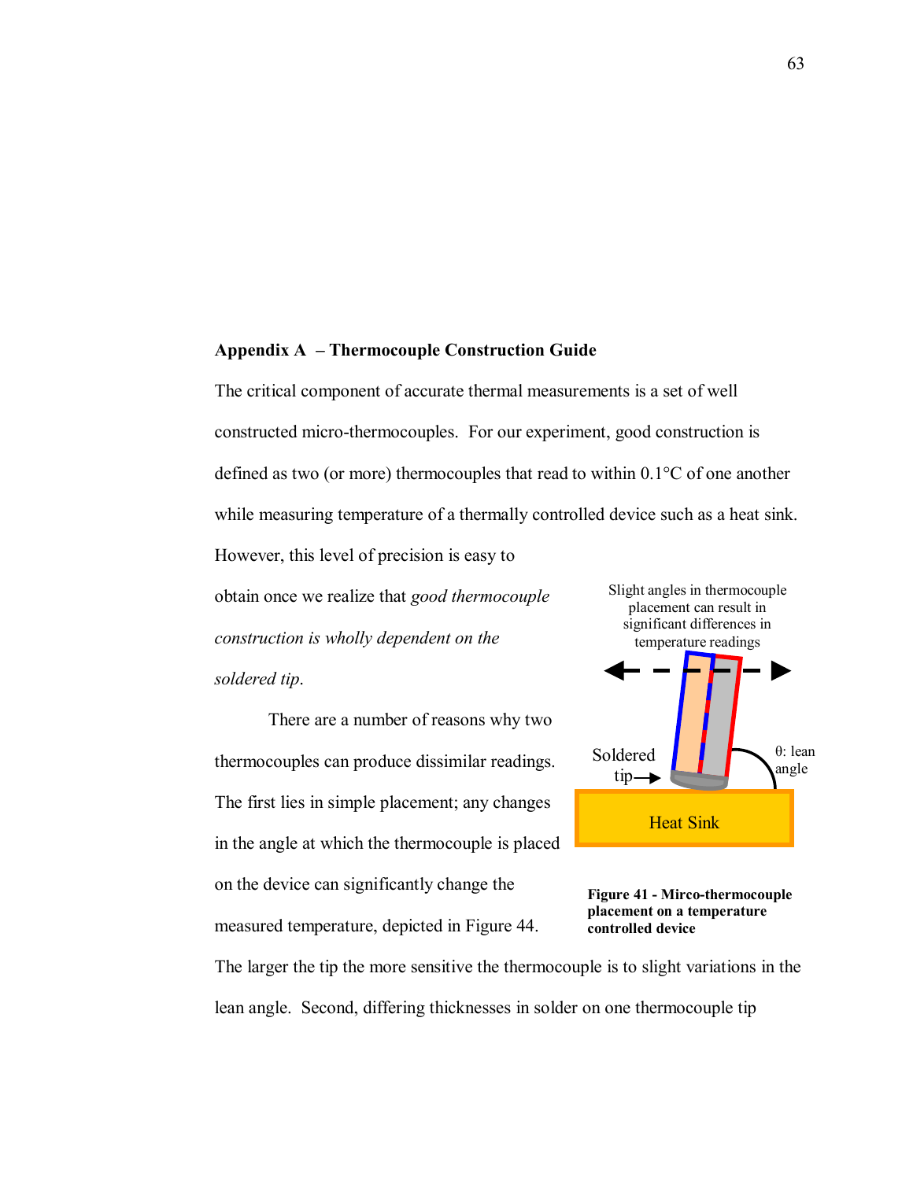**Appendix A – Thermocouple Construction Guide**

The critical component of accurate thermal measurements is a set of well constructed micro-thermocouples. For our experiment, good construction is defined as two (or more) thermocouples that read to within 0.1°C of one another while measuring temperature of a thermally controlled device such as a heat sink. However, this level of precision is easy to obtain once we realize that *good thermocouple construction is wholly dependent on the soldered tip*.

There are a number of reasons why two thermocouples can produce dissimilar readings. The first lies in simple placement; any changes in the angle at which the thermocouple is placed on the device can significantly change the measured temperature, depicted in Figure 44.

**Figure 41 - Mirco-thermocouple placement on a temperature controlled device**

The larger the tip the more sensitive the thermocouple is to slight variations in the lean angle. Second, differing thicknesses in solder on one thermocouple tip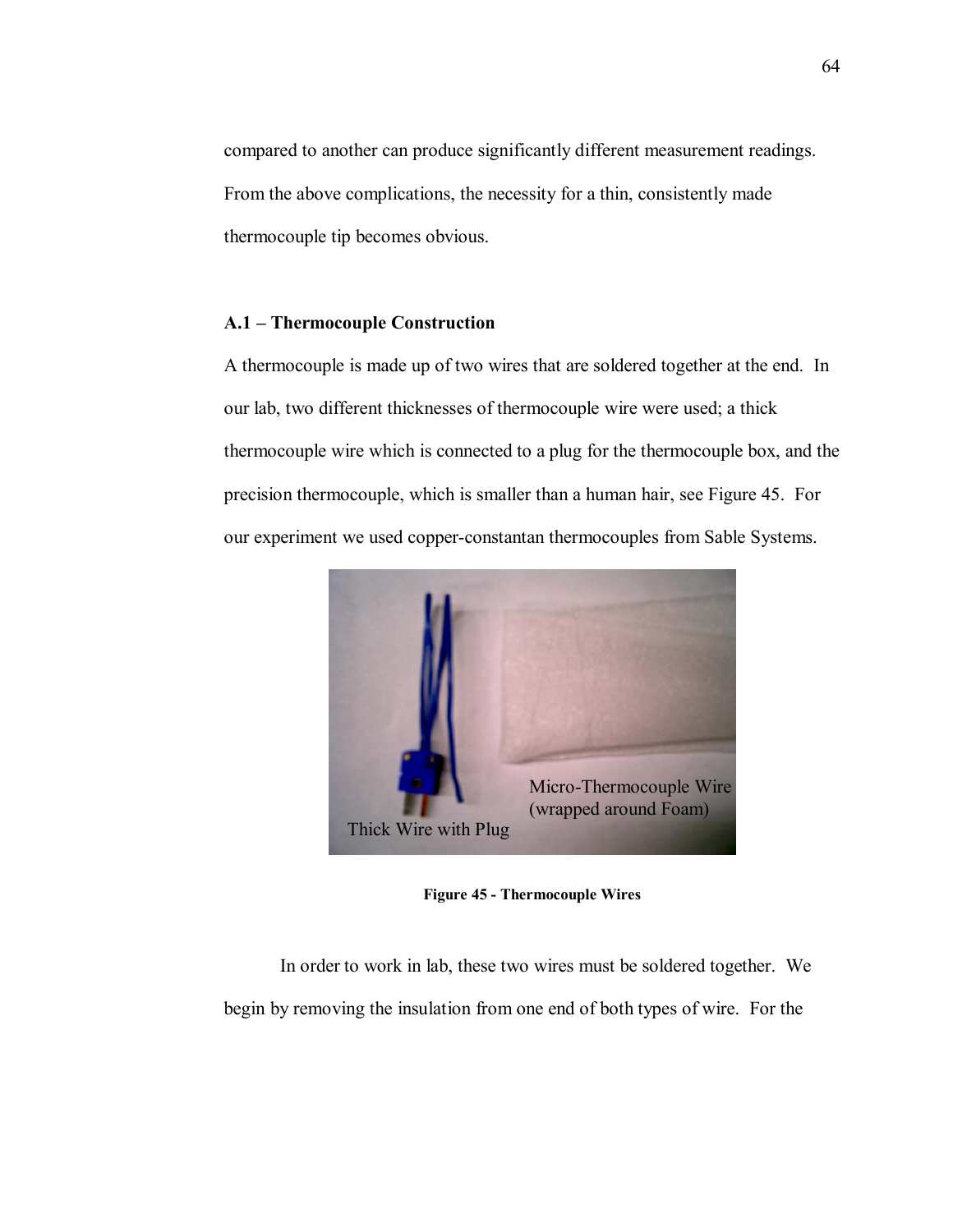compared to another can produce significantly different measurement readings. From the above complications, the necessity for a thin, consistently made thermocouple tip becomes obvious.

### A.1 – Thermocouple Construction

A thermocouple is made up of two wires that are soldered together at the end. In our lab, two different thicknesses of thermocouple wire were used; a thick thermocouple wire which is connected to a plug for the thermocouple box, and the precision thermocouple, which is smaller than a human hair, see Figure 45. For our experiment we used copper-constantan thermocouples from Sable Systems.

**Figure 45 - Thermocouple Wires**

In order to work in lab, these two wires must be soldered together. We begin by removing the insulation from one end of both types of wire. For the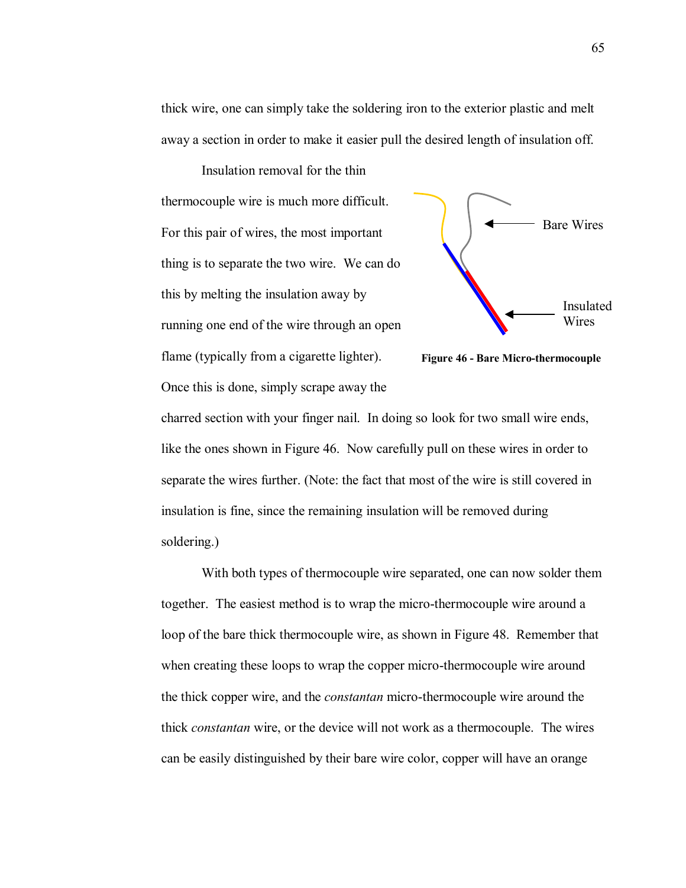thick wire, one can simply take the soldering iron to the exterior plastic and melt away a section in order to make it easier pull the desired length of insulation off.

Insulation removal for the thin thermocouple wire is much more difficult. For this pair of wires, the most important thing is to separate the two wire. We can do this by melting the insulation away by running one end of the wire through an open flame (typically from a cigarette lighter). Once this is done, simply scrape away the charred section with your finger nail. In doing so look for two small wire ends, like the ones shown in Figure 46. Now carefully pull on these wires in order to separate the wires further. (Note: the fact that most of the wire is still covered in insulation is fine, since the remaining insulation will be removed during soldering.)

Bare Wires

Insulated Wires

**Figure 46 - Bare Micro-thermocouple**

With both types of thermocouple wire separated, one can now solder them together. The easiest method is to wrap the micro-thermocouple wire around a loop of the bare thick thermocouple wire, as shown in Figure 48. Remember that when creating these loops to wrap the copper micro-thermocouple wire around the thick copper wire, and the *constantan* micro-thermocouple wire around the thick *constantan* wire, or the device will not work as a thermocouple. The wires can be easily distinguished by their bare wire color, copper will have an orange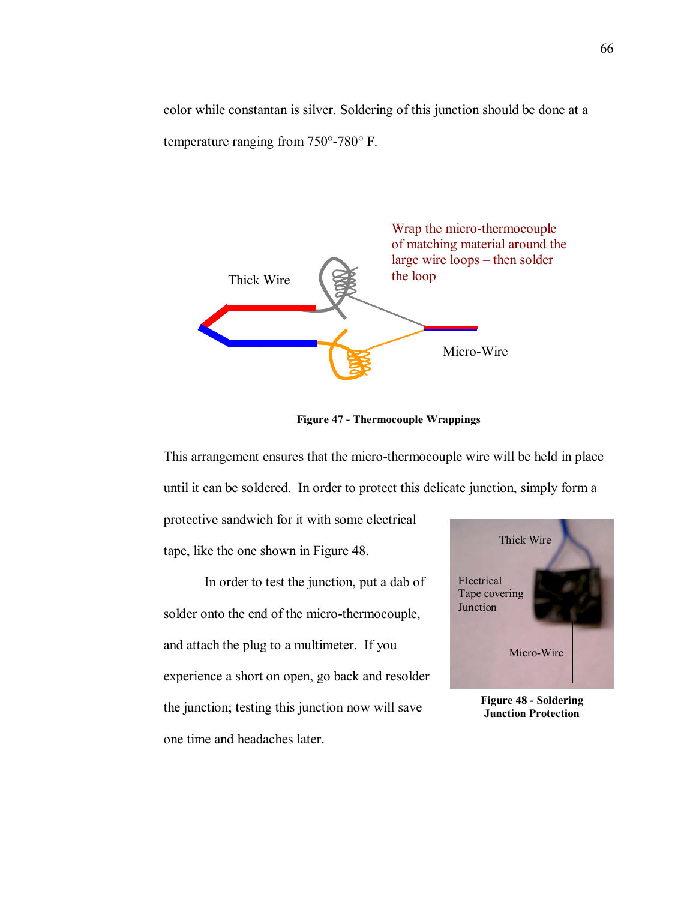color while constantan is silver. Soldering of this junction should be done at a temperature ranging from 750°-780° F.

Figure 47 - Thermocouple Wrappings

This arrangement ensures that the micro-thermocouple wire will be held in place until it can be soldered. In order to protect this delicate junction, simply form a protective sandwich for it with some electrical tape, like the one shown in Figure 48.

In order to test the junction, put a dab of solder onto the end of the micro-thermocouple, and attach the plug to a multimeter. If you experience a short on open, go back and resolder the junction; testing this junction now will save one time and headaches later.

Figure 48 - Soldering Junction Protection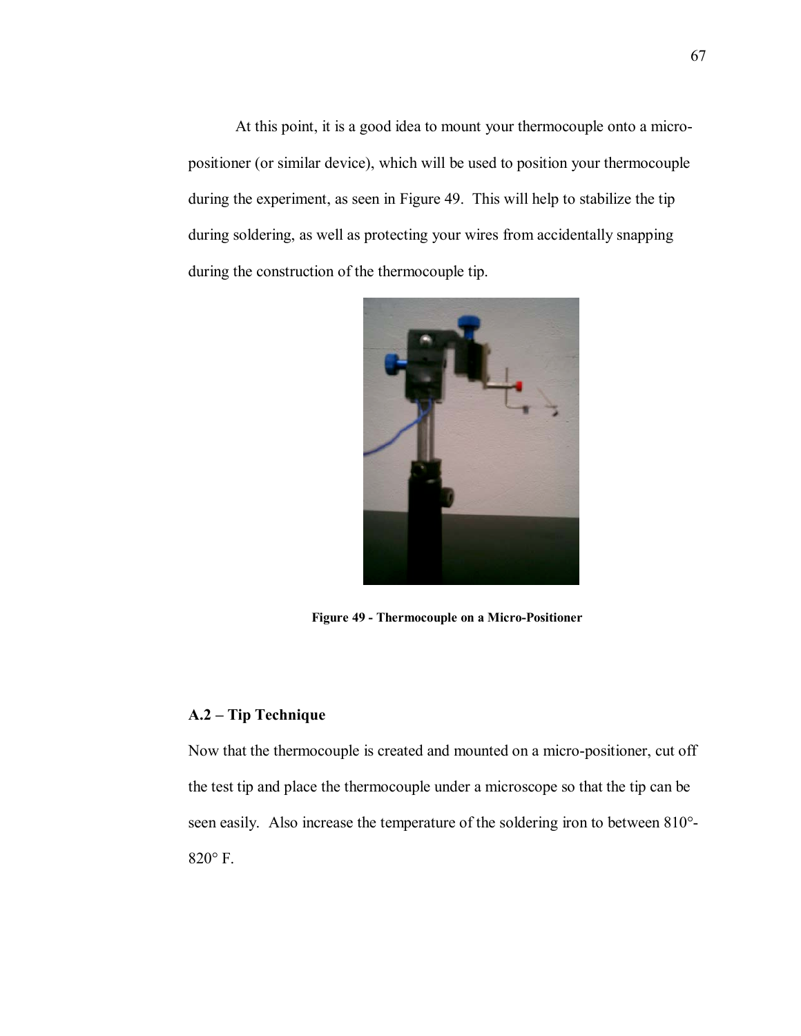At this point, it is a good idea to mount your thermocouple onto a micro-positioner (or similar device), which will be used to position your thermocouple during the experiment, as seen in Figure 49. This will help to stabilize the tip during soldering, as well as protecting your wires from accidentally snapping during the construction of the thermocouple tip.

**Figure 49 - Thermocouple on a Micro-Positioner**

### A.2 – Tip Technique

Now that the thermocouple is created and mounted on a micro-positioner, cut off the test tip and place the thermocouple under a microscope so that the tip can be seen easily. Also increase the temperature of the soldering iron to between 810°-820° F.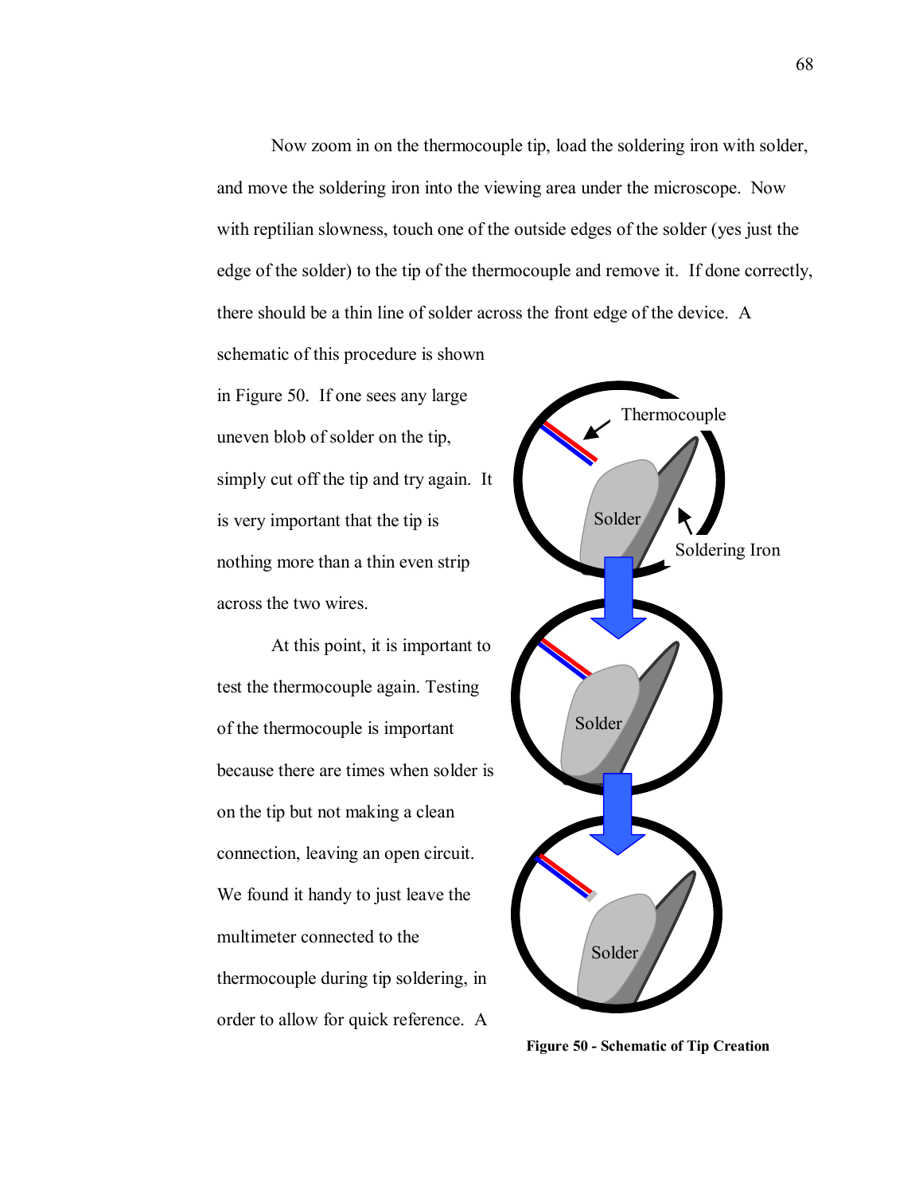Now zoom in on the thermocouple tip, load the soldering iron with solder, and move the soldering iron into the viewing area under the microscope. Now with reptilian slowness, touch one of the outside edges of the solder (yes just the edge of the solder) to the tip of the thermocouple and remove it. If done correctly, there should be a thin line of solder across the front edge of the device. A schematic of this procedure is shown in Figure 50. If one sees any large uneven blob of solder on the tip, simply cut off the tip and try again. It is very important that the tip is nothing more than a thin even strip across the two wires.

At this point, it is important to test the thermocouple again. Testing of the thermocouple is important because there are times when solder is on the tip but not making a clean connection, leaving an open circuit. We found it handy to just leave the multimeter connected to the thermocouple during tip soldering, in order to allow for quick reference. A

**Figure 50 - Schematic of Tip Creation**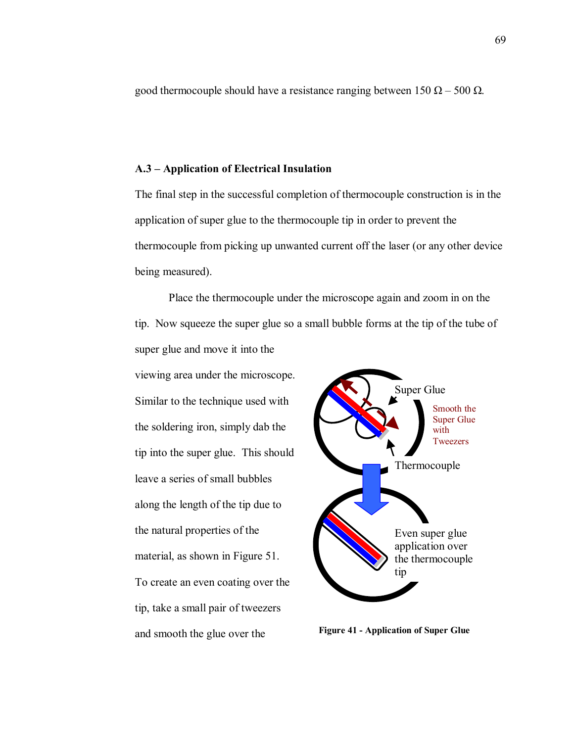good thermocouple should have a resistance ranging between 150 Ω – 500 Ω.

**A.3 – Application of Electrical Insulation**

The final step in the successful completion of thermocouple construction is in the application of super glue to the thermocouple tip in order to prevent the thermocouple from picking up unwanted current off the laser (or any other device being measured).

Place the thermocouple under the microscope again and zoom in on the tip. Now squeeze the super glue so a small bubble forms at the tip of the tube of super glue and move it into the viewing area under the microscope. Similar to the technique used with the soldering iron, simply dab the tip into the super glue. This should leave a series of small bubbles along the length of the tip due to the natural properties of the material, as shown in Figure 51. To create an even coating over the tip, take a small pair of tweezers and smooth the glue over the

Super Glue

Smooth the Super Glue with Tweezers

Thermocouple

Even super glue application over the thermocouple tip

**Figure 41 - Application of Super Glue**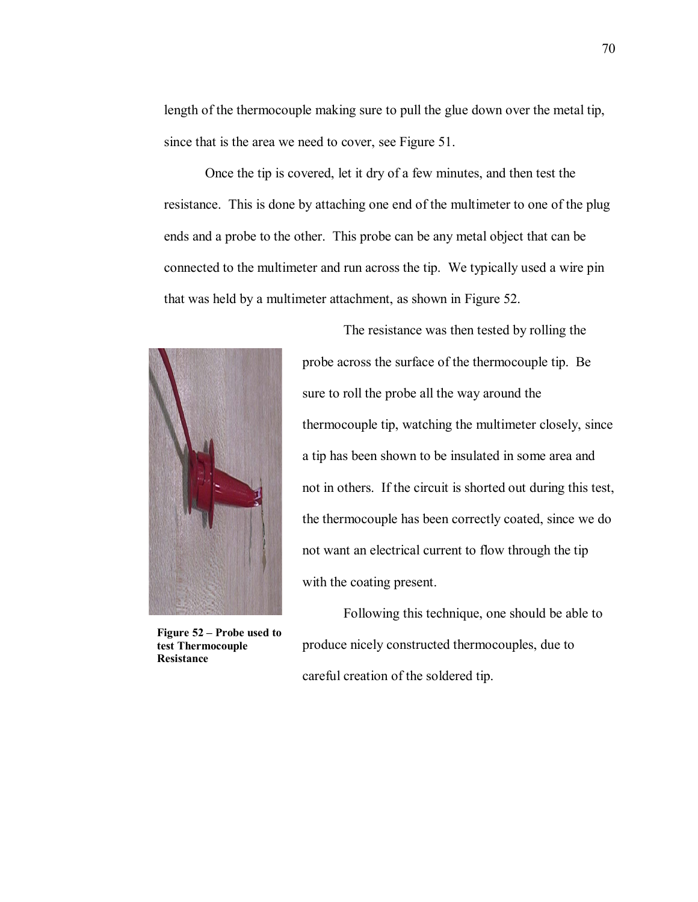length of the thermocouple making sure to pull the glue down over the metal tip, since that is the area we need to cover, see Figure 51.

Once the tip is covered, let it dry of a few minutes, and then test the resistance. This is done by attaching one end of the multimeter to one of the plug ends and a probe to the other. This probe can be any metal object that can be connected to the multimeter and run across the tip. We typically used a wire pin that was held by a multimeter attachment, as shown in Figure 52.

**Figure 52 – Probe used to test Thermocouple Resistance**

The resistance was then tested by rolling the probe across the surface of the thermocouple tip. Be sure to roll the probe all the way around the thermocouple tip, watching the multimeter closely, since a tip has been shown to be insulated in some area and not in others. If the circuit is shorted out during this test, the thermocouple has been correctly coated, since we do not want an electrical current to flow through the tip with the coating present.

Following this technique, one should be able to produce nicely constructed thermocouples, due to careful creation of the soldered tip.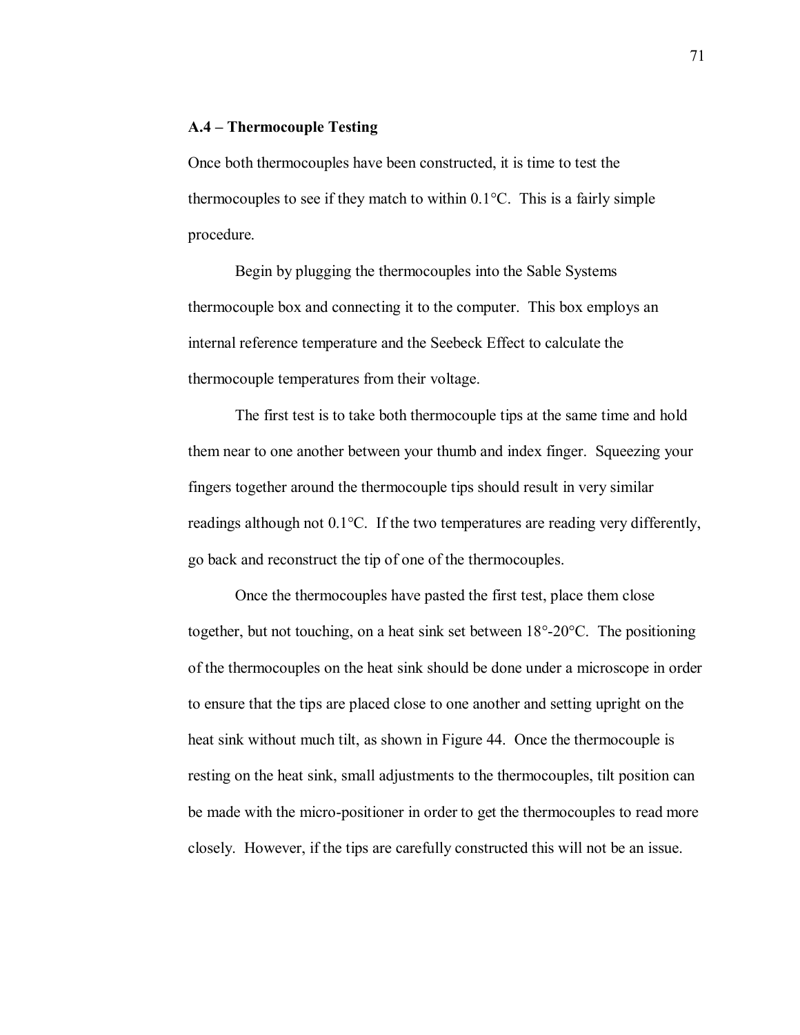### A.4 – Thermocouple Testing

Once both thermocouples have been constructed, it is time to test the thermocouples to see if they match to within 0.1°C. This is a fairly simple procedure.

Begin by plugging the thermocouples into the Sable Systems thermocouple box and connecting it to the computer. This box employs an internal reference temperature and the Seebeck Effect to calculate the thermocouple temperatures from their voltage.

The first test is to take both thermocouple tips at the same time and hold them near to one another between your thumb and index finger. Squeezing your fingers together around the thermocouple tips should result in very similar readings although not 0.1°C. If the two temperatures are reading very differently, go back and reconstruct the tip of one of the thermocouples.

Once the thermocouples have pasted the first test, place them close together, but not touching, on a heat sink set between 18°-20°C. The positioning of the thermocouples on the heat sink should be done under a microscope in order to ensure that the tips are placed close to one another and setting upright on the heat sink without much tilt, as shown in Figure 44. Once the thermocouple is resting on the heat sink, small adjustments to the thermocouples, tilt position can be made with the micro-positioner in order to get the thermocouples to read more closely. However, if the tips are carefully constructed this will not be an issue.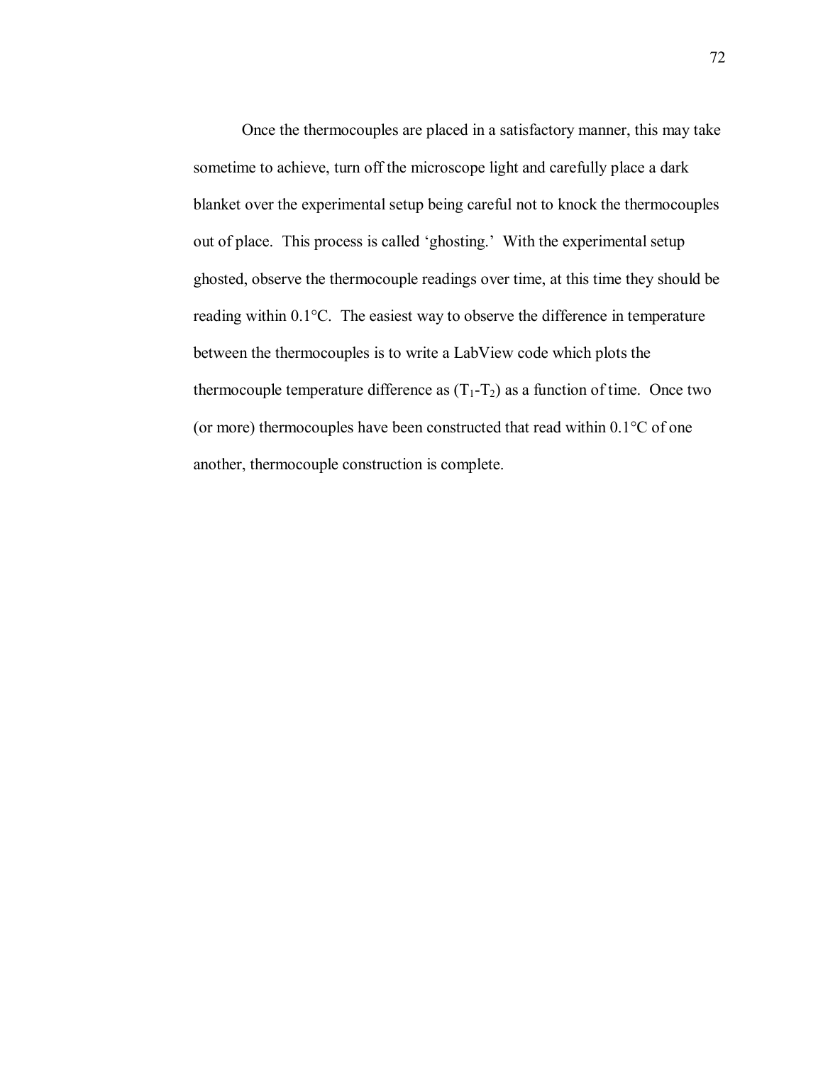Once the thermocouples are placed in a satisfactory manner, this may take sometime to achieve, turn off the microscope light and carefully place a dark blanket over the experimental setup being careful not to knock the thermocouples out of place. This process is called 'ghosting.' With the experimental setup ghosted, observe the thermocouple readings over time, at this time they should be reading within 0.1°C. The easiest way to observe the difference in temperature between the thermocouples is to write a LabView code which plots the thermocouple temperature difference as ($T_1$-$T_2$) as a function of time. Once two (or more) thermocouples have been constructed that read within 0.1°C of one another, thermocouple construction is complete.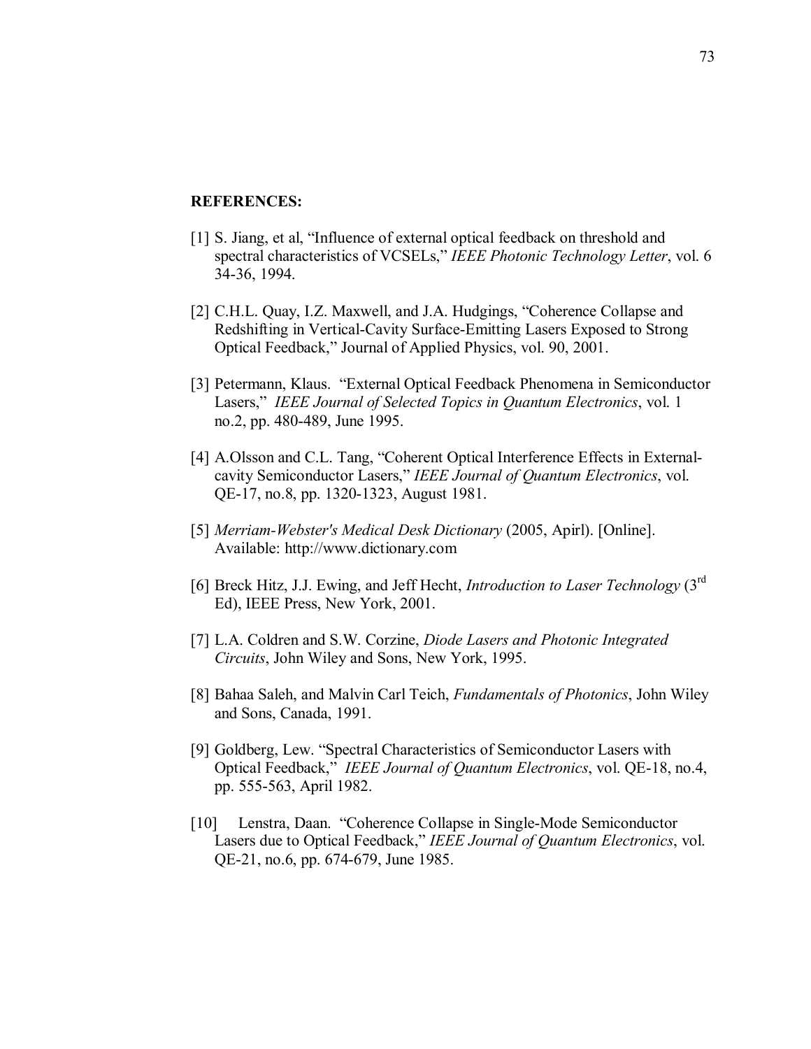**REFERENCES:**

[1] S. Jiang, et al, “Influence of external optical feedback on threshold and spectral characteristics of VCSELs,” *IEEE Photonic Technology Letter*, vol. 6 34-36, 1994.

[2] C.H.L. Quay, I.Z. Maxwell, and J.A. Hudgings, “Coherence Collapse and Redshifting in Vertical-Cavity Surface-Emitting Lasers Exposed to Strong Optical Feedback,” Journal of Applied Physics, vol. 90, 2001.

[3] Petermann, Klaus. “External Optical Feedback Phenomena in Semiconductor Lasers,” *IEEE Journal of Selected Topics in Quantum Electronics*, vol. 1 no.2, pp. 480-489, June 1995.

[4] A.Olsson and C.L. Tang, “Coherent Optical Interference Effects in External-cavity Semiconductor Lasers,” *IEEE Journal of Quantum Electronics*, vol. QE-17, no.8, pp. 1320-1323, August 1981.

[5] *Merriam-Webster's Medical Desk Dictionary* (2005, Apirl). [Online]. Available: http://www.dictionary.com

[6] Breck Hitz, J.J. Ewing, and Jeff Hecht, *Introduction to Laser Technology* (3rd Ed), IEEE Press, New York, 2001.

[7] L.A. Coldren and S.W. Corzine, *Diode Lasers and Photonic Integrated Circuits*, John Wiley and Sons, New York, 1995.

[8] Bahaa Saleh, and Malvin Carl Teich, *Fundamentals of Photonics*, John Wiley and Sons, Canada, 1991.

[9] Goldberg, Lew. “Spectral Characteristics of Semiconductor Lasers with Optical Feedback,” *IEEE Journal of Quantum Electronics*, vol. QE-18, no.4, pp. 555-563, April 1982.

[10] Lenstra, Daan. “Coherence Collapse in Single-Mode Semiconductor Lasers due to Optical Feedback,” *IEEE Journal of Quantum Electronics*, vol. QE-21, no.6, pp. 674-679, June 1985.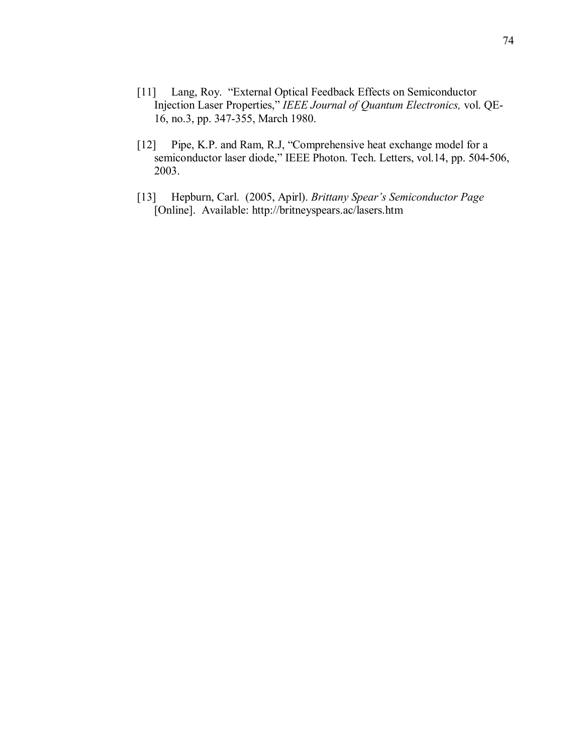[11] Lang, Roy. "External Optical Feedback Effects on Semiconductor Injection Laser Properties," *IEEE Journal of Quantum Electronics,* vol. QE-16, no.3, pp. 347-355, March 1980.

[12] Pipe, K.P. and Ram, R.J, "Comprehensive heat exchange model for a semiconductor laser diode," IEEE Photon. Tech. Letters, vol.14, pp. 504-506, 2003.

[13] Hepburn, Carl. (2005, Apirl). *Brittany Spear's Semiconductor Page* [Online]. Available: http://britneyspears.ac/lasers.htm